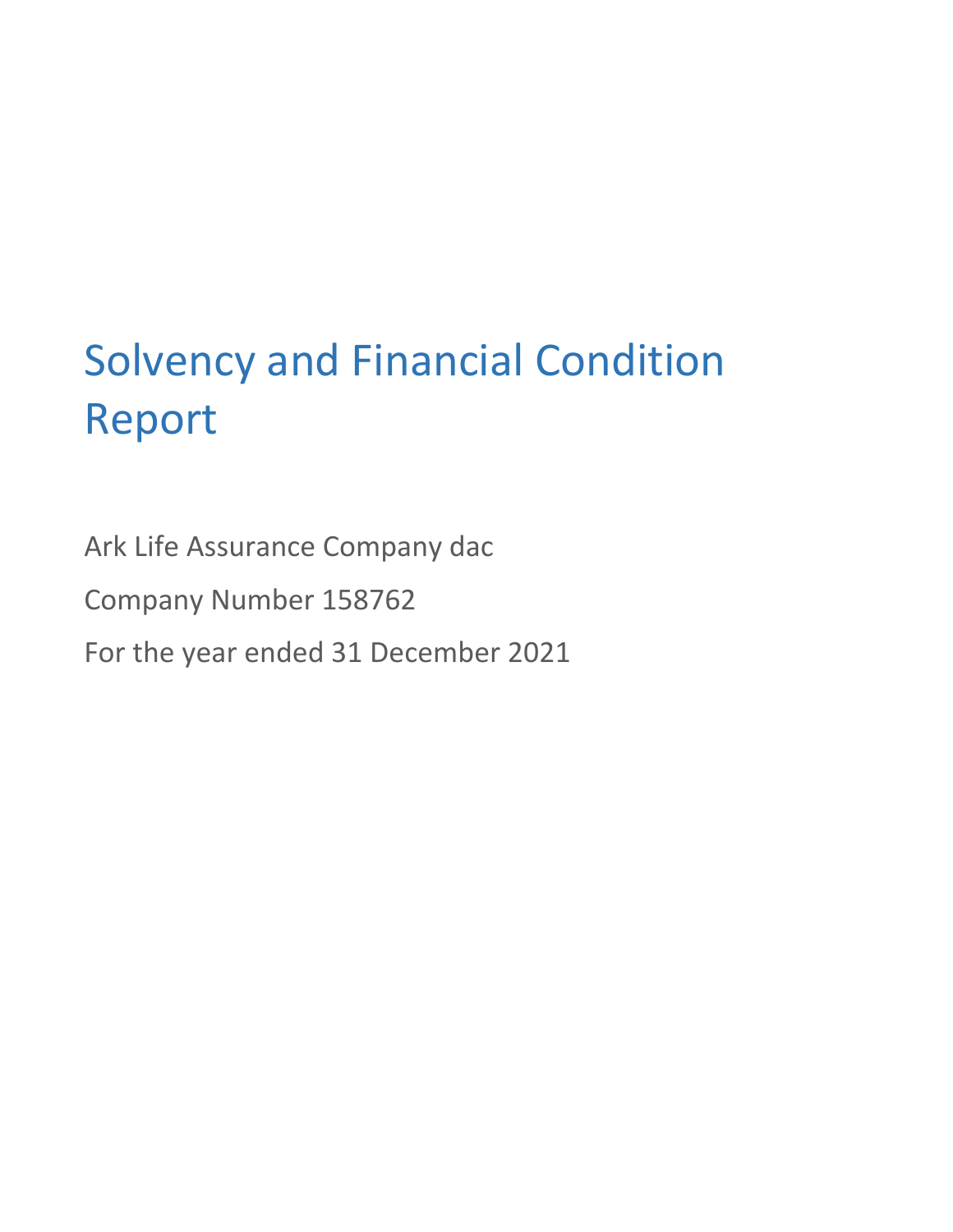# Solvency and Financial Condition Report

Ark Life Assurance Company dac

Company Number 158762

For the year ended 31 December 2021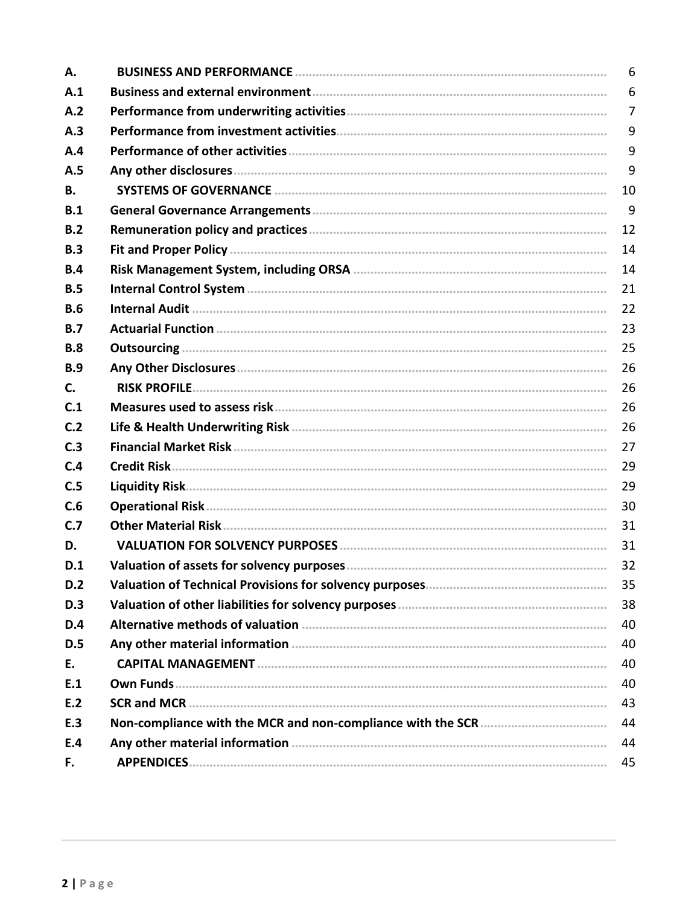| | | |
|---|---|---|
| **A.** | **BUSINESS AND PERFORMANCE** | 6 |
| **A.1** | **Business and external environment** | 6 |
| **A.2** | **Performance from underwriting activities** | 7 |
| **A.3** | **Performance from investment activities** | 9 |
| **A.4** | **Performance of other activities** | 9 |
| **A.5** | **Any other disclosures** | 9 |
| **B.** | **SYSTEMS OF GOVERNANCE** | 10 |
| **B.1** | **General Governance Arrangements** | 9 |
| **B.2** | **Remuneration policy and practices** | 12 |
| **B.3** | **Fit and Proper Policy** | 14 |
| **B.4** | **Risk Management System, including ORSA** | 14 |
| **B.5** | **Internal Control System** | 21 |
| **B.6** | **Internal Audit** | 22 |
| **B.7** | **Actuarial Function** | 23 |
| **B.8** | **Outsourcing** | 25 |
| **B.9** | **Any Other Disclosures** | 26 |
| **C.** | **RISK PROFILE** | 26 |
| **C.1** | **Measures used to assess risk** | 26 |
| **C.2** | **Life & Health Underwriting Risk** | 26 |
| **C.3** | **Financial Market Risk** | 27 |
| **C.4** | **Credit Risk** | 29 |
| **C.5** | **Liquidity Risk** | 29 |
| **C.6** | **Operational Risk** | 30 |
| **C.7** | **Other Material Risk** | 31 |
| **D.** | **VALUATION FOR SOLVENCY PURPOSES** | 31 |
| **D.1** | **Valuation of assets for solvency purposes** | 32 |
| **D.2** | **Valuation of Technical Provisions for solvency purposes** | 35 |
| **D.3** | **Valuation of other liabilities for solvency purposes** | 38 |
| **D.4** | **Alternative methods of valuation** | 40 |
| **D.5** | **Any other material information** | 40 |
| **E.** | **CAPITAL MANAGEMENT** | 40 |
| **E.1** | **Own Funds** | 40 |
| **E.2** | **SCR and MCR** | 43 |
| **E.3** | **Non-compliance with the MCR and non-compliance with the SCR** | 44 |
| **E.4** | **Any other material information** | 44 |
| **F.** | **APPENDICES** | 45 |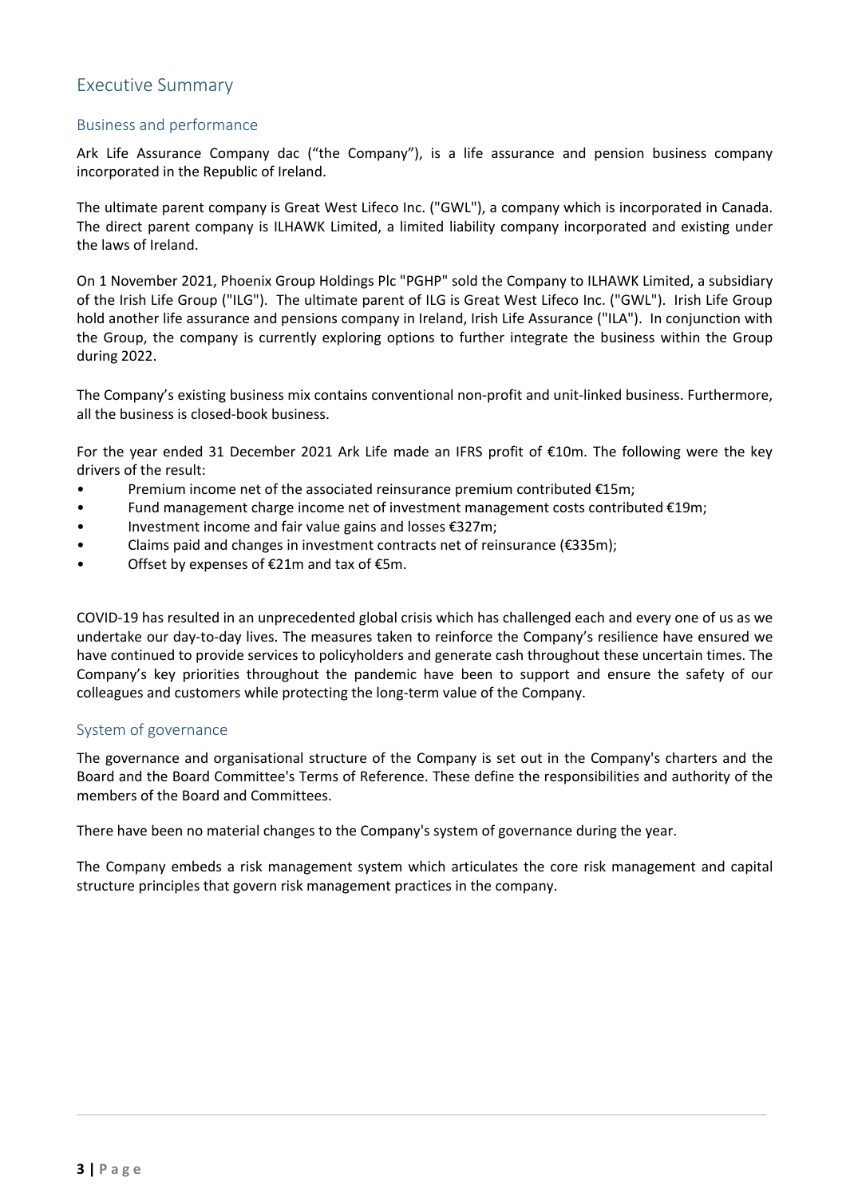# Executive Summary

## Business and performance

Ark Life Assurance Company dac ("the Company"), is a life assurance and pension business company incorporated in the Republic of Ireland.

The ultimate parent company is Great West Lifeco Inc. ("GWL"), a company which is incorporated in Canada. The direct parent company is ILHAWK Limited, a limited liability company incorporated and existing under the laws of Ireland.

On 1 November 2021, Phoenix Group Holdings Plc "PGHP" sold the Company to ILHAWK Limited, a subsidiary of the Irish Life Group ("ILG"). The ultimate parent of ILG is Great West Lifeco Inc. ("GWL"). Irish Life Group hold another life assurance and pensions company in Ireland, Irish Life Assurance ("ILA"). In conjunction with the Group, the company is currently exploring options to further integrate the business within the Group during 2022.

The Company's existing business mix contains conventional non-profit and unit-linked business. Furthermore, all the business is closed-book business.

For the year ended 31 December 2021 Ark Life made an IFRS profit of €10m. The following were the key drivers of the result:

- Premium income net of the associated reinsurance premium contributed €15m;
- Fund management charge income net of investment management costs contributed €19m;
- Investment income and fair value gains and losses €327m;
- Claims paid and changes in investment contracts net of reinsurance (€335m);
- Offset by expenses of €21m and tax of €5m.

COVID-19 has resulted in an unprecedented global crisis which has challenged each and every one of us as we undertake our day-to-day lives. The measures taken to reinforce the Company's resilience have ensured we have continued to provide services to policyholders and generate cash throughout these uncertain times. The Company's key priorities throughout the pandemic have been to support and ensure the safety of our colleagues and customers while protecting the long-term value of the Company.

## System of governance

The governance and organisational structure of the Company is set out in the Company's charters and the Board and the Board Committee's Terms of Reference. These define the responsibilities and authority of the members of the Board and Committees.

There have been no material changes to the Company's system of governance during the year.

The Company embeds a risk management system which articulates the core risk management and capital structure principles that govern risk management practices in the company.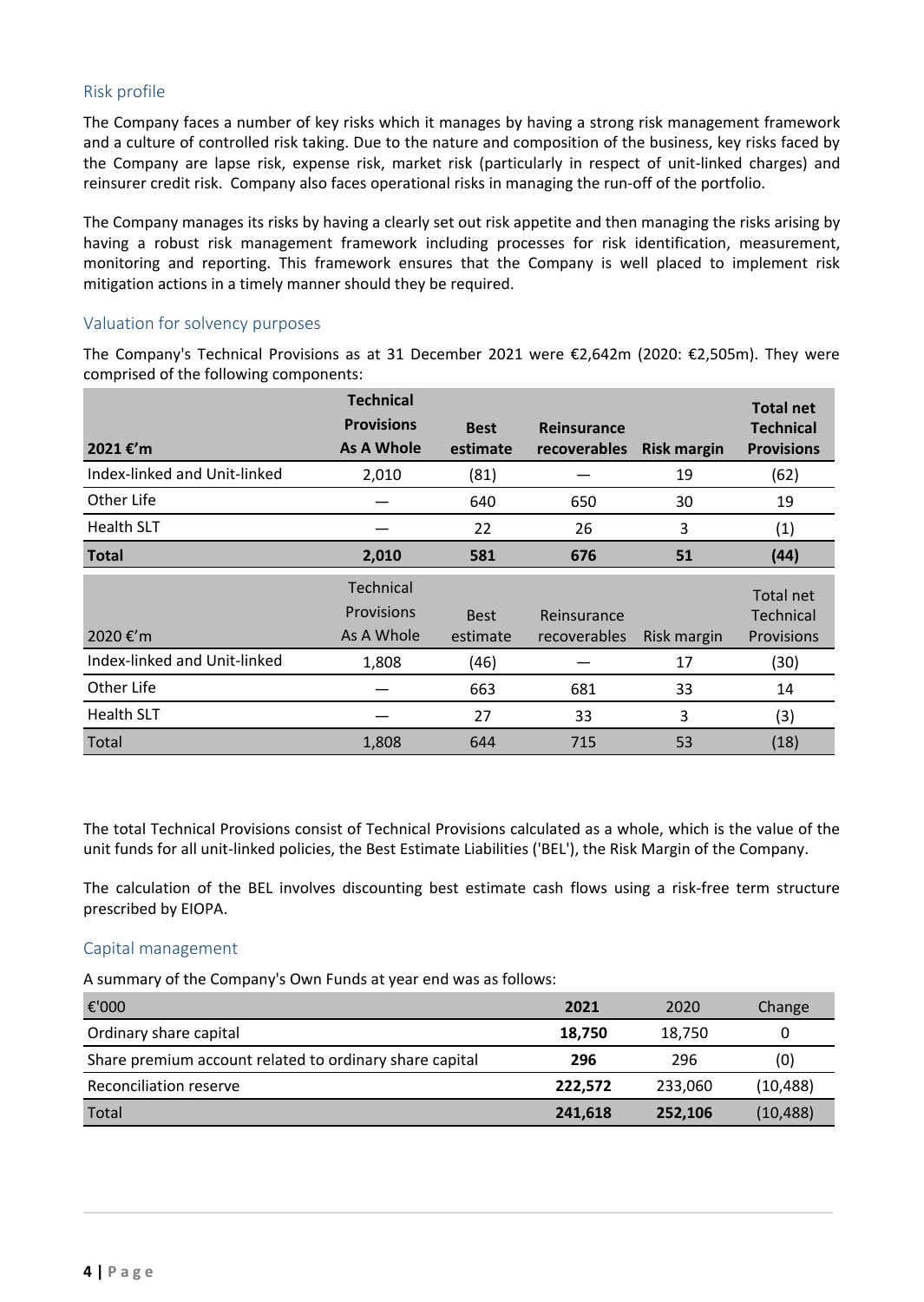## Risk profile

The Company faces a number of key risks which it manages by having a strong risk management framework and a culture of controlled risk taking. Due to the nature and composition of the business, key risks faced by the Company are lapse risk, expense risk, market risk (particularly in respect of unit-linked charges) and reinsurer credit risk. Company also faces operational risks in managing the run-off of the portfolio.

The Company manages its risks by having a clearly set out risk appetite and then managing the risks arising by having a robust risk management framework including processes for risk identification, measurement, monitoring and reporting. This framework ensures that the Company is well placed to implement risk mitigation actions in a timely manner should they be required.

## Valuation for solvency purposes

The Company's Technical Provisions as at 31 December 2021 were €2,642m (2020: €2,505m). They were comprised of the following components:

| **2021 €'m** | **Technical Provisions As A Whole** | **Best estimate** | **Reinsurance recoverables** | **Risk margin** | **Total net Technical Provisions** |
|---|---|---|---|---|---|
| Index-linked and Unit-linked | 2,010 | (81) | — | 19 | (62) |
| Other Life | — | 640 | 650 | 30 | 19 |
| Health SLT | — | 22 | 26 | 3 | (1) |
| **Total** | **2,010** | **581** | **676** | **51** | **(44)** |

| 2020 €'m | Technical Provisions As A Whole | Best estimate | Reinsurance recoverables | Risk margin | Total net Technical Provisions |
|---|---|---|---|---|---|
| Index-linked and Unit-linked | 1,808 | (46) | — | 17 | (30) |
| Other Life | — | 663 | 681 | 33 | 14 |
| Health SLT | — | 27 | 33 | 3 | (3) |
| Total | 1,808 | 644 | 715 | 53 | (18) |

The total Technical Provisions consist of Technical Provisions calculated as a whole, which is the value of the unit funds for all unit-linked policies, the Best Estimate Liabilities ('BEL'), the Risk Margin of the Company.

The calculation of the BEL involves discounting best estimate cash flows using a risk-free term structure prescribed by EIOPA.

## Capital management

A summary of the Company's Own Funds at year end was as follows:

| €'000 | **2021** | 2020 | Change |
|---|---|---|---|
| Ordinary share capital | **18,750** | 18,750 | 0 |
| Share premium account related to ordinary share capital | **296** | 296 | (0) |
| Reconciliation reserve | **222,572** | 233,060 | (10,488) |
| Total | **241,618** | **252,106** | (10,488) |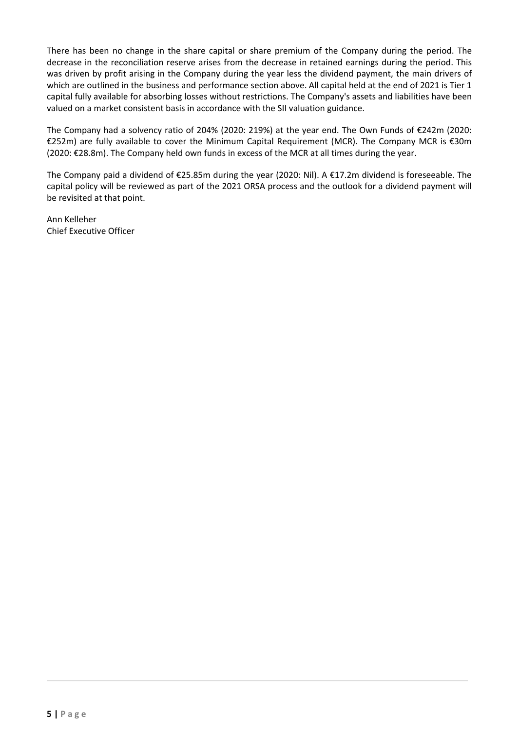There has been no change in the share capital or share premium of the Company during the period. The decrease in the reconciliation reserve arises from the decrease in retained earnings during the period. This was driven by profit arising in the Company during the year less the dividend payment, the main drivers of which are outlined in the business and performance section above. All capital held at the end of 2021 is Tier 1 capital fully available for absorbing losses without restrictions. The Company's assets and liabilities have been valued on a market consistent basis in accordance with the SII valuation guidance.

The Company had a solvency ratio of 204% (2020: 219%) at the year end. The Own Funds of €242m (2020: €252m) are fully available to cover the Minimum Capital Requirement (MCR). The Company MCR is €30m (2020: €28.8m). The Company held own funds in excess of the MCR at all times during the year.

The Company paid a dividend of €25.85m during the year (2020: Nil). A €17.2m dividend is foreseeable. The capital policy will be reviewed as part of the 2021 ORSA process and the outlook for a dividend payment will be revisited at that point.

Ann Kelleher
Chief Executive Officer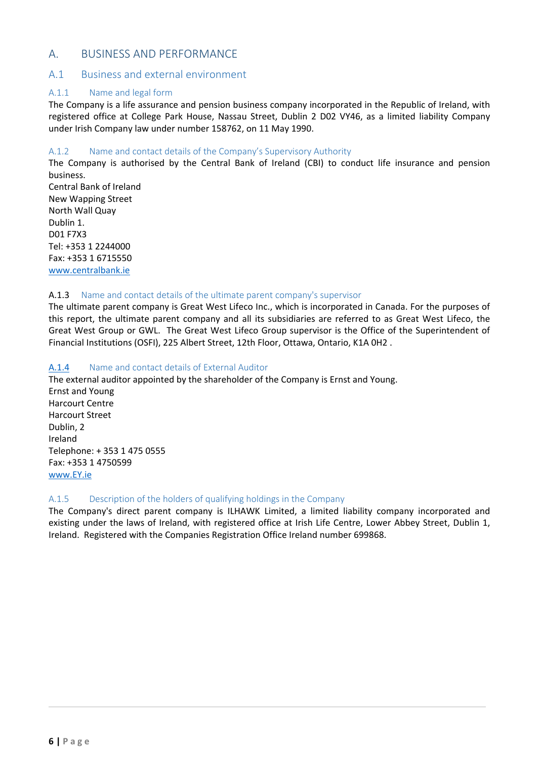# A. BUSINESS AND PERFORMANCE

## A.1 Business and external environment

### A.1.1 Name and legal form

The Company is a life assurance and pension business company incorporated in the Republic of Ireland, with registered office at College Park House, Nassau Street, Dublin 2 D02 VY46, as a limited liability Company under Irish Company law under number 158762, on 11 May 1990.

### A.1.2 Name and contact details of the Company's Supervisory Authority

The Company is authorised by the Central Bank of Ireland (CBI) to conduct life insurance and pension business.

Central Bank of Ireland
New Wapping Street
North Wall Quay
Dublin 1.
D01 F7X3
Tel: +353 1 2244000
Fax: +353 1 6715550
www.centralbank.ie

### A.1.3 Name and contact details of the ultimate parent company's supervisor

The ultimate parent company is Great West Lifeco Inc., which is incorporated in Canada. For the purposes of this report, the ultimate parent company and all its subsidiaries are referred to as Great West Lifeco, the Great West Group or GWL. The Great West Lifeco Group supervisor is the Office of the Superintendent of Financial Institutions (OSFI), 225 Albert Street, 12th Floor, Ottawa, Ontario, K1A 0H2 .

### A.1.4 Name and contact details of External Auditor

The external auditor appointed by the shareholder of the Company is Ernst and Young.

Ernst and Young
Harcourt Centre
Harcourt Street
Dublin, 2
Ireland
Telephone: + 353 1 475 0555
Fax: +353 1 4750599
www.EY.ie

### A.1.5 Description of the holders of qualifying holdings in the Company

The Company's direct parent company is ILHAWK Limited, a limited liability company incorporated and existing under the laws of Ireland, with registered office at Irish Life Centre, Lower Abbey Street, Dublin 1, Ireland. Registered with the Companies Registration Office Ireland number 699868.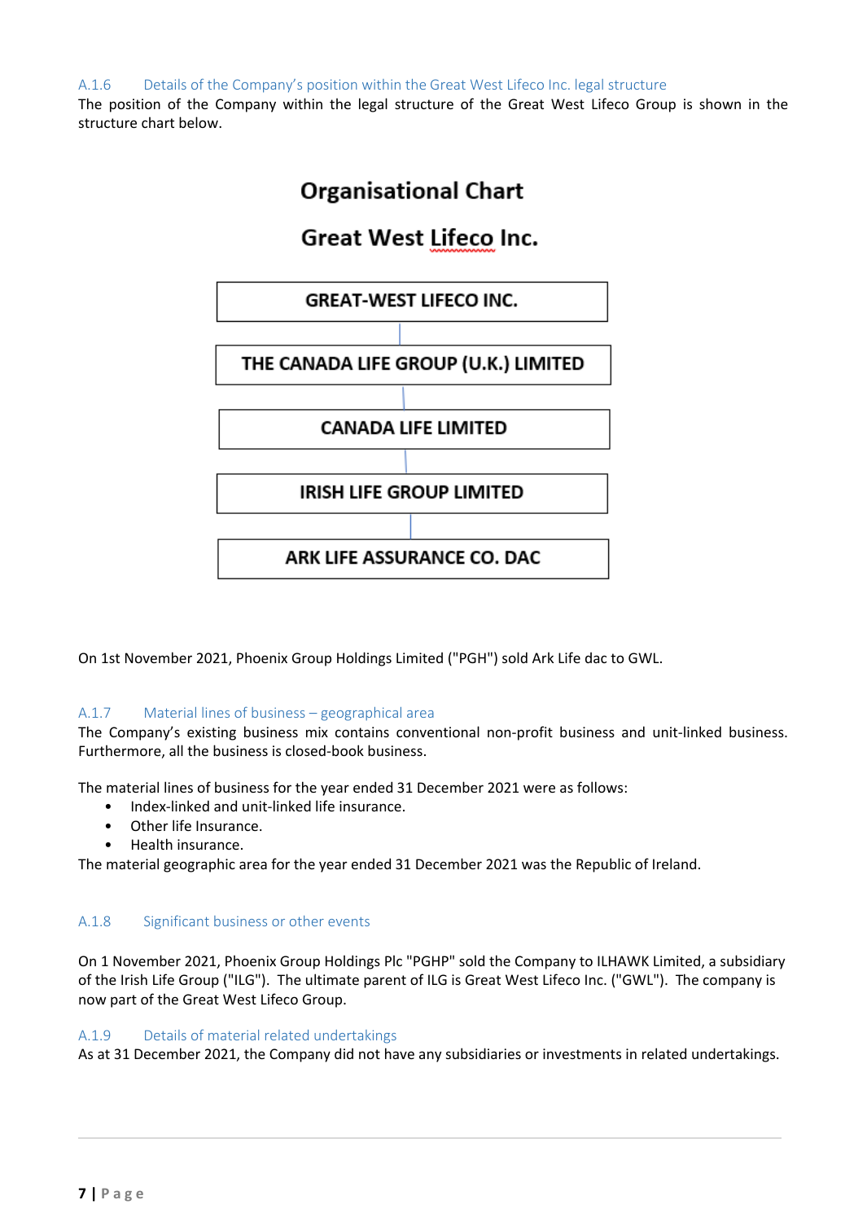### A.1.6 Details of the Company's position within the Great West Lifeco Inc. legal structure

The position of the Company within the legal structure of the Great West Lifeco Group is shown in the structure chart below.

**Organisational Chart**

**Great West Lifeco Inc.**

**GREAT-WEST LIFECO INC.**

**THE CANADA LIFE GROUP (U.K.) LIMITED**

**CANADA LIFE LIMITED**

**IRISH LIFE GROUP LIMITED**

**ARK LIFE ASSURANCE CO. DAC**

On 1st November 2021, Phoenix Group Holdings Limited ("PGH") sold Ark Life dac to GWL.

### A.1.7 Material lines of business – geographical area

The Company's existing business mix contains conventional non-profit business and unit-linked business. Furthermore, all the business is closed-book business.

The material lines of business for the year ended 31 December 2021 were as follows:

- Index-linked and unit-linked life insurance.
- Other life Insurance.
- Health insurance.

The material geographic area for the year ended 31 December 2021 was the Republic of Ireland.

### A.1.8 Significant business or other events

On 1 November 2021, Phoenix Group Holdings Plc "PGHP" sold the Company to ILHAWK Limited, a subsidiary of the Irish Life Group ("ILG"). The ultimate parent of ILG is Great West Lifeco Inc. ("GWL"). The company is now part of the Great West Lifeco Group.

### A.1.9 Details of material related undertakings

As at 31 December 2021, the Company did not have any subsidiaries or investments in related undertakings.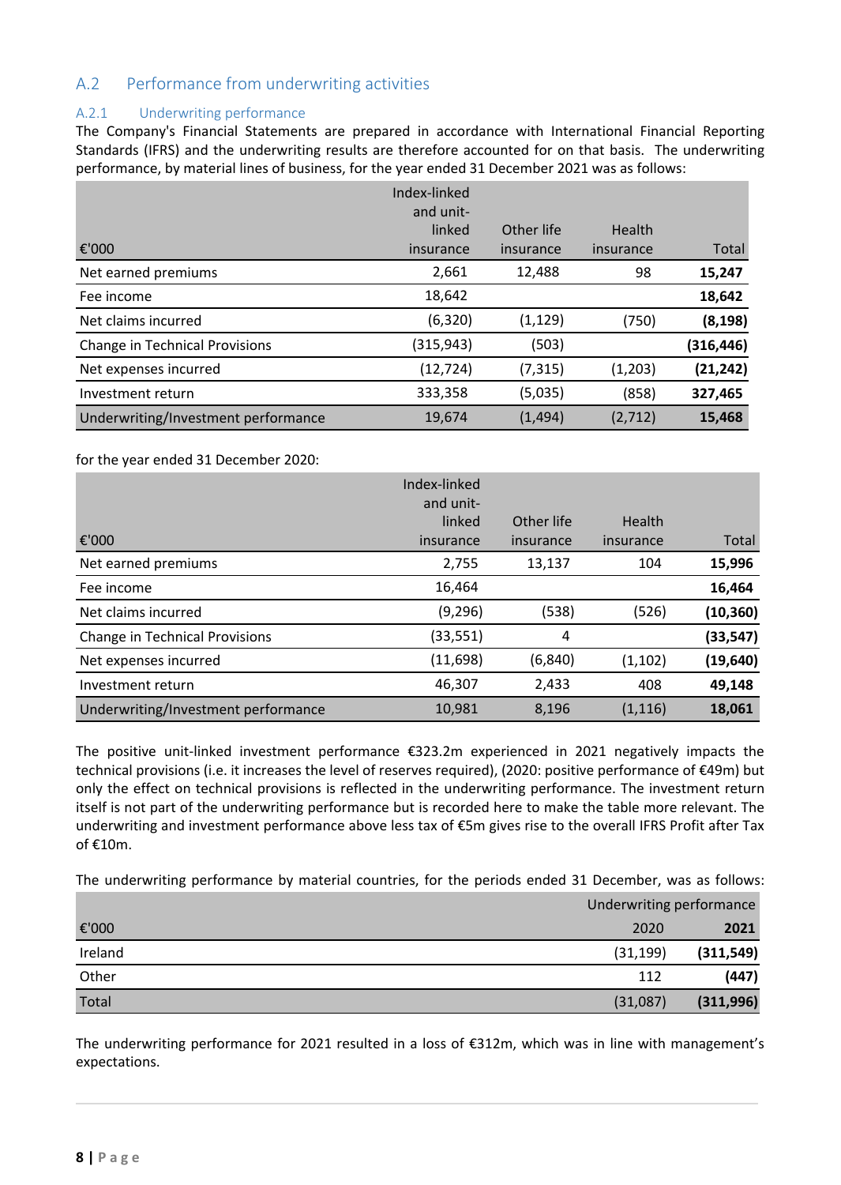## A.2 Performance from underwriting activities

### A.2.1 Underwriting performance

The Company's Financial Statements are prepared in accordance with International Financial Reporting Standards (IFRS) and the underwriting results are therefore accounted for on that basis. The underwriting performance, by material lines of business, for the year ended 31 December 2021 was as follows:

| €'000 | Index-linked and unit-linked insurance | Other life insurance | Health insurance | Total |
|---|---|---|---|---|
| Net earned premiums | 2,661 | 12,488 | 98 | **15,247** |
| Fee income | 18,642 | | | **18,642** |
| Net claims incurred | (6,320) | (1,129) | (750) | **(8,198)** |
| Change in Technical Provisions | (315,943) | (503) | | **(316,446)** |
| Net expenses incurred | (12,724) | (7,315) | (1,203) | **(21,242)** |
| Investment return | 333,358 | (5,035) | (858) | **327,465** |
| Underwriting/Investment performance | 19,674 | (1,494) | (2,712) | **15,468** |

for the year ended 31 December 2020:

| €'000 | Index-linked and unit-linked insurance | Other life insurance | Health insurance | Total |
|---|---|---|---|---|
| Net earned premiums | 2,755 | 13,137 | 104 | **15,996** |
| Fee income | 16,464 | | | **16,464** |
| Net claims incurred | (9,296) | (538) | (526) | **(10,360)** |
| Change in Technical Provisions | (33,551) | 4 | | **(33,547)** |
| Net expenses incurred | (11,698) | (6,840) | (1,102) | **(19,640)** |
| Investment return | 46,307 | 2,433 | 408 | **49,148** |
| Underwriting/Investment performance | 10,981 | 8,196 | (1,116) | **18,061** |

The positive unit-linked investment performance €323.2m experienced in 2021 negatively impacts the technical provisions (i.e. it increases the level of reserves required), (2020: positive performance of €49m) but only the effect on technical provisions is reflected in the underwriting performance. The investment return itself is not part of the underwriting performance but is recorded here to make the table more relevant. The underwriting and investment performance above less tax of €5m gives rise to the overall IFRS Profit after Tax of €10m.

The underwriting performance by material countries, for the periods ended 31 December, was as follows:

| €'000 | Underwriting performance 2020 | Underwriting performance **2021** |
|---|---|---|
| Ireland | (31,199) | **(311,549)** |
| Other | 112 | **(447)** |
| Total | (31,087) | **(311,996)** |

The underwriting performance for 2021 resulted in a loss of €312m, which was in line with management's expectations.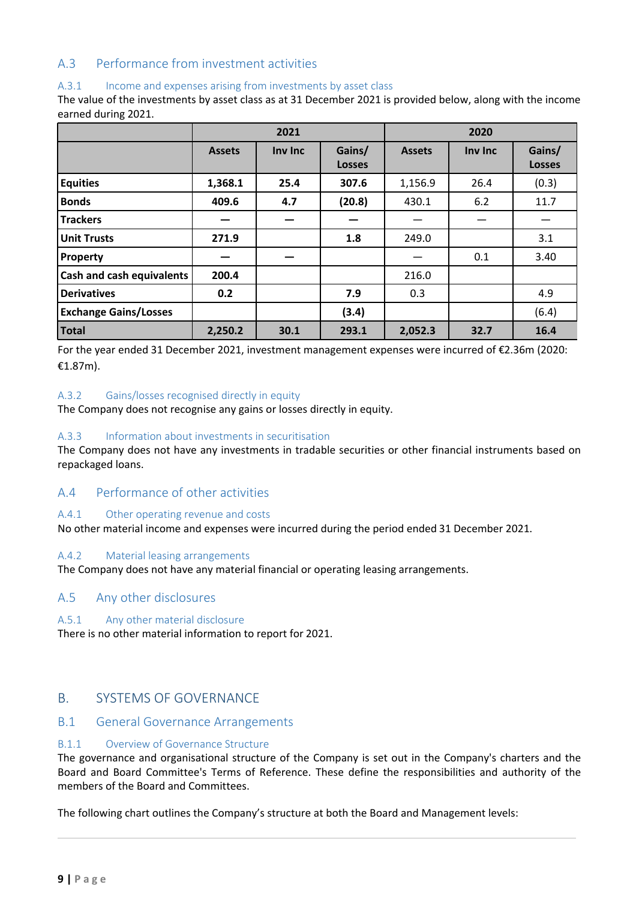## A.3 Performance from investment activities

### A.3.1 Income and expenses arising from investments by asset class

The value of the investments by asset class as at 31 December 2021 is provided below, along with the income earned during 2021.

| | 2021 | | | 2020 | | |
|---|---|---|---|---|---|---|
| | **Assets** | **Inv Inc** | **Gains/ Losses** | **Assets** | **Inv Inc** | **Gains/ Losses** |
| **Equities** | **1,368.1** | **25.4** | **307.6** | 1,156.9 | 26.4 | (0.3) |
| **Bonds** | **409.6** | **4.7** | **(20.8)** | 430.1 | 6.2 | 11.7 |
| **Trackers** | **—** | **—** | **—** | — | — | — |
| **Unit Trusts** | **271.9** | | **1.8** | 249.0 | | 3.1 |
| **Property** | **—** | **—** | | — | 0.1 | 3.40 |
| **Cash and cash equivalents** | **200.4** | | | 216.0 | | |
| **Derivatives** | **0.2** | | **7.9** | 0.3 | | 4.9 |
| **Exchange Gains/Losses** | | | **(3.4)** | | | (6.4) |
| **Total** | **2,250.2** | **30.1** | **293.1** | **2,052.3** | **32.7** | **16.4** |

For the year ended 31 December 2021, investment management expenses were incurred of €2.36m (2020: €1.87m).

### A.3.2 Gains/losses recognised directly in equity

The Company does not recognise any gains or losses directly in equity.

### A.3.3 Information about investments in securitisation

The Company does not have any investments in tradable securities or other financial instruments based on repackaged loans.

## A.4 Performance of other activities

### A.4.1 Other operating revenue and costs

No other material income and expenses were incurred during the period ended 31 December 2021.

### A.4.2 Material leasing arrangements

The Company does not have any material financial or operating leasing arrangements.

## A.5 Any other disclosures

### A.5.1 Any other material disclosure

There is no other material information to report for 2021.

# B. SYSTEMS OF GOVERNANCE

## B.1 General Governance Arrangements

### B.1.1 Overview of Governance Structure

The governance and organisational structure of the Company is set out in the Company's charters and the Board and Board Committee's Terms of Reference. These define the responsibilities and authority of the members of the Board and Committees.

The following chart outlines the Company's structure at both the Board and Management levels: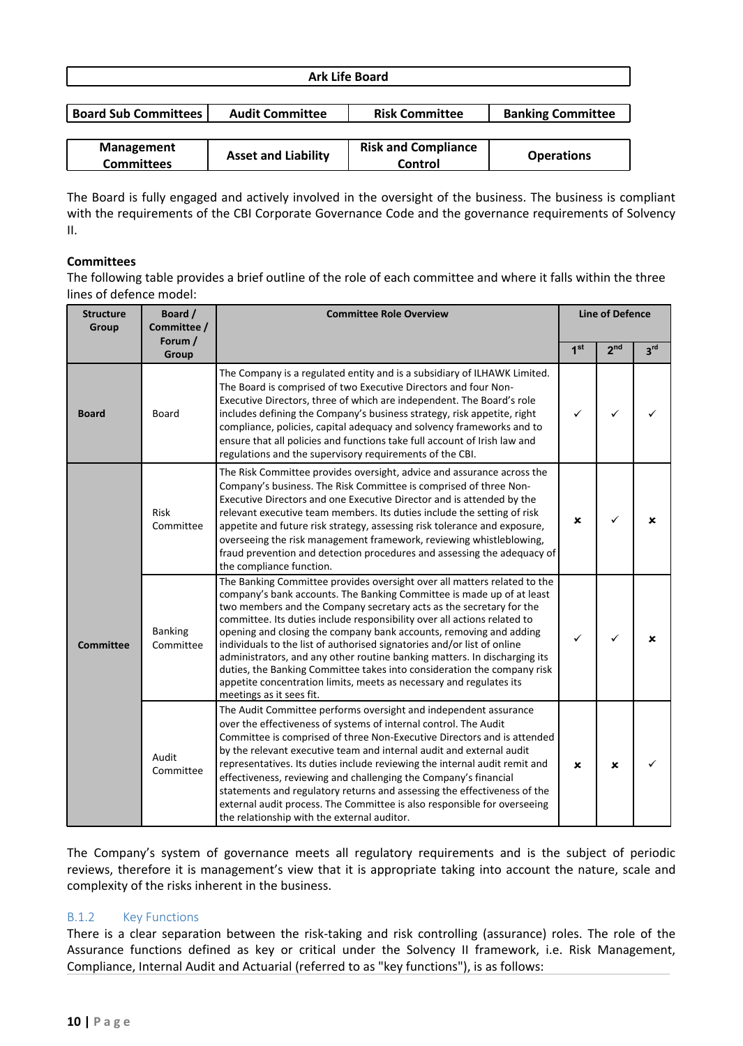| Ark Life Board | | | |
|---|---|---|---|
| **Board Sub Committees** | **Audit Committee** | **Risk Committee** | **Banking Committee** |
| **Management Committees** | **Asset and Liability** | **Risk and Compliance Control** | **Operations** |

The Board is fully engaged and actively involved in the oversight of the business. The business is compliant with the requirements of the CBI Corporate Governance Code and the governance requirements of Solvency II.

**Committees**

The following table provides a brief outline of the role of each committee and where it falls within the three lines of defence model:

| Structure Group | Board / Committee / Forum / Group | Committee Role Overview | Line of Defence | | |
|---|---|---|---|---|---|
| | | | 1st | 2nd | 3rd |
| **Board** | Board | The Company is a regulated entity and is a subsidiary of ILHAWK Limited. The Board is comprised of two Executive Directors and four Non-Executive Directors, three of which are independent. The Board's role includes defining the Company's business strategy, risk appetite, right compliance, policies, capital adequacy and solvency frameworks and to ensure that all policies and functions take full account of Irish law and regulations and the supervisory requirements of the CBI. | ✓ | ✓ | ✓ |
| **Committee** | Risk Committee | The Risk Committee provides oversight, advice and assurance across the Company's business. The Risk Committee is comprised of three Non-Executive Directors and one Executive Director and is attended by the relevant executive team members. Its duties include the setting of risk appetite and future risk strategy, assessing risk tolerance and exposure, overseeing the risk management framework, reviewing whistleblowing, fraud prevention and detection procedures and assessing the adequacy of the compliance function. | × | ✓ | × |
| | Banking Committee | The Banking Committee provides oversight over all matters related to the company's bank accounts. The Banking Committee is made up of at least two members and the Company secretary acts as the secretary for the committee. Its duties include responsibility over all actions related to opening and closing the company bank accounts, removing and adding individuals to the list of authorised signatories and/or list of online administrators, and any other routine banking matters. In discharging its duties, the Banking Committee takes into consideration the company risk appetite concentration limits, meets as necessary and regulates its meetings as it sees fit. | ✓ | ✓ | × |
| | Audit Committee | The Audit Committee performs oversight and independent assurance over the effectiveness of systems of internal control. The Audit Committee is comprised of three Non-Executive Directors and is attended by the relevant executive team and internal audit and external audit representatives. Its duties include reviewing the internal audit remit and effectiveness, reviewing and challenging the Company's financial statements and regulatory returns and assessing the effectiveness of the external audit process. The Committee is also responsible for overseeing the relationship with the external auditor. | × | × | ✓ |

The Company's system of governance meets all regulatory requirements and is the subject of periodic reviews, therefore it is management's view that it is appropriate taking into account the nature, scale and complexity of the risks inherent in the business.

### B.1.2 Key Functions

There is a clear separation between the risk-taking and risk controlling (assurance) roles. The role of the Assurance functions defined as key or critical under the Solvency II framework, i.e. Risk Management, Compliance, Internal Audit and Actuarial (referred to as "key functions"), is as follows: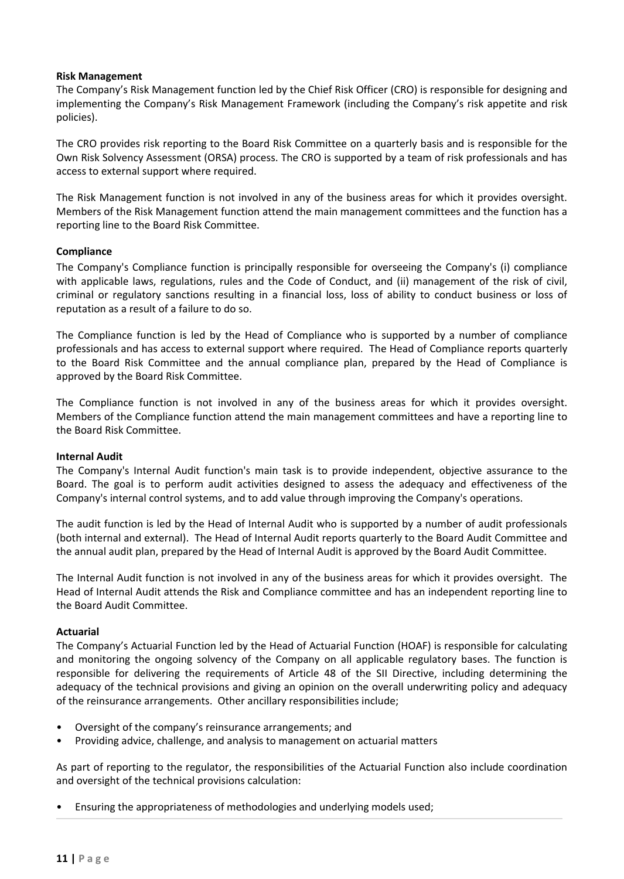**Risk Management**

The Company's Risk Management function led by the Chief Risk Officer (CRO) is responsible for designing and implementing the Company's Risk Management Framework (including the Company's risk appetite and risk policies).

The CRO provides risk reporting to the Board Risk Committee on a quarterly basis and is responsible for the Own Risk Solvency Assessment (ORSA) process. The CRO is supported by a team of risk professionals and has access to external support where required.

The Risk Management function is not involved in any of the business areas for which it provides oversight. Members of the Risk Management function attend the main management committees and the function has a reporting line to the Board Risk Committee.

**Compliance**

The Company's Compliance function is principally responsible for overseeing the Company's (i) compliance with applicable laws, regulations, rules and the Code of Conduct, and (ii) management of the risk of civil, criminal or regulatory sanctions resulting in a financial loss, loss of ability to conduct business or loss of reputation as a result of a failure to do so.

The Compliance function is led by the Head of Compliance who is supported by a number of compliance professionals and has access to external support where required. The Head of Compliance reports quarterly to the Board Risk Committee and the annual compliance plan, prepared by the Head of Compliance is approved by the Board Risk Committee.

The Compliance function is not involved in any of the business areas for which it provides oversight. Members of the Compliance function attend the main management committees and have a reporting line to the Board Risk Committee.

**Internal Audit**

The Company's Internal Audit function's main task is to provide independent, objective assurance to the Board. The goal is to perform audit activities designed to assess the adequacy and effectiveness of the Company's internal control systems, and to add value through improving the Company's operations.

The audit function is led by the Head of Internal Audit who is supported by a number of audit professionals (both internal and external). The Head of Internal Audit reports quarterly to the Board Audit Committee and the annual audit plan, prepared by the Head of Internal Audit is approved by the Board Audit Committee.

The Internal Audit function is not involved in any of the business areas for which it provides oversight. The Head of Internal Audit attends the Risk and Compliance committee and has an independent reporting line to the Board Audit Committee.

**Actuarial**

The Company's Actuarial Function led by the Head of Actuarial Function (HOAF) is responsible for calculating and monitoring the ongoing solvency of the Company on all applicable regulatory bases. The function is responsible for delivering the requirements of Article 48 of the SII Directive, including determining the adequacy of the technical provisions and giving an opinion on the overall underwriting policy and adequacy of the reinsurance arrangements. Other ancillary responsibilities include;

- Oversight of the company's reinsurance arrangements; and
- Providing advice, challenge, and analysis to management on actuarial matters

As part of reporting to the regulator, the responsibilities of the Actuarial Function also include coordination and oversight of the technical provisions calculation:

- Ensuring the appropriateness of methodologies and underlying models used;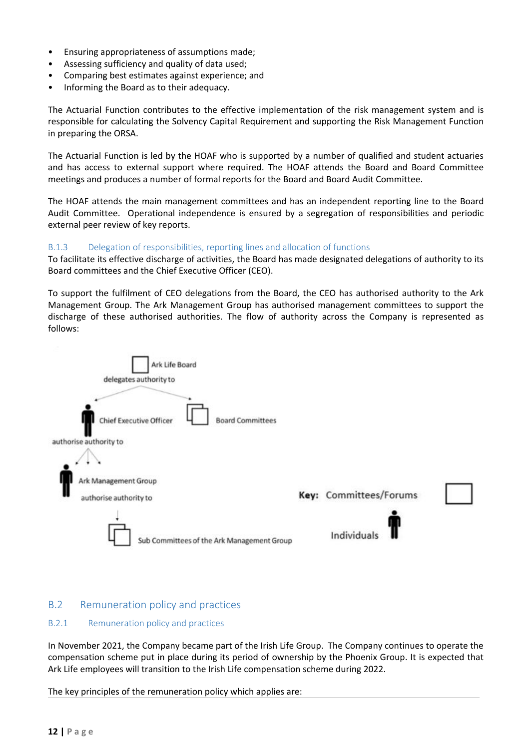- Ensuring appropriateness of assumptions made;
- Assessing sufficiency and quality of data used;
- Comparing best estimates against experience; and
- Informing the Board as to their adequacy.

The Actuarial Function contributes to the effective implementation of the risk management system and is responsible for calculating the Solvency Capital Requirement and supporting the Risk Management Function in preparing the ORSA.

The Actuarial Function is led by the HOAF who is supported by a number of qualified and student actuaries and has access to external support where required. The HOAF attends the Board and Board Committee meetings and produces a number of formal reports for the Board and Board Audit Committee.

The HOAF attends the main management committees and has an independent reporting line to the Board Audit Committee. Operational independence is ensured by a segregation of responsibilities and periodic external peer review of key reports.

### B.1.3 Delegation of responsibilities, reporting lines and allocation of functions

To facilitate its effective discharge of activities, the Board has made designated delegations of authority to its Board committees and the Chief Executive Officer (CEO).

To support the fulfilment of CEO delegations from the Board, the CEO has authorised authority to the Ark Management Group. The Ark Management Group has authorised management committees to support the discharge of these authorised authorities. The flow of authority across the Company is represented as follows:

Ark Life Board

delegates authority to

Chief Executive Officer

Board Committees

authorise authority to

Ark Management Group

authorise authority to

Sub Committees of the Ark Management Group

**Key:** Committees/Forums

Individuals

## B.2 Remuneration policy and practices

### B.2.1 Remuneration policy and practices

In November 2021, the Company became part of the Irish Life Group. The Company continues to operate the compensation scheme put in place during its period of ownership by the Phoenix Group. It is expected that Ark Life employees will transition to the Irish Life compensation scheme during 2022.

The key principles of the remuneration policy which applies are: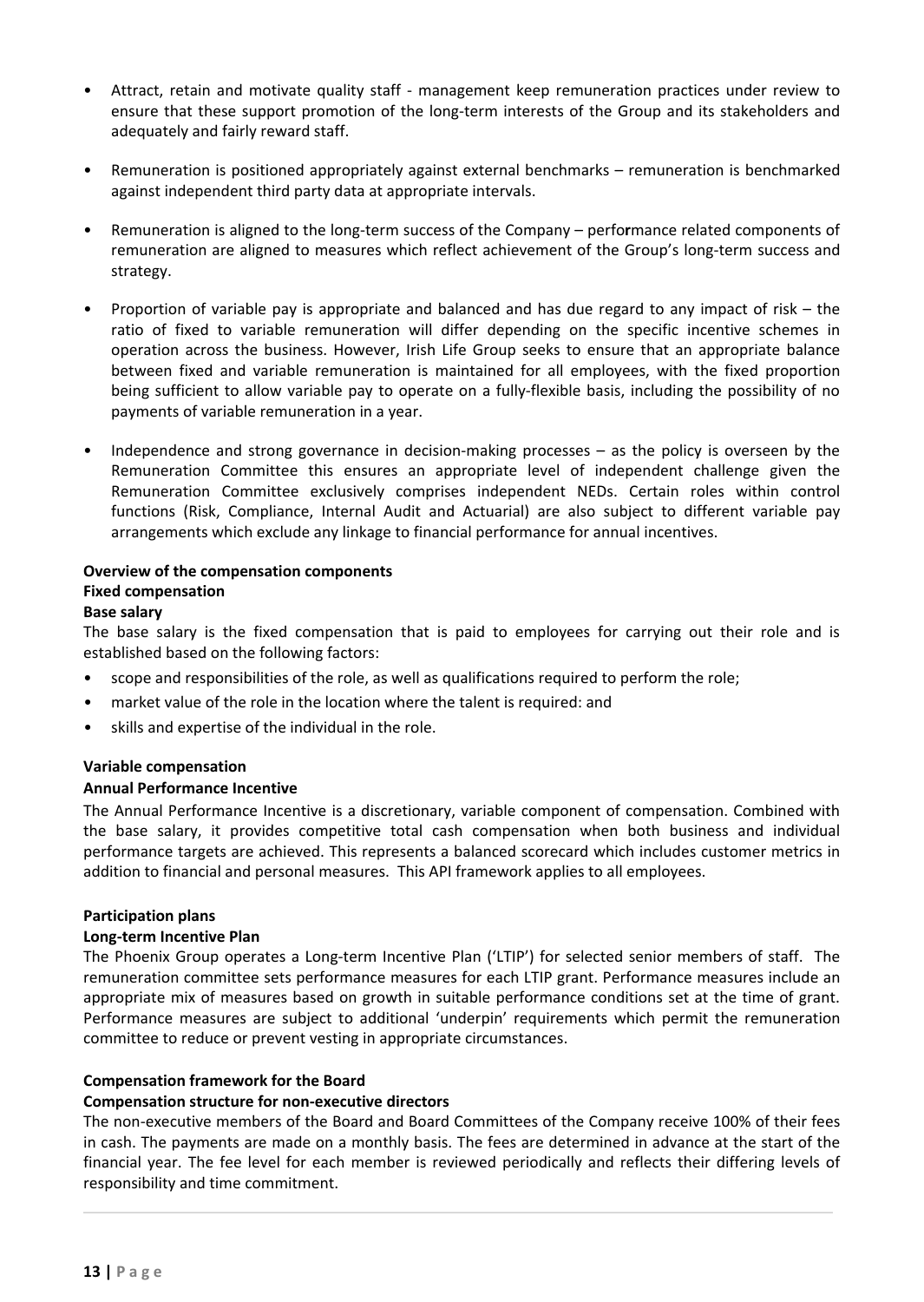- Attract, retain and motivate quality staff - management keep remuneration practices under review to ensure that these support promotion of the long-term interests of the Group and its stakeholders and adequately and fairly reward staff.
- Remuneration is positioned appropriately against external benchmarks – remuneration is benchmarked against independent third party data at appropriate intervals.
- Remuneration is aligned to the long-term success of the Company – performance related components of remuneration are aligned to measures which reflect achievement of the Group's long-term success and strategy.
- Proportion of variable pay is appropriate and balanced and has due regard to any impact of risk – the ratio of fixed to variable remuneration will differ depending on the specific incentive schemes in operation across the business. However, Irish Life Group seeks to ensure that an appropriate balance between fixed and variable remuneration is maintained for all employees, with the fixed proportion being sufficient to allow variable pay to operate on a fully-flexible basis, including the possibility of no payments of variable remuneration in a year.
- Independence and strong governance in decision-making processes – as the policy is overseen by the Remuneration Committee this ensures an appropriate level of independent challenge given the Remuneration Committee exclusively comprises independent NEDs. Certain roles within control functions (Risk, Compliance, Internal Audit and Actuarial) are also subject to different variable pay arrangements which exclude any linkage to financial performance for annual incentives.

**Overview of the compensation components**

**Fixed compensation**

**Base salary**

The base salary is the fixed compensation that is paid to employees for carrying out their role and is established based on the following factors:

- scope and responsibilities of the role, as well as qualifications required to perform the role;
- market value of the role in the location where the talent is required: and
- skills and expertise of the individual in the role.

**Variable compensation**

**Annual Performance Incentive**

The Annual Performance Incentive is a discretionary, variable component of compensation. Combined with the base salary, it provides competitive total cash compensation when both business and individual performance targets are achieved. This represents a balanced scorecard which includes customer metrics in addition to financial and personal measures. This API framework applies to all employees.

**Participation plans**

**Long-term Incentive Plan**

The Phoenix Group operates a Long-term Incentive Plan ('LTIP') for selected senior members of staff. The remuneration committee sets performance measures for each LTIP grant. Performance measures include an appropriate mix of measures based on growth in suitable performance conditions set at the time of grant. Performance measures are subject to additional 'underpin' requirements which permit the remuneration committee to reduce or prevent vesting in appropriate circumstances.

**Compensation framework for the Board**

**Compensation structure for non-executive directors**

The non-executive members of the Board and Board Committees of the Company receive 100% of their fees in cash. The payments are made on a monthly basis. The fees are determined in advance at the start of the financial year. The fee level for each member is reviewed periodically and reflects their differing levels of responsibility and time commitment.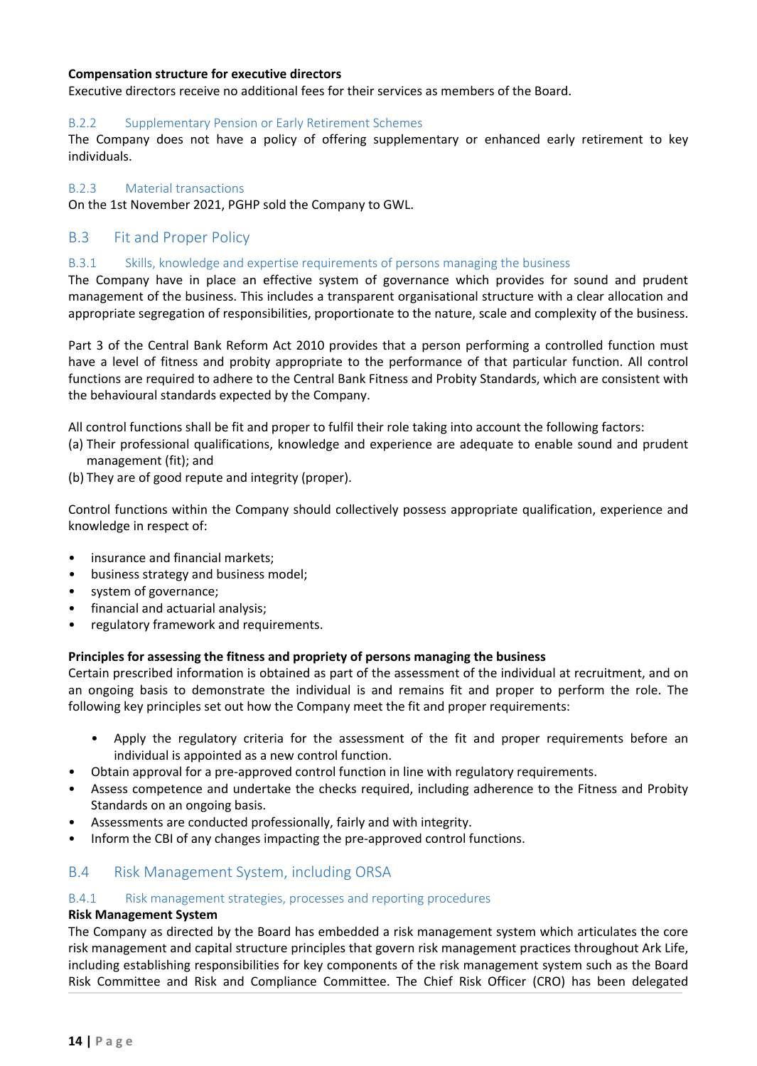**Compensation structure for executive directors**

Executive directors receive no additional fees for their services as members of the Board.

### B.2.2 Supplementary Pension or Early Retirement Schemes

The Company does not have a policy of offering supplementary or enhanced early retirement to key individuals.

### B.2.3 Material transactions

On the 1st November 2021, PGHP sold the Company to GWL.

## B.3 Fit and Proper Policy

### B.3.1 Skills, knowledge and expertise requirements of persons managing the business

The Company have in place an effective system of governance which provides for sound and prudent management of the business. This includes a transparent organisational structure with a clear allocation and appropriate segregation of responsibilities, proportionate to the nature, scale and complexity of the business.

Part 3 of the Central Bank Reform Act 2010 provides that a person performing a controlled function must have a level of fitness and probity appropriate to the performance of that particular function. All control functions are required to adhere to the Central Bank Fitness and Probity Standards, which are consistent with the behavioural standards expected by the Company.

All control functions shall be fit and proper to fulfil their role taking into account the following factors:

(a) Their professional qualifications, knowledge and experience are adequate to enable sound and prudent management (fit); and
(b) They are of good repute and integrity (proper).

Control functions within the Company should collectively possess appropriate qualification, experience and knowledge in respect of:

- insurance and financial markets;
- business strategy and business model;
- system of governance;
- financial and actuarial analysis;
- regulatory framework and requirements.

**Principles for assessing the fitness and propriety of persons managing the business**

Certain prescribed information is obtained as part of the assessment of the individual at recruitment, and on an ongoing basis to demonstrate the individual is and remains fit and proper to perform the role. The following key principles set out how the Company meet the fit and proper requirements:

- Apply the regulatory criteria for the assessment of the fit and proper requirements before an individual is appointed as a new control function.
- Obtain approval for a pre-approved control function in line with regulatory requirements.
- Assess competence and undertake the checks required, including adherence to the Fitness and Probity Standards on an ongoing basis.
- Assessments are conducted professionally, fairly and with integrity.
- Inform the CBI of any changes impacting the pre-approved control functions.

## B.4 Risk Management System, including ORSA

### B.4.1 Risk management strategies, processes and reporting procedures

**Risk Management System**

The Company as directed by the Board has embedded a risk management system which articulates the core risk management and capital structure principles that govern risk management practices throughout Ark Life, including establishing responsibilities for key components of the risk management system such as the Board Risk Committee and Risk and Compliance Committee. The Chief Risk Officer (CRO) has been delegated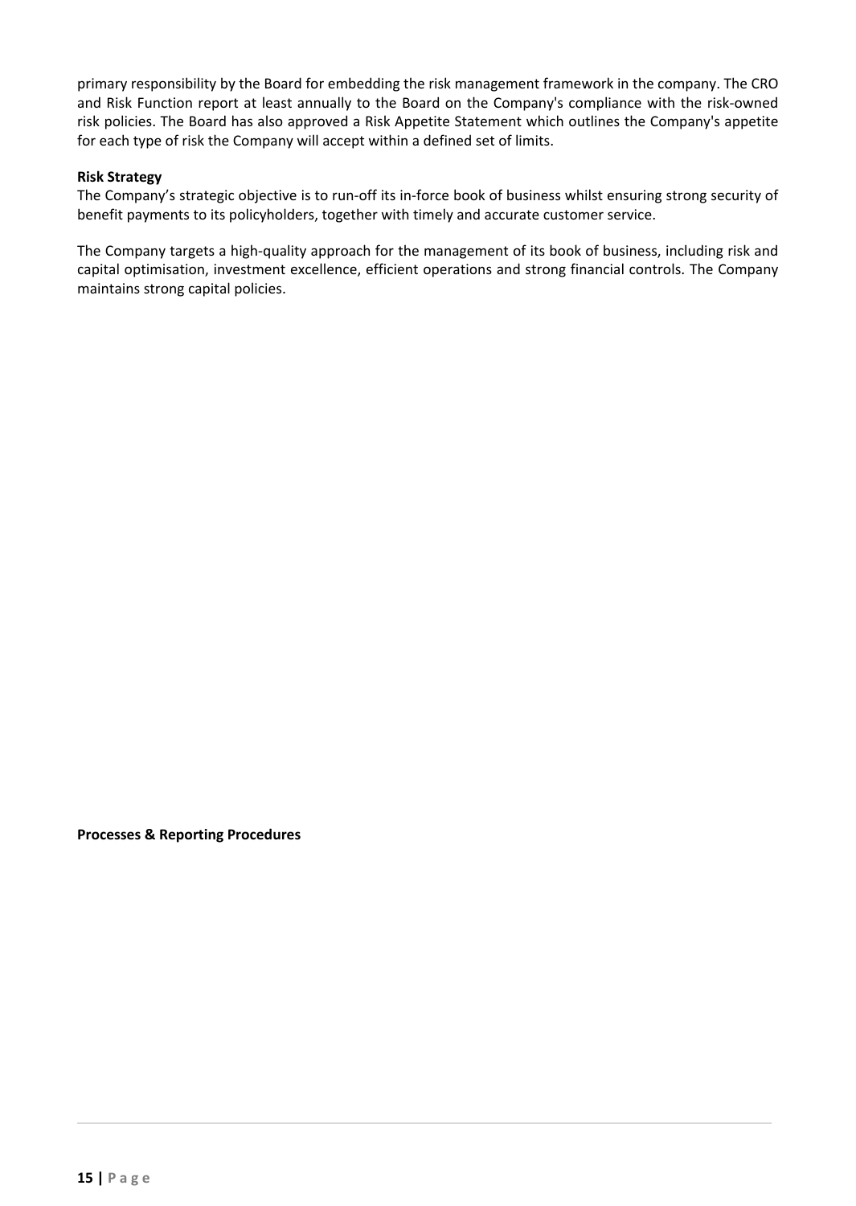primary responsibility by the Board for embedding the risk management framework in the company. The CRO and Risk Function report at least annually to the Board on the Company's compliance with the risk-owned risk policies. The Board has also approved a Risk Appetite Statement which outlines the Company's appetite for each type of risk the Company will accept within a defined set of limits.

**Risk Strategy**

The Company's strategic objective is to run-off its in-force book of business whilst ensuring strong security of benefit payments to its policyholders, together with timely and accurate customer service.

The Company targets a high-quality approach for the management of its book of business, including risk and capital optimisation, investment excellence, efficient operations and strong financial controls. The Company maintains strong capital policies.

**Processes & Reporting Procedures**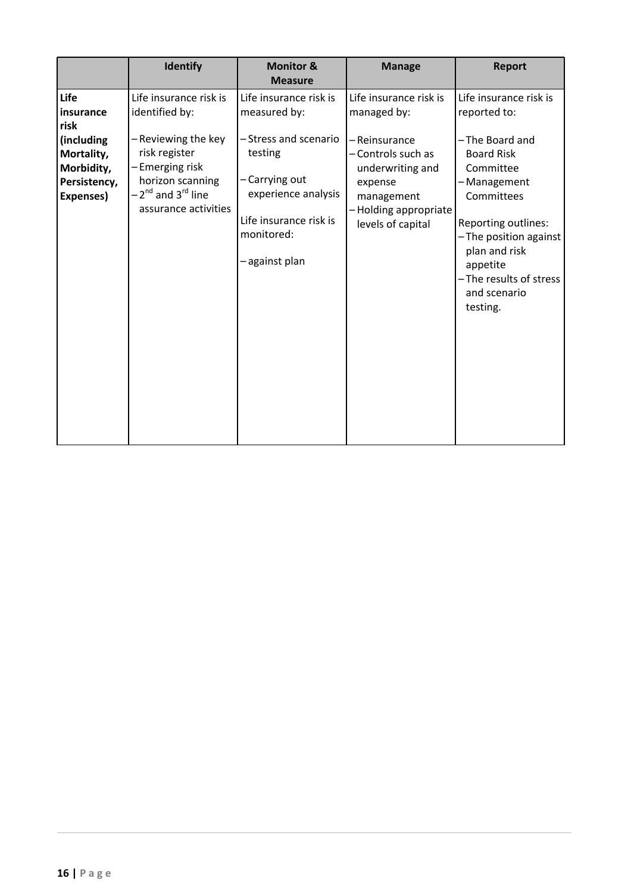| | Identify | Monitor & Measure | Manage | Report |
|---|---|---|---|---|
| **Life insurance risk (including Mortality, Morbidity, Persistency, Expenses)** | Life insurance risk is identified by:<br><br>– Reviewing the key risk register<br>– Emerging risk horizon scanning<br>– 2nd and 3rd line assurance activities | Life insurance risk is measured by:<br><br>– Stress and scenario testing<br><br>– Carrying out experience analysis<br><br>Life insurance risk is monitored:<br><br>– against plan | Life insurance risk is managed by:<br><br>– Reinsurance<br>– Controls such as underwriting and expense management<br>– Holding appropriate levels of capital | Life insurance risk is reported to:<br><br>– The Board and Board Risk Committee<br>– Management Committees<br><br>Reporting outlines:<br>– The position against plan and risk appetite<br>– The results of stress and scenario testing. |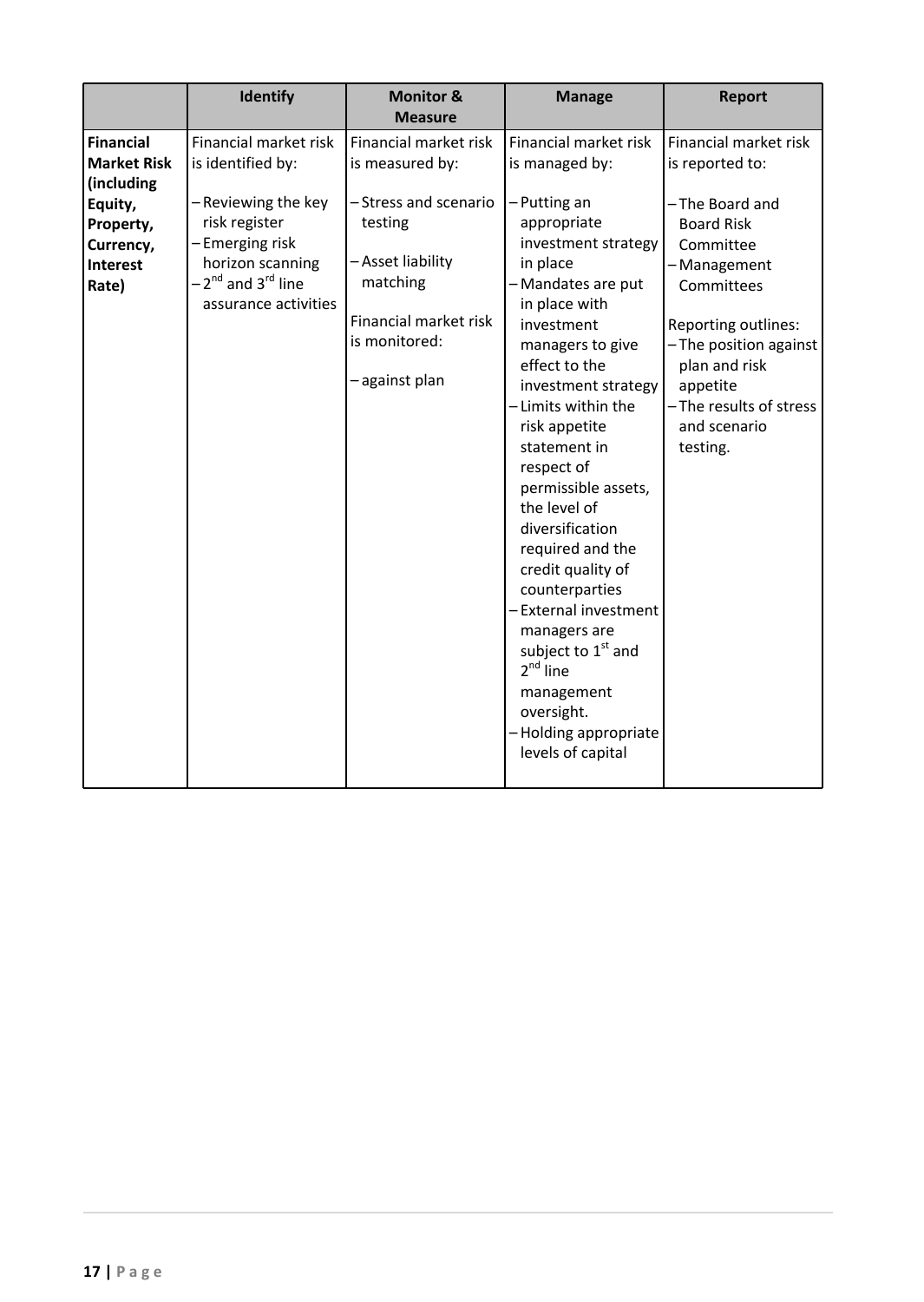| | Identify | Monitor & Measure | Manage | Report |
|---|---|---|---|---|
| **Financial Market Risk (including Equity, Property, Currency, Interest Rate)** | Financial market risk is identified by:<br><br>– Reviewing the key risk register<br>– Emerging risk horizon scanning<br>– 2nd and 3rd line assurance activities | Financial market risk is measured by:<br><br>– Stress and scenario testing<br><br>– Asset liability matching<br><br>Financial market risk is monitored:<br><br>– against plan | Financial market risk is managed by:<br><br>– Putting an appropriate investment strategy in place<br>– Mandates are put in place with investment managers to give effect to the investment strategy<br>– Limits within the risk appetite statement in respect of permissible assets, the level of diversification required and the credit quality of counterparties<br>– External investment managers are subject to 1st and 2nd line management oversight.<br>– Holding appropriate levels of capital | Financial market risk is reported to:<br><br>– The Board and Board Risk Committee<br>– Management Committees<br><br>Reporting outlines:<br>– The position against plan and risk appetite<br>– The results of stress and scenario testing. |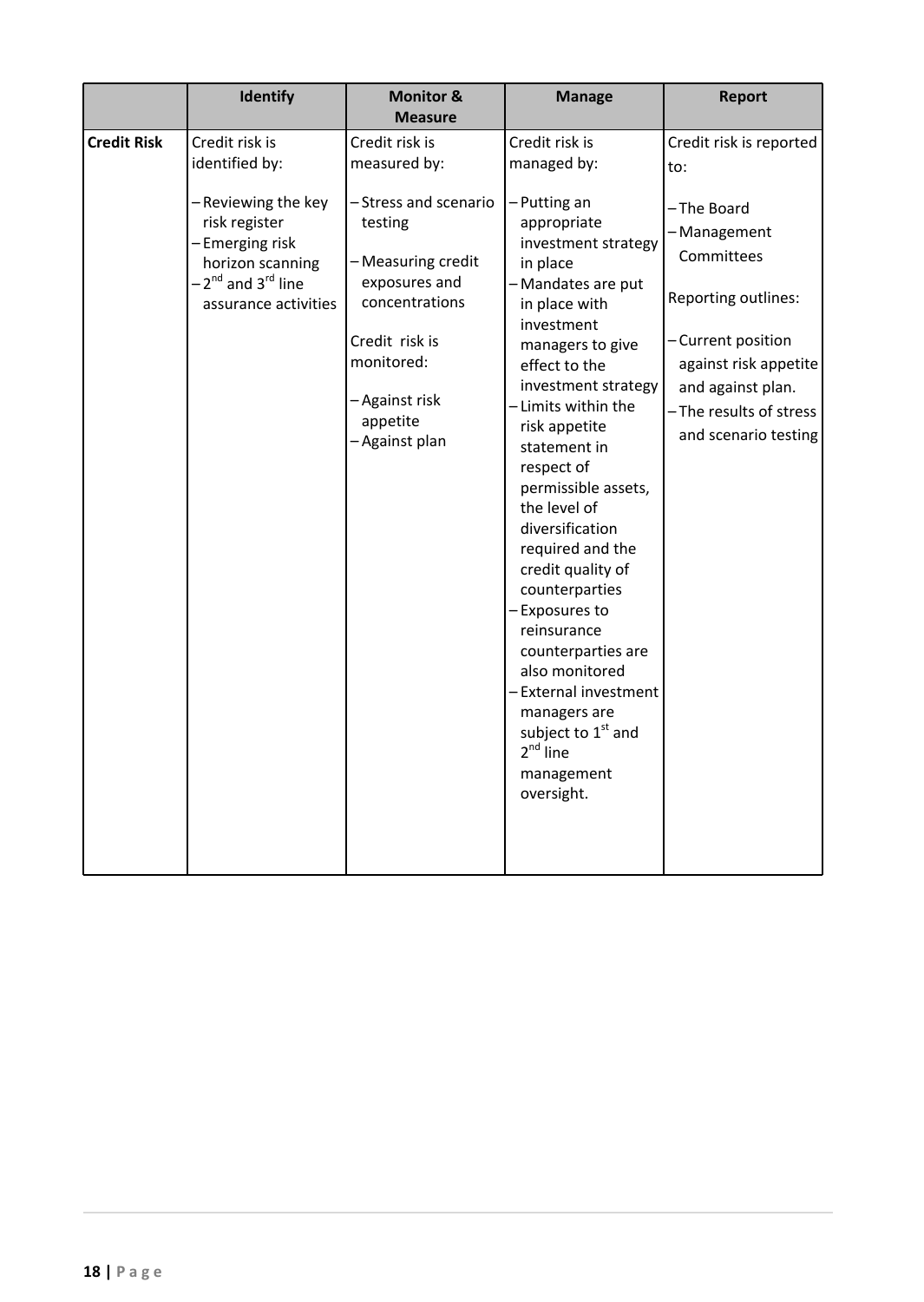| | Identify | Monitor & Measure | Manage | Report |
|---|---|---|---|---|
| **Credit Risk** | Credit risk is identified by:<br><br>– Reviewing the key risk register<br>– Emerging risk horizon scanning<br>– 2nd and 3rd line assurance activities | Credit risk is measured by:<br><br>– Stress and scenario testing<br><br>– Measuring credit exposures and concentrations<br><br>Credit risk is monitored:<br><br>– Against risk appetite<br>– Against plan | Credit risk is managed by:<br><br>– Putting an appropriate investment strategy in place<br>– Mandates are put in place with investment managers to give effect to the investment strategy<br>– Limits within the risk appetite statement in respect of permissible assets, the level of diversification required and the credit quality of counterparties<br>– Exposures to reinsurance counterparties are also monitored<br>– External investment managers are subject to 1st and 2nd line management oversight. | Credit risk is reported to:<br><br>– The Board<br>– Management Committees<br><br>Reporting outlines:<br><br>– Current position against risk appetite and against plan.<br>– The results of stress and scenario testing |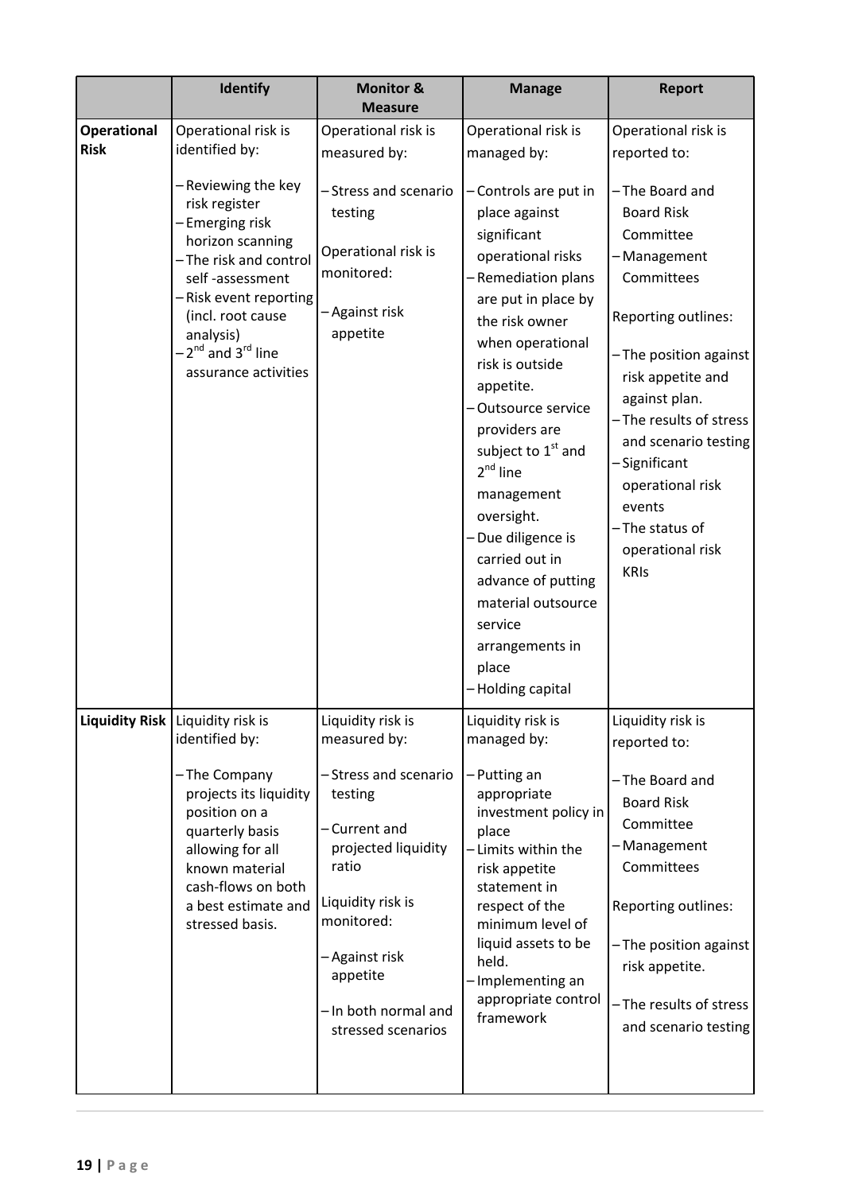| | Identify | Monitor & Measure | Manage | Report |
|---|---|---|---|---|
| **Operational Risk** | Operational risk is identified by:<br><br>– Reviewing the key risk register<br>– Emerging risk horizon scanning<br>– The risk and control self -assessment<br>– Risk event reporting (incl. root cause analysis)<br>– 2nd and 3rd line assurance activities | Operational risk is measured by:<br><br>– Stress and scenario testing<br><br>Operational risk is monitored:<br><br>– Against risk appetite | Operational risk is managed by:<br><br>– Controls are put in place against significant operational risks<br>– Remediation plans are put in place by the risk owner when operational risk is outside appetite.<br>– Outsource service providers are subject to 1st and 2nd line management oversight.<br>– Due diligence is carried out in advance of putting material outsource service arrangements in place<br>– Holding capital | Operational risk is reported to:<br><br>– The Board and Board Risk Committee<br>– Management Committees<br><br>Reporting outlines:<br><br>– The position against risk appetite and against plan.<br>– The results of stress and scenario testing<br>– Significant operational risk events<br>– The status of operational risk KRIs |
| **Liquidity Risk** | Liquidity risk is identified by:<br><br>– The Company projects its liquidity position on a quarterly basis allowing for all known material cash-flows on both a best estimate and stressed basis. | Liquidity risk is measured by:<br><br>– Stress and scenario testing<br><br>– Current and projected liquidity ratio<br><br>Liquidity risk is monitored:<br><br>– Against risk appetite<br><br>– In both normal and stressed scenarios | Liquidity risk is managed by:<br><br>– Putting an appropriate investment policy in place<br>– Limits within the risk appetite statement in respect of the minimum level of liquid assets to be held.<br>– Implementing an appropriate control framework | Liquidity risk is reported to:<br><br>– The Board and Board Risk Committee<br>– Management Committees<br><br>Reporting outlines:<br><br>– The position against risk appetite.<br><br>– The results of stress and scenario testing |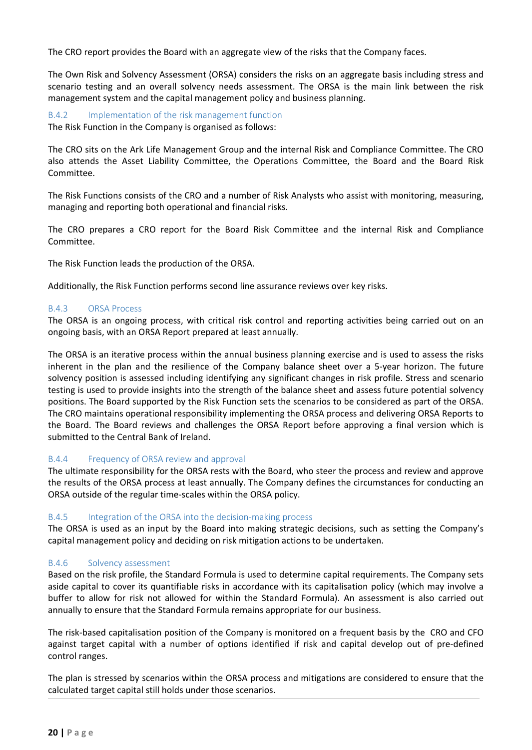The CRO report provides the Board with an aggregate view of the risks that the Company faces.

The Own Risk and Solvency Assessment (ORSA) considers the risks on an aggregate basis including stress and scenario testing and an overall solvency needs assessment. The ORSA is the main link between the risk management system and the capital management policy and business planning.

### B.4.2 Implementation of the risk management function

The Risk Function in the Company is organised as follows:

The CRO sits on the Ark Life Management Group and the internal Risk and Compliance Committee. The CRO also attends the Asset Liability Committee, the Operations Committee, the Board and the Board Risk Committee.

The Risk Functions consists of the CRO and a number of Risk Analysts who assist with monitoring, measuring, managing and reporting both operational and financial risks.

The CRO prepares a CRO report for the Board Risk Committee and the internal Risk and Compliance Committee.

The Risk Function leads the production of the ORSA.

Additionally, the Risk Function performs second line assurance reviews over key risks.

### B.4.3 ORSA Process

The ORSA is an ongoing process, with critical risk control and reporting activities being carried out on an ongoing basis, with an ORSA Report prepared at least annually.

The ORSA is an iterative process within the annual business planning exercise and is used to assess the risks inherent in the plan and the resilience of the Company balance sheet over a 5-year horizon. The future solvency position is assessed including identifying any significant changes in risk profile. Stress and scenario testing is used to provide insights into the strength of the balance sheet and assess future potential solvency positions. The Board supported by the Risk Function sets the scenarios to be considered as part of the ORSA. The CRO maintains operational responsibility implementing the ORSA process and delivering ORSA Reports to the Board. The Board reviews and challenges the ORSA Report before approving a final version which is submitted to the Central Bank of Ireland.

### B.4.4 Frequency of ORSA review and approval

The ultimate responsibility for the ORSA rests with the Board, who steer the process and review and approve the results of the ORSA process at least annually. The Company defines the circumstances for conducting an ORSA outside of the regular time-scales within the ORSA policy.

### B.4.5 Integration of the ORSA into the decision-making process

The ORSA is used as an input by the Board into making strategic decisions, such as setting the Company's capital management policy and deciding on risk mitigation actions to be undertaken.

### B.4.6 Solvency assessment

Based on the risk profile, the Standard Formula is used to determine capital requirements. The Company sets aside capital to cover its quantifiable risks in accordance with its capitalisation policy (which may involve a buffer to allow for risk not allowed for within the Standard Formula). An assessment is also carried out annually to ensure that the Standard Formula remains appropriate for our business.

The risk-based capitalisation position of the Company is monitored on a frequent basis by the CRO and CFO against target capital with a number of options identified if risk and capital develop out of pre-defined control ranges.

The plan is stressed by scenarios within the ORSA process and mitigations are considered to ensure that the calculated target capital still holds under those scenarios.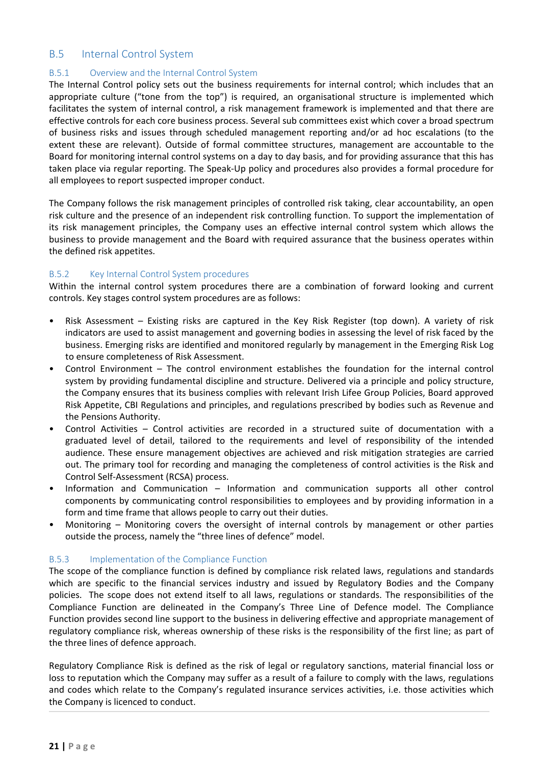## B.5 Internal Control System

### B.5.1 Overview and the Internal Control System

The Internal Control policy sets out the business requirements for internal control; which includes that an appropriate culture ("tone from the top") is required, an organisational structure is implemented which facilitates the system of internal control, a risk management framework is implemented and that there are effective controls for each core business process. Several sub committees exist which cover a broad spectrum of business risks and issues through scheduled management reporting and/or ad hoc escalations (to the extent these are relevant). Outside of formal committee structures, management are accountable to the Board for monitoring internal control systems on a day to day basis, and for providing assurance that this has taken place via regular reporting. The Speak-Up policy and procedures also provides a formal procedure for all employees to report suspected improper conduct.

The Company follows the risk management principles of controlled risk taking, clear accountability, an open risk culture and the presence of an independent risk controlling function. To support the implementation of its risk management principles, the Company uses an effective internal control system which allows the business to provide management and the Board with required assurance that the business operates within the defined risk appetites.

### B.5.2 Key Internal Control System procedures

Within the internal control system procedures there are a combination of forward looking and current controls. Key stages control system procedures are as follows:

- Risk Assessment – Existing risks are captured in the Key Risk Register (top down). A variety of risk indicators are used to assist management and governing bodies in assessing the level of risk faced by the business. Emerging risks are identified and monitored regularly by management in the Emerging Risk Log to ensure completeness of Risk Assessment.
- Control Environment – The control environment establishes the foundation for the internal control system by providing fundamental discipline and structure. Delivered via a principle and policy structure, the Company ensures that its business complies with relevant Irish Lifee Group Policies, Board approved Risk Appetite, CBI Regulations and principles, and regulations prescribed by bodies such as Revenue and the Pensions Authority.
- Control Activities – Control activities are recorded in a structured suite of documentation with a graduated level of detail, tailored to the requirements and level of responsibility of the intended audience. These ensure management objectives are achieved and risk mitigation strategies are carried out. The primary tool for recording and managing the completeness of control activities is the Risk and Control Self-Assessment (RCSA) process.
- Information and Communication – Information and communication supports all other control components by communicating control responsibilities to employees and by providing information in a form and time frame that allows people to carry out their duties.
- Monitoring – Monitoring covers the oversight of internal controls by management or other parties outside the process, namely the "three lines of defence" model.

### B.5.3 Implementation of the Compliance Function

The scope of the compliance function is defined by compliance risk related laws, regulations and standards which are specific to the financial services industry and issued by Regulatory Bodies and the Company policies. The scope does not extend itself to all laws, regulations or standards. The responsibilities of the Compliance Function are delineated in the Company's Three Line of Defence model. The Compliance Function provides second line support to the business in delivering effective and appropriate management of regulatory compliance risk, whereas ownership of these risks is the responsibility of the first line; as part of the three lines of defence approach.

Regulatory Compliance Risk is defined as the risk of legal or regulatory sanctions, material financial loss or loss to reputation which the Company may suffer as a result of a failure to comply with the laws, regulations and codes which relate to the Company's regulated insurance services activities, i.e. those activities which the Company is licenced to conduct.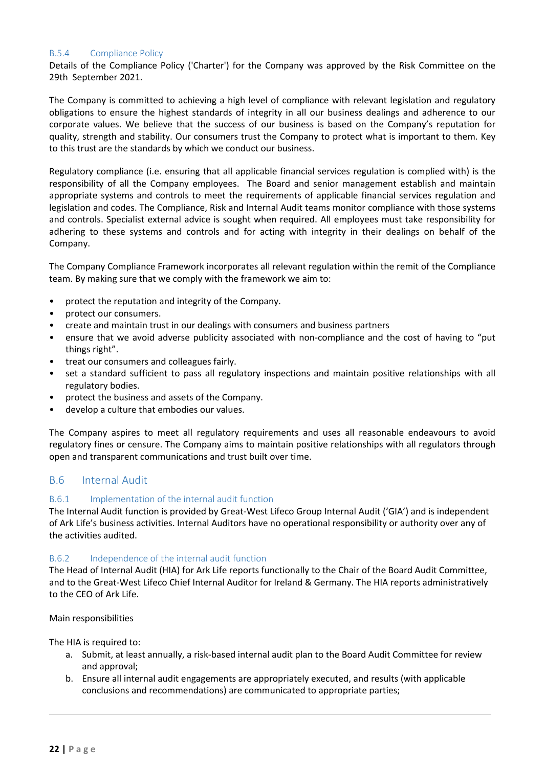### B.5.4 Compliance Policy

Details of the Compliance Policy ('Charter') for the Company was approved by the Risk Committee on the 29th September 2021.

The Company is committed to achieving a high level of compliance with relevant legislation and regulatory obligations to ensure the highest standards of integrity in all our business dealings and adherence to our corporate values. We believe that the success of our business is based on the Company's reputation for quality, strength and stability. Our consumers trust the Company to protect what is important to them. Key to this trust are the standards by which we conduct our business.

Regulatory compliance (i.e. ensuring that all applicable financial services regulation is complied with) is the responsibility of all the Company employees. The Board and senior management establish and maintain appropriate systems and controls to meet the requirements of applicable financial services regulation and legislation and codes. The Compliance, Risk and Internal Audit teams monitor compliance with those systems and controls. Specialist external advice is sought when required. All employees must take responsibility for adhering to these systems and controls and for acting with integrity in their dealings on behalf of the Company.

The Company Compliance Framework incorporates all relevant regulation within the remit of the Compliance team. By making sure that we comply with the framework we aim to:

- protect the reputation and integrity of the Company.
- protect our consumers.
- create and maintain trust in our dealings with consumers and business partners
- ensure that we avoid adverse publicity associated with non-compliance and the cost of having to "put things right".
- treat our consumers and colleagues fairly.
- set a standard sufficient to pass all regulatory inspections and maintain positive relationships with all regulatory bodies.
- protect the business and assets of the Company.
- develop a culture that embodies our values.

The Company aspires to meet all regulatory requirements and uses all reasonable endeavours to avoid regulatory fines or censure. The Company aims to maintain positive relationships with all regulators through open and transparent communications and trust built over time.

## B.6 Internal Audit

### B.6.1 Implementation of the internal audit function

The Internal Audit function is provided by Great-West Lifeco Group Internal Audit ('GIA') and is independent of Ark Life's business activities. Internal Auditors have no operational responsibility or authority over any of the activities audited.

### B.6.2 Independence of the internal audit function

The Head of Internal Audit (HIA) for Ark Life reports functionally to the Chair of the Board Audit Committee, and to the Great-West Lifeco Chief Internal Auditor for Ireland & Germany. The HIA reports administratively to the CEO of Ark Life.

Main responsibilities

The HIA is required to:

a. Submit, at least annually, a risk-based internal audit plan to the Board Audit Committee for review and approval;
b. Ensure all internal audit engagements are appropriately executed, and results (with applicable conclusions and recommendations) are communicated to appropriate parties;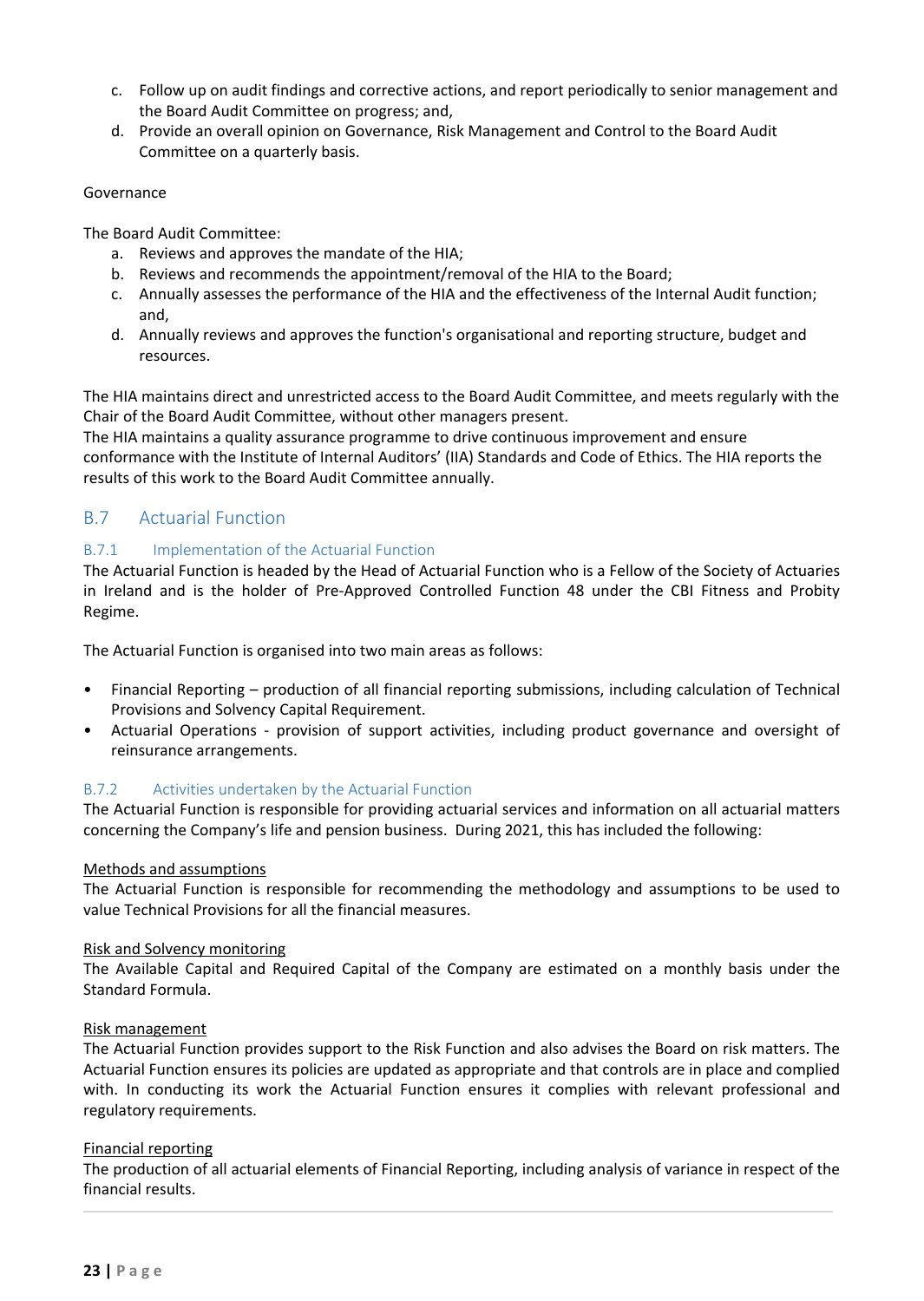c. Follow up on audit findings and corrective actions, and report periodically to senior management and the Board Audit Committee on progress; and,
d. Provide an overall opinion on Governance, Risk Management and Control to the Board Audit Committee on a quarterly basis.

Governance

The Board Audit Committee:

a. Reviews and approves the mandate of the HIA;
b. Reviews and recommends the appointment/removal of the HIA to the Board;
c. Annually assesses the performance of the HIA and the effectiveness of the Internal Audit function; and,
d. Annually reviews and approves the function's organisational and reporting structure, budget and resources.

The HIA maintains direct and unrestricted access to the Board Audit Committee, and meets regularly with the Chair of the Board Audit Committee, without other managers present.
The HIA maintains a quality assurance programme to drive continuous improvement and ensure conformance with the Institute of Internal Auditors' (IIA) Standards and Code of Ethics. The HIA reports the results of this work to the Board Audit Committee annually.

## B.7 Actuarial Function

### B.7.1 Implementation of the Actuarial Function

The Actuarial Function is headed by the Head of Actuarial Function who is a Fellow of the Society of Actuaries in Ireland and is the holder of Pre-Approved Controlled Function 48 under the CBI Fitness and Probity Regime.

The Actuarial Function is organised into two main areas as follows:

- Financial Reporting – production of all financial reporting submissions, including calculation of Technical Provisions and Solvency Capital Requirement.
- Actuarial Operations - provision of support activities, including product governance and oversight of reinsurance arrangements.

### B.7.2 Activities undertaken by the Actuarial Function

The Actuarial Function is responsible for providing actuarial services and information on all actuarial matters concerning the Company's life and pension business. During 2021, this has included the following:

<u>Methods and assumptions</u>
The Actuarial Function is responsible for recommending the methodology and assumptions to be used to value Technical Provisions for all the financial measures.

<u>Risk and Solvency monitoring</u>
The Available Capital and Required Capital of the Company are estimated on a monthly basis under the Standard Formula.

<u>Risk management</u>
The Actuarial Function provides support to the Risk Function and also advises the Board on risk matters. The Actuarial Function ensures its policies are updated as appropriate and that controls are in place and complied with. In conducting its work the Actuarial Function ensures it complies with relevant professional and regulatory requirements.

<u>Financial reporting</u>
The production of all actuarial elements of Financial Reporting, including analysis of variance in respect of the financial results.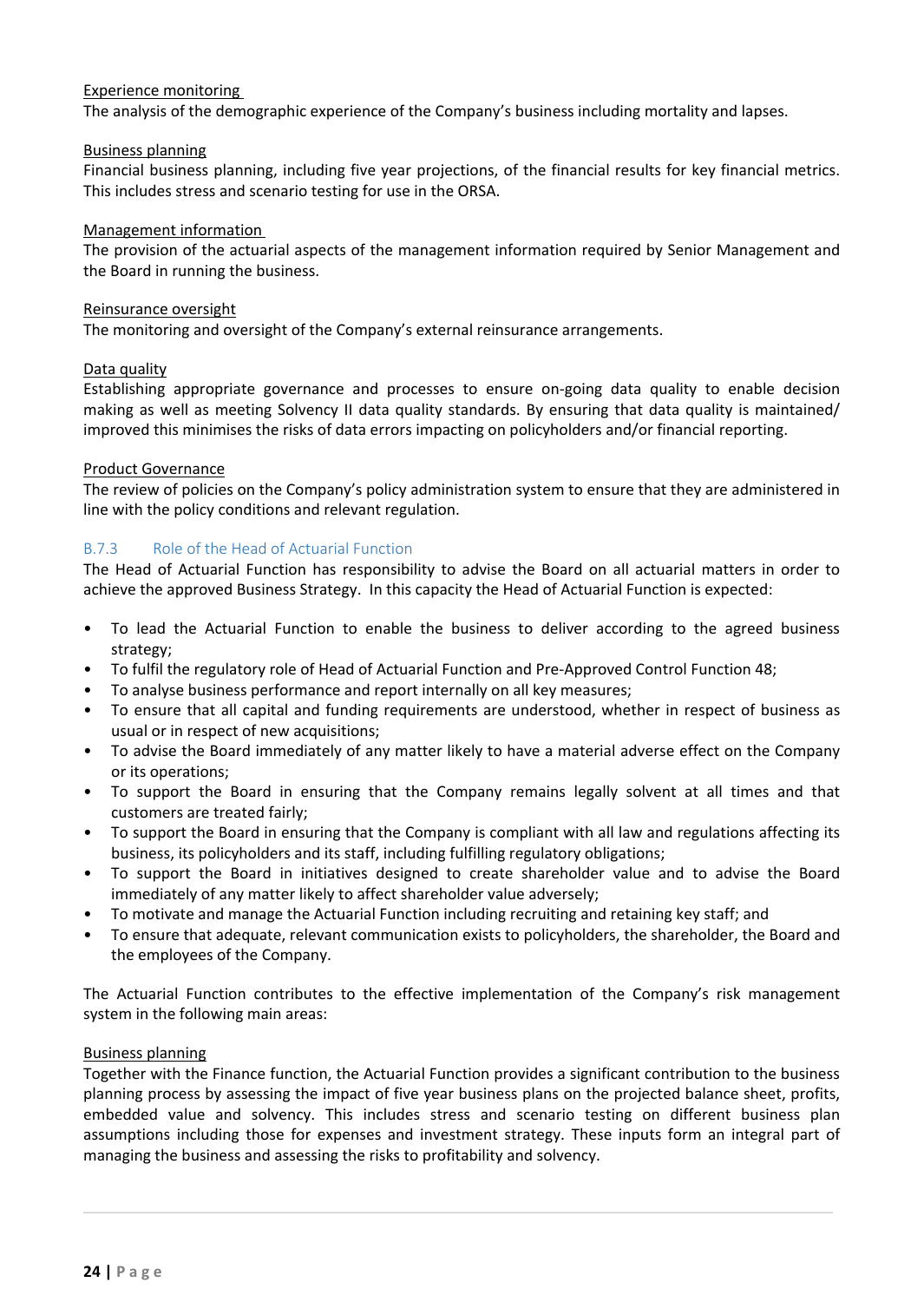Experience monitoring
The analysis of the demographic experience of the Company's business including mortality and lapses.

Business planning
Financial business planning, including five year projections, of the financial results for key financial metrics. This includes stress and scenario testing for use in the ORSA.

Management information
The provision of the actuarial aspects of the management information required by Senior Management and the Board in running the business.

Reinsurance oversight
The monitoring and oversight of the Company's external reinsurance arrangements.

Data quality
Establishing appropriate governance and processes to ensure on-going data quality to enable decision making as well as meeting Solvency II data quality standards. By ensuring that data quality is maintained/ improved this minimises the risks of data errors impacting on policyholders and/or financial reporting.

Product Governance
The review of policies on the Company's policy administration system to ensure that they are administered in line with the policy conditions and relevant regulation.

### B.7.3 Role of the Head of Actuarial Function

The Head of Actuarial Function has responsibility to advise the Board on all actuarial matters in order to achieve the approved Business Strategy. In this capacity the Head of Actuarial Function is expected:

- To lead the Actuarial Function to enable the business to deliver according to the agreed business strategy;
- To fulfil the regulatory role of Head of Actuarial Function and Pre-Approved Control Function 48;
- To analyse business performance and report internally on all key measures;
- To ensure that all capital and funding requirements are understood, whether in respect of business as usual or in respect of new acquisitions;
- To advise the Board immediately of any matter likely to have a material adverse effect on the Company or its operations;
- To support the Board in ensuring that the Company remains legally solvent at all times and that customers are treated fairly;
- To support the Board in ensuring that the Company is compliant with all law and regulations affecting its business, its policyholders and its staff, including fulfilling regulatory obligations;
- To support the Board in initiatives designed to create shareholder value and to advise the Board immediately of any matter likely to affect shareholder value adversely;
- To motivate and manage the Actuarial Function including recruiting and retaining key staff; and
- To ensure that adequate, relevant communication exists to policyholders, the shareholder, the Board and the employees of the Company.

The Actuarial Function contributes to the effective implementation of the Company's risk management system in the following main areas:

Business planning
Together with the Finance function, the Actuarial Function provides a significant contribution to the business planning process by assessing the impact of five year business plans on the projected balance sheet, profits, embedded value and solvency. This includes stress and scenario testing on different business plan assumptions including those for expenses and investment strategy. These inputs form an integral part of managing the business and assessing the risks to profitability and solvency.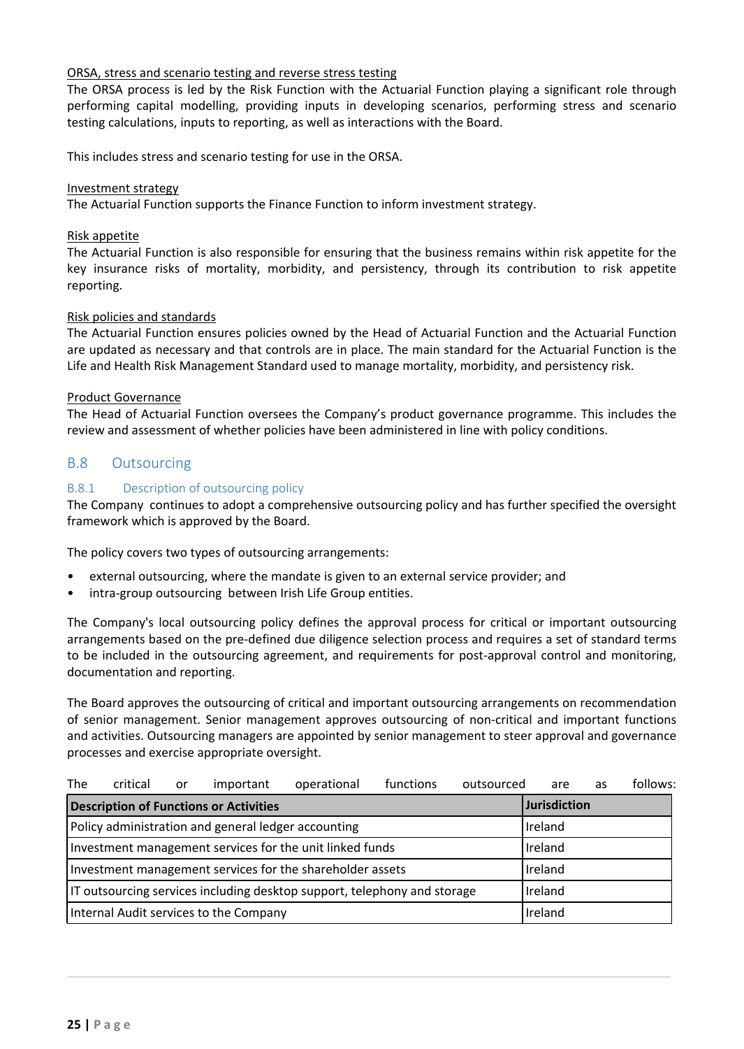ORSA, stress and scenario testing and reverse stress testing

The ORSA process is led by the Risk Function with the Actuarial Function playing a significant role through performing capital modelling, providing inputs in developing scenarios, performing stress and scenario testing calculations, inputs to reporting, as well as interactions with the Board.

This includes stress and scenario testing for use in the ORSA.

Investment strategy

The Actuarial Function supports the Finance Function to inform investment strategy.

Risk appetite

The Actuarial Function is also responsible for ensuring that the business remains within risk appetite for the key insurance risks of mortality, morbidity, and persistency, through its contribution to risk appetite reporting.

Risk policies and standards

The Actuarial Function ensures policies owned by the Head of Actuarial Function and the Actuarial Function are updated as necessary and that controls are in place. The main standard for the Actuarial Function is the Life and Health Risk Management Standard used to manage mortality, morbidity, and persistency risk.

Product Governance

The Head of Actuarial Function oversees the Company's product governance programme. This includes the review and assessment of whether policies have been administered in line with policy conditions.

## B.8 Outsourcing

### B.8.1 Description of outsourcing policy

The Company continues to adopt a comprehensive outsourcing policy and has further specified the oversight framework which is approved by the Board.

The policy covers two types of outsourcing arrangements:

- external outsourcing, where the mandate is given to an external service provider; and
- intra-group outsourcing between Irish Life Group entities.

The Company's local outsourcing policy defines the approval process for critical or important outsourcing arrangements based on the pre-defined due diligence selection process and requires a set of standard terms to be included in the outsourcing agreement, and requirements for post-approval control and monitoring, documentation and reporting.

The Board approves the outsourcing of critical and important outsourcing arrangements on recommendation of senior management. Senior management approves outsourcing of non-critical and important functions and activities. Outsourcing managers are appointed by senior management to steer approval and governance processes and exercise appropriate oversight.

The critical or important operational functions outsourced are as follows:

| Description of Functions or Activities | Jurisdiction |
|---|---|
| Policy administration and general ledger accounting | Ireland |
| Investment management services for the unit linked funds | Ireland |
| Investment management services for the shareholder assets | Ireland |
| IT outsourcing services including desktop support, telephony and storage | Ireland |
| Internal Audit services to the Company | Ireland |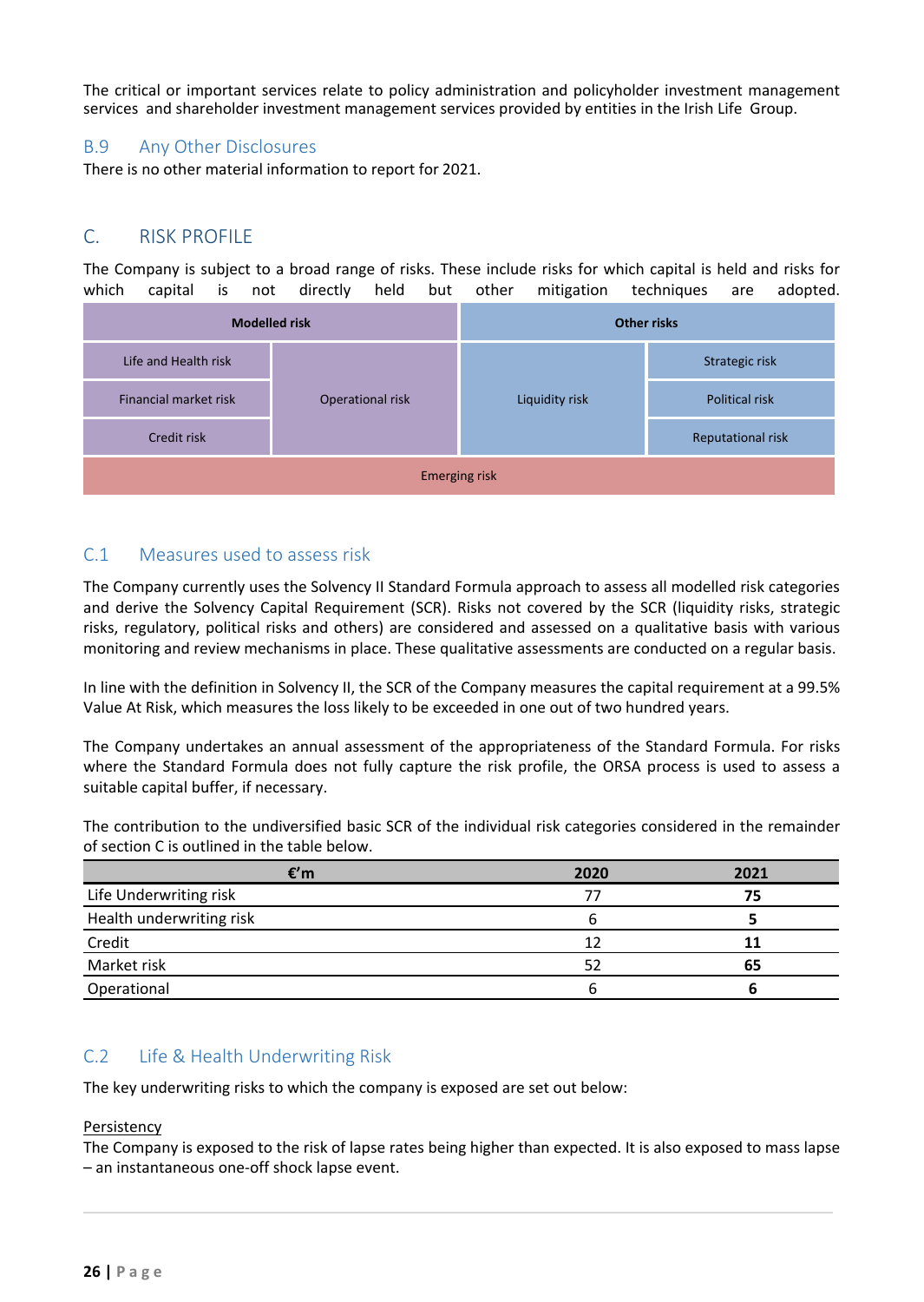The critical or important services relate to policy administration and policyholder investment management services and shareholder investment management services provided by entities in the Irish Life Group.

## B.9 Any Other Disclosures

There is no other material information to report for 2021.

# C. RISK PROFILE

The Company is subject to a broad range of risks. These include risks for which capital is held and risks for which capital is not directly held but other mitigation techniques are adopted.

| Modelled risk | | Other risks | |
|---|---|---|---|
| Life and Health risk | Operational risk | Liquidity risk | Strategic risk |
| Financial market risk | | | Political risk |
| Credit risk | | | Reputational risk |
| Emerging risk | | | |

## C.1 Measures used to assess risk

The Company currently uses the Solvency II Standard Formula approach to assess all modelled risk categories and derive the Solvency Capital Requirement (SCR). Risks not covered by the SCR (liquidity risks, strategic risks, regulatory, political risks and others) are considered and assessed on a qualitative basis with various monitoring and review mechanisms in place. These qualitative assessments are conducted on a regular basis.

In line with the definition in Solvency II, the SCR of the Company measures the capital requirement at a 99.5% Value At Risk, which measures the loss likely to be exceeded in one out of two hundred years.

The Company undertakes an annual assessment of the appropriateness of the Standard Formula. For risks where the Standard Formula does not fully capture the risk profile, the ORSA process is used to assess a suitable capital buffer, if necessary.

The contribution to the undiversified basic SCR of the individual risk categories considered in the remainder of section C is outlined in the table below.

| €'m | 2020 | 2021 |
|---|---|---|
| Life Underwriting risk | 77 | **75** |
| Health underwriting risk | 6 | **5** |
| Credit | 12 | **11** |
| Market risk | 52 | **65** |
| Operational | 6 | **6** |

## C.2 Life & Health Underwriting Risk

The key underwriting risks to which the company is exposed are set out below:

<u>Persistency</u>

The Company is exposed to the risk of lapse rates being higher than expected. It is also exposed to mass lapse – an instantaneous one-off shock lapse event.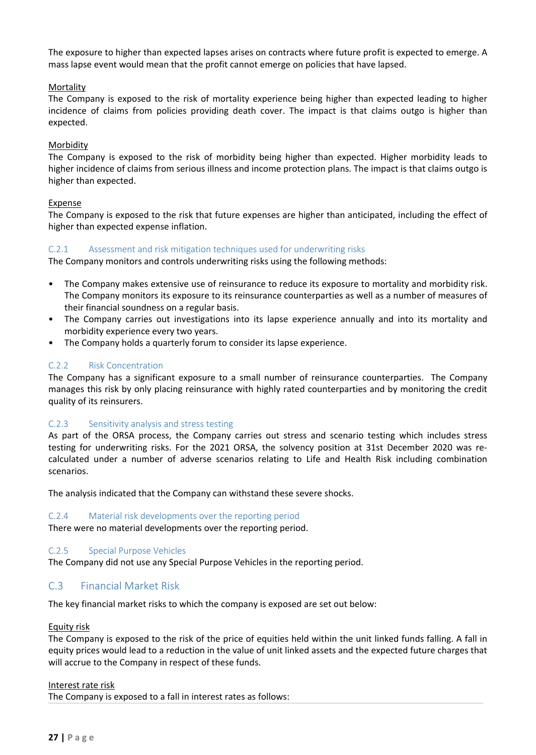The exposure to higher than expected lapses arises on contracts where future profit is expected to emerge. A mass lapse event would mean that the profit cannot emerge on policies that have lapsed.

Mortality

The Company is exposed to the risk of mortality experience being higher than expected leading to higher incidence of claims from policies providing death cover. The impact is that claims outgo is higher than expected.

Morbidity

The Company is exposed to the risk of morbidity being higher than expected. Higher morbidity leads to higher incidence of claims from serious illness and income protection plans. The impact is that claims outgo is higher than expected.

Expense

The Company is exposed to the risk that future expenses are higher than anticipated, including the effect of higher than expected expense inflation.

### C.2.1 Assessment and risk mitigation techniques used for underwriting risks

The Company monitors and controls underwriting risks using the following methods:

- The Company makes extensive use of reinsurance to reduce its exposure to mortality and morbidity risk. The Company monitors its exposure to its reinsurance counterparties as well as a number of measures of their financial soundness on a regular basis.
- The Company carries out investigations into its lapse experience annually and into its mortality and morbidity experience every two years.
- The Company holds a quarterly forum to consider its lapse experience.

### C.2.2 Risk Concentration

The Company has a significant exposure to a small number of reinsurance counterparties. The Company manages this risk by only placing reinsurance with highly rated counterparties and by monitoring the credit quality of its reinsurers.

### C.2.3 Sensitivity analysis and stress testing

As part of the ORSA process, the Company carries out stress and scenario testing which includes stress testing for underwriting risks. For the 2021 ORSA, the solvency position at 31st December 2020 was re-calculated under a number of adverse scenarios relating to Life and Health Risk including combination scenarios.

The analysis indicated that the Company can withstand these severe shocks.

### C.2.4 Material risk developments over the reporting period

There were no material developments over the reporting period.

### C.2.5 Special Purpose Vehicles

The Company did not use any Special Purpose Vehicles in the reporting period.

## C.3 Financial Market Risk

The key financial market risks to which the company is exposed are set out below:

Equity risk

The Company is exposed to the risk of the price of equities held within the unit linked funds falling. A fall in equity prices would lead to a reduction in the value of unit linked assets and the expected future charges that will accrue to the Company in respect of these funds.

Interest rate risk

The Company is exposed to a fall in interest rates as follows: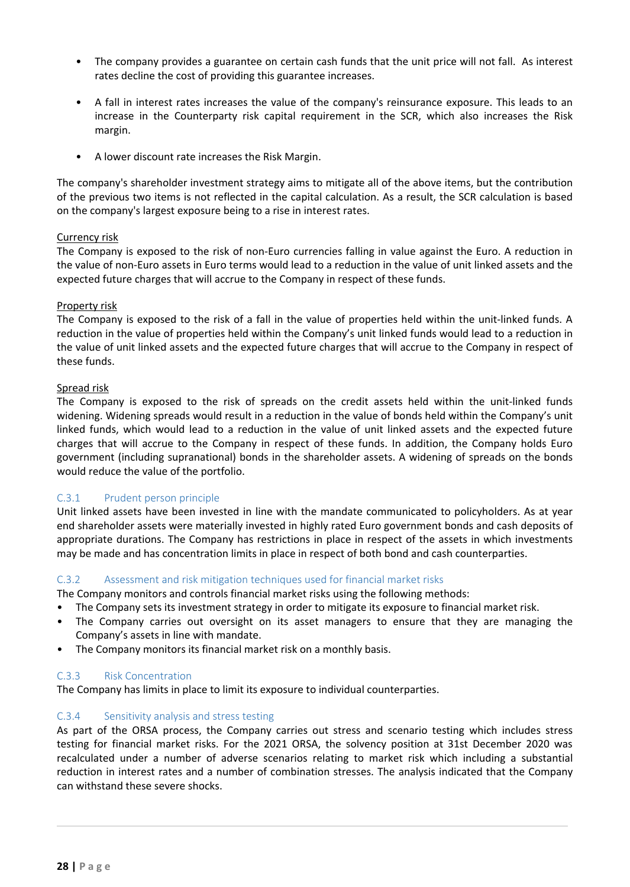- The company provides a guarantee on certain cash funds that the unit price will not fall. As interest rates decline the cost of providing this guarantee increases.

- A fall in interest rates increases the value of the company's reinsurance exposure. This leads to an increase in the Counterparty risk capital requirement in the SCR, which also increases the Risk margin.

- A lower discount rate increases the Risk Margin.

The company's shareholder investment strategy aims to mitigate all of the above items, but the contribution of the previous two items is not reflected in the capital calculation. As a result, the SCR calculation is based on the company's largest exposure being to a rise in interest rates.

Currency risk

The Company is exposed to the risk of non-Euro currencies falling in value against the Euro. A reduction in the value of non-Euro assets in Euro terms would lead to a reduction in the value of unit linked assets and the expected future charges that will accrue to the Company in respect of these funds.

Property risk

The Company is exposed to the risk of a fall in the value of properties held within the unit-linked funds. A reduction in the value of properties held within the Company's unit linked funds would lead to a reduction in the value of unit linked assets and the expected future charges that will accrue to the Company in respect of these funds.

Spread risk

The Company is exposed to the risk of spreads on the credit assets held within the unit-linked funds widening. Widening spreads would result in a reduction in the value of bonds held within the Company's unit linked funds, which would lead to a reduction in the value of unit linked assets and the expected future charges that will accrue to the Company in respect of these funds. In addition, the Company holds Euro government (including supranational) bonds in the shareholder assets. A widening of spreads on the bonds would reduce the value of the portfolio.

### C.3.1 Prudent person principle

Unit linked assets have been invested in line with the mandate communicated to policyholders. As at year end shareholder assets were materially invested in highly rated Euro government bonds and cash deposits of appropriate durations. The Company has restrictions in place in respect of the assets in which investments may be made and has concentration limits in place in respect of both bond and cash counterparties.

### C.3.2 Assessment and risk mitigation techniques used for financial market risks

The Company monitors and controls financial market risks using the following methods:

- The Company sets its investment strategy in order to mitigate its exposure to financial market risk.
- The Company carries out oversight on its asset managers to ensure that they are managing the Company's assets in line with mandate.
- The Company monitors its financial market risk on a monthly basis.

### C.3.3 Risk Concentration

The Company has limits in place to limit its exposure to individual counterparties.

### C.3.4 Sensitivity analysis and stress testing

As part of the ORSA process, the Company carries out stress and scenario testing which includes stress testing for financial market risks. For the 2021 ORSA, the solvency position at 31st December 2020 was recalculated under a number of adverse scenarios relating to market risk which including a substantial reduction in interest rates and a number of combination stresses. The analysis indicated that the Company can withstand these severe shocks.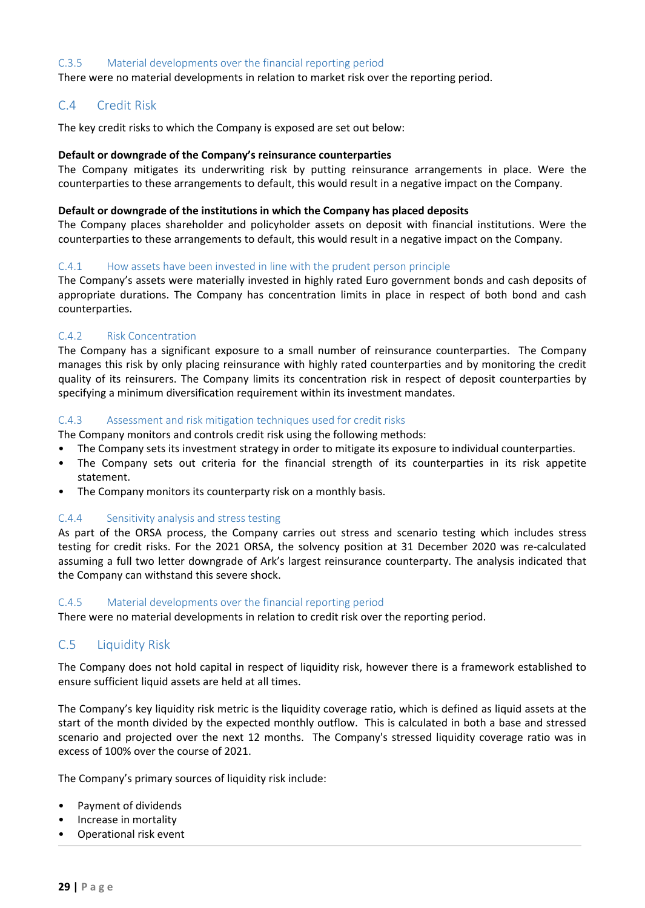### C.3.5 Material developments over the financial reporting period

There were no material developments in relation to market risk over the reporting period.

## C.4 Credit Risk

The key credit risks to which the Company is exposed are set out below:

**Default or downgrade of the Company's reinsurance counterparties**
The Company mitigates its underwriting risk by putting reinsurance arrangements in place. Were the counterparties to these arrangements to default, this would result in a negative impact on the Company.

**Default or downgrade of the institutions in which the Company has placed deposits**
The Company places shareholder and policyholder assets on deposit with financial institutions. Were the counterparties to these arrangements to default, this would result in a negative impact on the Company.

### C.4.1 How assets have been invested in line with the prudent person principle

The Company's assets were materially invested in highly rated Euro government bonds and cash deposits of appropriate durations. The Company has concentration limits in place in respect of both bond and cash counterparties.

### C.4.2 Risk Concentration

The Company has a significant exposure to a small number of reinsurance counterparties. The Company manages this risk by only placing reinsurance with highly rated counterparties and by monitoring the credit quality of its reinsurers. The Company limits its concentration risk in respect of deposit counterparties by specifying a minimum diversification requirement within its investment mandates.

### C.4.3 Assessment and risk mitigation techniques used for credit risks

The Company monitors and controls credit risk using the following methods:

- The Company sets its investment strategy in order to mitigate its exposure to individual counterparties.
- The Company sets out criteria for the financial strength of its counterparties in its risk appetite statement.
- The Company monitors its counterparty risk on a monthly basis.

### C.4.4 Sensitivity analysis and stress testing

As part of the ORSA process, the Company carries out stress and scenario testing which includes stress testing for credit risks. For the 2021 ORSA, the solvency position at 31 December 2020 was re-calculated assuming a full two letter downgrade of Ark's largest reinsurance counterparty. The analysis indicated that the Company can withstand this severe shock.

### C.4.5 Material developments over the financial reporting period

There were no material developments in relation to credit risk over the reporting period.

## C.5 Liquidity Risk

The Company does not hold capital in respect of liquidity risk, however there is a framework established to ensure sufficient liquid assets are held at all times.

The Company's key liquidity risk metric is the liquidity coverage ratio, which is defined as liquid assets at the start of the month divided by the expected monthly outflow. This is calculated in both a base and stressed scenario and projected over the next 12 months. The Company's stressed liquidity coverage ratio was in excess of 100% over the course of 2021.

The Company's primary sources of liquidity risk include:

- Payment of dividends
- Increase in mortality
- Operational risk event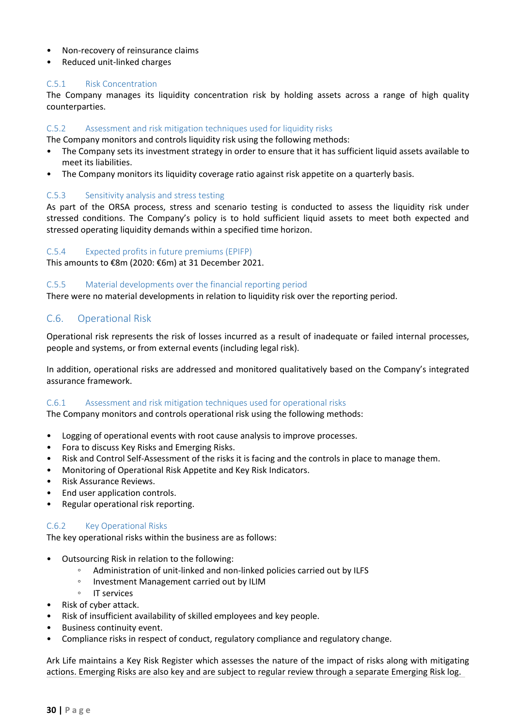- Non-recovery of reinsurance claims
- Reduced unit-linked charges

### C.5.1 Risk Concentration

The Company manages its liquidity concentration risk by holding assets across a range of high quality counterparties.

### C.5.2 Assessment and risk mitigation techniques used for liquidity risks

The Company monitors and controls liquidity risk using the following methods:

- The Company sets its investment strategy in order to ensure that it has sufficient liquid assets available to meet its liabilities.
- The Company monitors its liquidity coverage ratio against risk appetite on a quarterly basis.

### C.5.3 Sensitivity analysis and stress testing

As part of the ORSA process, stress and scenario testing is conducted to assess the liquidity risk under stressed conditions. The Company's policy is to hold sufficient liquid assets to meet both expected and stressed operating liquidity demands within a specified time horizon.

### C.5.4 Expected profits in future premiums (EPIFP)

This amounts to €8m (2020: €6m) at 31 December 2021.

### C.5.5 Material developments over the financial reporting period

There were no material developments in relation to liquidity risk over the reporting period.

## C.6. Operational Risk

Operational risk represents the risk of losses incurred as a result of inadequate or failed internal processes, people and systems, or from external events (including legal risk).

In addition, operational risks are addressed and monitored qualitatively based on the Company's integrated assurance framework.

### C.6.1 Assessment and risk mitigation techniques used for operational risks

The Company monitors and controls operational risk using the following methods:

- Logging of operational events with root cause analysis to improve processes.
- Fora to discuss Key Risks and Emerging Risks.
- Risk and Control Self-Assessment of the risks it is facing and the controls in place to manage them.
- Monitoring of Operational Risk Appetite and Key Risk Indicators.
- Risk Assurance Reviews.
- End user application controls.
- Regular operational risk reporting.

### C.6.2 Key Operational Risks

The key operational risks within the business are as follows:

- Outsourcing Risk in relation to the following:
  - Administration of unit-linked and non-linked policies carried out by ILFS
  - Investment Management carried out by ILIM
  - IT services
- Risk of cyber attack.
- Risk of insufficient availability of skilled employees and key people.
- Business continuity event.
- Compliance risks in respect of conduct, regulatory compliance and regulatory change.

Ark Life maintains a Key Risk Register which assesses the nature of the impact of risks along with mitigating actions. Emerging Risks are also key and are subject to regular review through a separate Emerging Risk log.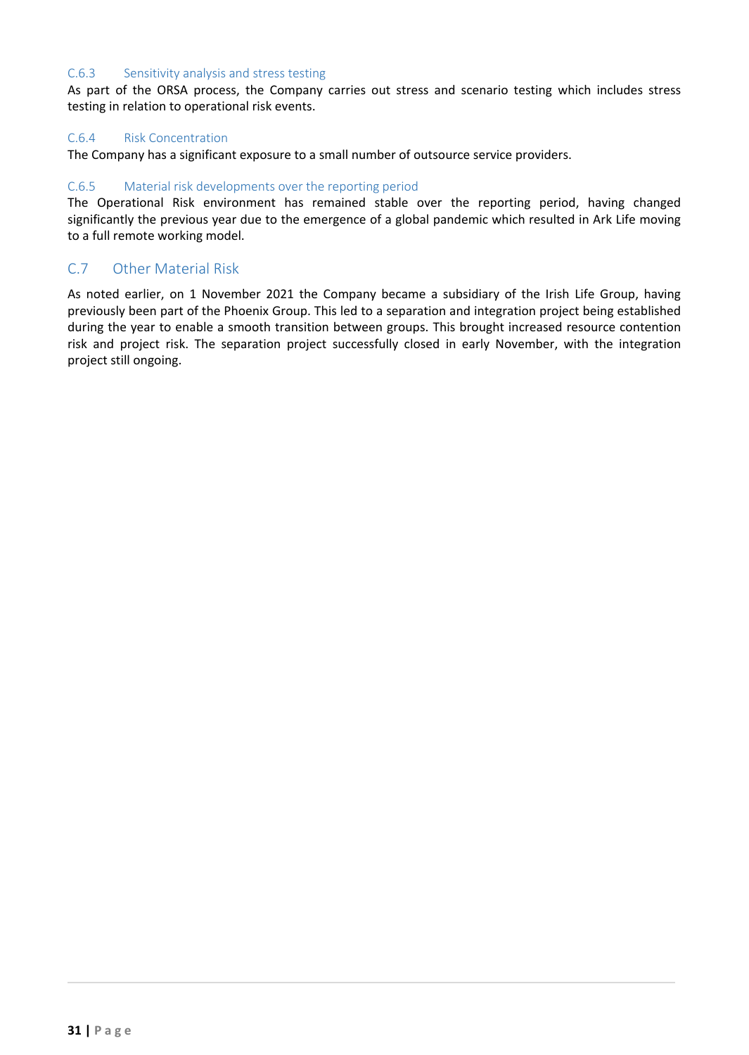### C.6.3 Sensitivity analysis and stress testing

As part of the ORSA process, the Company carries out stress and scenario testing which includes stress testing in relation to operational risk events.

### C.6.4 Risk Concentration

The Company has a significant exposure to a small number of outsource service providers.

### C.6.5 Material risk developments over the reporting period

The Operational Risk environment has remained stable over the reporting period, having changed significantly the previous year due to the emergence of a global pandemic which resulted in Ark Life moving to a full remote working model.

## C.7 Other Material Risk

As noted earlier, on 1 November 2021 the Company became a subsidiary of the Irish Life Group, having previously been part of the Phoenix Group. This led to a separation and integration project being established during the year to enable a smooth transition between groups. This brought increased resource contention risk and project risk. The separation project successfully closed in early November, with the integration project still ongoing.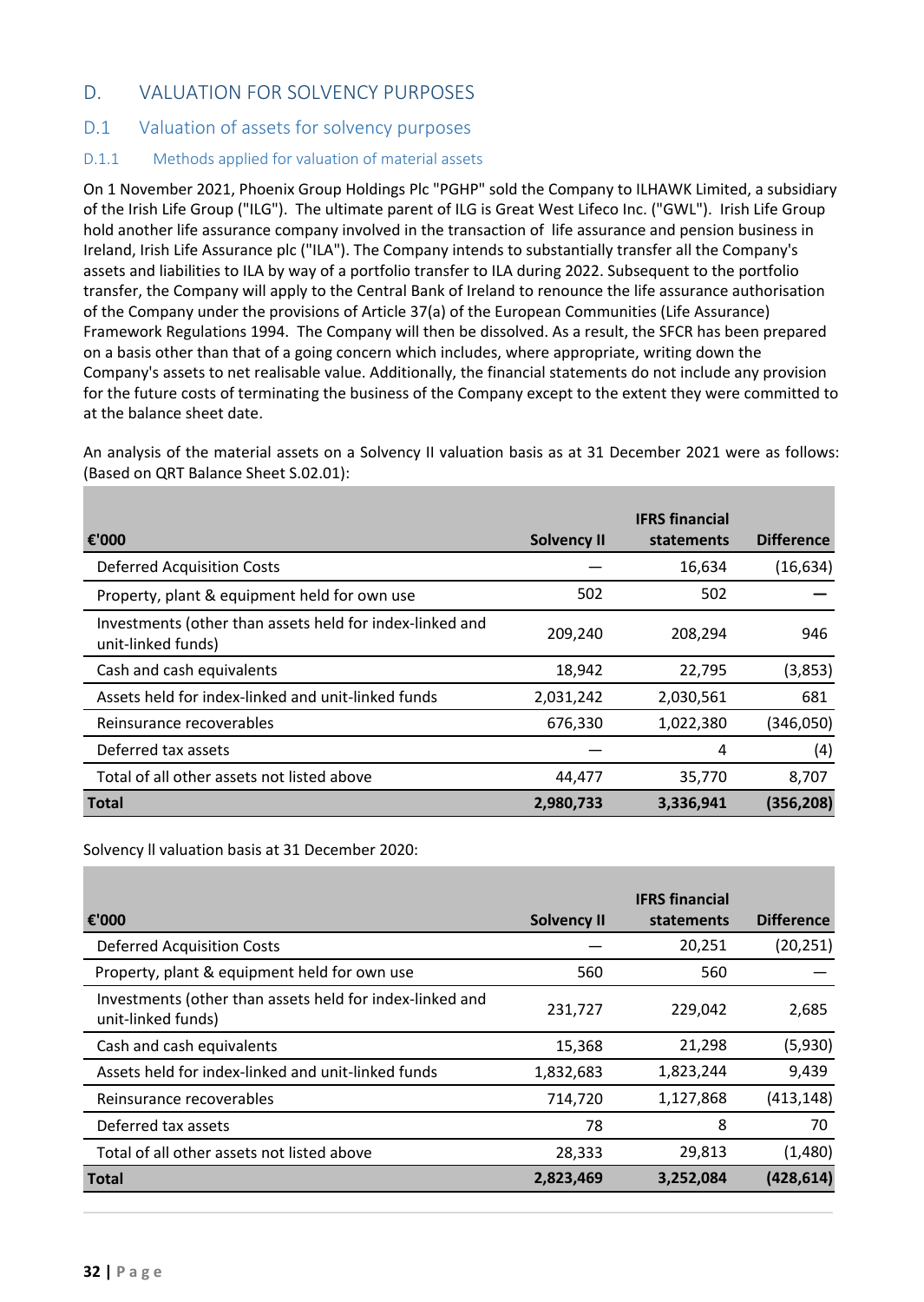# D. VALUATION FOR SOLVENCY PURPOSES

## D.1 Valuation of assets for solvency purposes

### D.1.1 Methods applied for valuation of material assets

On 1 November 2021, Phoenix Group Holdings Plc "PGHP" sold the Company to ILHAWK Limited, a subsidiary of the Irish Life Group ("ILG"). The ultimate parent of ILG is Great West Lifeco Inc. ("GWL"). Irish Life Group hold another life assurance company involved in the transaction of life assurance and pension business in Ireland, Irish Life Assurance plc ("ILA"). The Company intends to substantially transfer all the Company's assets and liabilities to ILA by way of a portfolio transfer to ILA during 2022. Subsequent to the portfolio transfer, the Company will apply to the Central Bank of Ireland to renounce the life assurance authorisation of the Company under the provisions of Article 37(a) of the European Communities (Life Assurance) Framework Regulations 1994. The Company will then be dissolved. As a result, the SFCR has been prepared on a basis other than that of a going concern which includes, where appropriate, writing down the Company's assets to net realisable value. Additionally, the financial statements do not include any provision for the future costs of terminating the business of the Company except to the extent they were committed to at the balance sheet date.

An analysis of the material assets on a Solvency II valuation basis as at 31 December 2021 were as follows: (Based on QRT Balance Sheet S.02.01):

| €'000 | Solvency II | IFRS financial statements | Difference |
|---|---|---|---|
| Deferred Acquisition Costs | — | 16,634 | (16,634) |
| Property, plant & equipment held for own use | 502 | 502 | — |
| Investments (other than assets held for index-linked and unit-linked funds) | 209,240 | 208,294 | 946 |
| Cash and cash equivalents | 18,942 | 22,795 | (3,853) |
| Assets held for index-linked and unit-linked funds | 2,031,242 | 2,030,561 | 681 |
| Reinsurance recoverables | 676,330 | 1,022,380 | (346,050) |
| Deferred tax assets | — | 4 | (4) |
| Total of all other assets not listed above | 44,477 | 35,770 | 8,707 |
| **Total** | **2,980,733** | **3,336,941** | **(356,208)** |

Solvency II valuation basis at 31 December 2020:

| €'000 | Solvency II | IFRS financial statements | Difference |
|---|---|---|---|
| Deferred Acquisition Costs | — | 20,251 | (20,251) |
| Property, plant & equipment held for own use | 560 | 560 | — |
| Investments (other than assets held for index-linked and unit-linked funds) | 231,727 | 229,042 | 2,685 |
| Cash and cash equivalents | 15,368 | 21,298 | (5,930) |
| Assets held for index-linked and unit-linked funds | 1,832,683 | 1,823,244 | 9,439 |
| Reinsurance recoverables | 714,720 | 1,127,868 | (413,148) |
| Deferred tax assets | 78 | 8 | 70 |
| Total of all other assets not listed above | 28,333 | 29,813 | (1,480) |
| **Total** | **2,823,469** | **3,252,084** | **(428,614)** |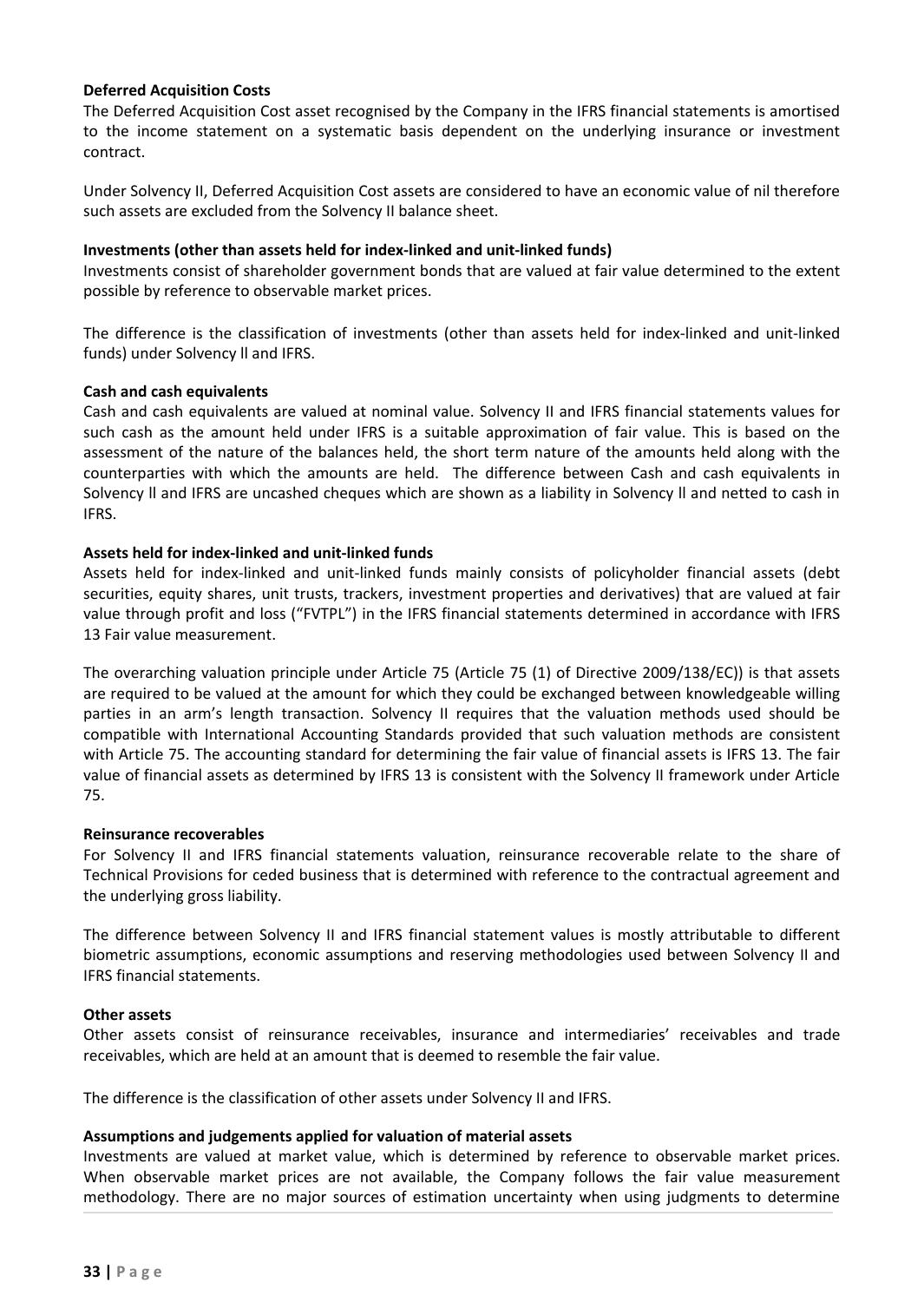**Deferred Acquisition Costs**

The Deferred Acquisition Cost asset recognised by the Company in the IFRS financial statements is amortised to the income statement on a systematic basis dependent on the underlying insurance or investment contract.

Under Solvency II, Deferred Acquisition Cost assets are considered to have an economic value of nil therefore such assets are excluded from the Solvency II balance sheet.

**Investments (other than assets held for index-linked and unit-linked funds)**

Investments consist of shareholder government bonds that are valued at fair value determined to the extent possible by reference to observable market prices.

The difference is the classification of investments (other than assets held for index-linked and unit-linked funds) under Solvency ll and IFRS.

**Cash and cash equivalents**

Cash and cash equivalents are valued at nominal value. Solvency II and IFRS financial statements values for such cash as the amount held under IFRS is a suitable approximation of fair value. This is based on the assessment of the nature of the balances held, the short term nature of the amounts held along with the counterparties with which the amounts are held. The difference between Cash and cash equivalents in Solvency ll and IFRS are uncashed cheques which are shown as a liability in Solvency ll and netted to cash in IFRS.

**Assets held for index-linked and unit-linked funds**

Assets held for index-linked and unit-linked funds mainly consists of policyholder financial assets (debt securities, equity shares, unit trusts, trackers, investment properties and derivatives) that are valued at fair value through profit and loss ("FVTPL") in the IFRS financial statements determined in accordance with IFRS 13 Fair value measurement.

The overarching valuation principle under Article 75 (Article 75 (1) of Directive 2009/138/EC)) is that assets are required to be valued at the amount for which they could be exchanged between knowledgeable willing parties in an arm's length transaction. Solvency II requires that the valuation methods used should be compatible with International Accounting Standards provided that such valuation methods are consistent with Article 75. The accounting standard for determining the fair value of financial assets is IFRS 13. The fair value of financial assets as determined by IFRS 13 is consistent with the Solvency II framework under Article 75.

**Reinsurance recoverables**

For Solvency II and IFRS financial statements valuation, reinsurance recoverable relate to the share of Technical Provisions for ceded business that is determined with reference to the contractual agreement and the underlying gross liability.

The difference between Solvency II and IFRS financial statement values is mostly attributable to different biometric assumptions, economic assumptions and reserving methodologies used between Solvency II and IFRS financial statements.

**Other assets**

Other assets consist of reinsurance receivables, insurance and intermediaries' receivables and trade receivables, which are held at an amount that is deemed to resemble the fair value.

The difference is the classification of other assets under Solvency II and IFRS.

**Assumptions and judgements applied for valuation of material assets**

Investments are valued at market value, which is determined by reference to observable market prices. When observable market prices are not available, the Company follows the fair value measurement methodology. There are no major sources of estimation uncertainty when using judgments to determine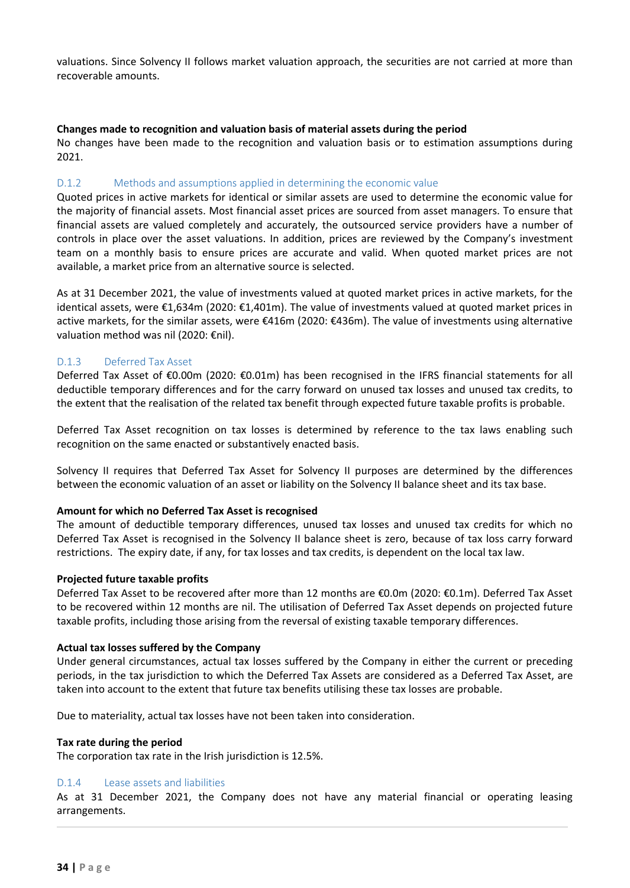valuations. Since Solvency II follows market valuation approach, the securities are not carried at more than recoverable amounts.

**Changes made to recognition and valuation basis of material assets during the period**

No changes have been made to the recognition and valuation basis or to estimation assumptions during 2021.

### D.1.2 Methods and assumptions applied in determining the economic value

Quoted prices in active markets for identical or similar assets are used to determine the economic value for the majority of financial assets. Most financial asset prices are sourced from asset managers. To ensure that financial assets are valued completely and accurately, the outsourced service providers have a number of controls in place over the asset valuations. In addition, prices are reviewed by the Company's investment team on a monthly basis to ensure prices are accurate and valid. When quoted market prices are not available, a market price from an alternative source is selected.

As at 31 December 2021, the value of investments valued at quoted market prices in active markets, for the identical assets, were €1,634m (2020: €1,401m). The value of investments valued at quoted market prices in active markets, for the similar assets, were €416m (2020: €436m). The value of investments using alternative valuation method was nil (2020: €nil).

### D.1.3 Deferred Tax Asset

Deferred Tax Asset of €0.00m (2020: €0.01m) has been recognised in the IFRS financial statements for all deductible temporary differences and for the carry forward on unused tax losses and unused tax credits, to the extent that the realisation of the related tax benefit through expected future taxable profits is probable.

Deferred Tax Asset recognition on tax losses is determined by reference to the tax laws enabling such recognition on the same enacted or substantively enacted basis.

Solvency II requires that Deferred Tax Asset for Solvency II purposes are determined by the differences between the economic valuation of an asset or liability on the Solvency II balance sheet and its tax base.

**Amount for which no Deferred Tax Asset is recognised**

The amount of deductible temporary differences, unused tax losses and unused tax credits for which no Deferred Tax Asset is recognised in the Solvency II balance sheet is zero, because of tax loss carry forward restrictions. The expiry date, if any, for tax losses and tax credits, is dependent on the local tax law.

**Projected future taxable profits**

Deferred Tax Asset to be recovered after more than 12 months are €0.0m (2020: €0.1m). Deferred Tax Asset to be recovered within 12 months are nil. The utilisation of Deferred Tax Asset depends on projected future taxable profits, including those arising from the reversal of existing taxable temporary differences.

**Actual tax losses suffered by the Company**

Under general circumstances, actual tax losses suffered by the Company in either the current or preceding periods, in the tax jurisdiction to which the Deferred Tax Assets are considered as a Deferred Tax Asset, are taken into account to the extent that future tax benefits utilising these tax losses are probable.

Due to materiality, actual tax losses have not been taken into consideration.

**Tax rate during the period**

The corporation tax rate in the Irish jurisdiction is 12.5%.

### D.1.4 Lease assets and liabilities

As at 31 December 2021, the Company does not have any material financial or operating leasing arrangements.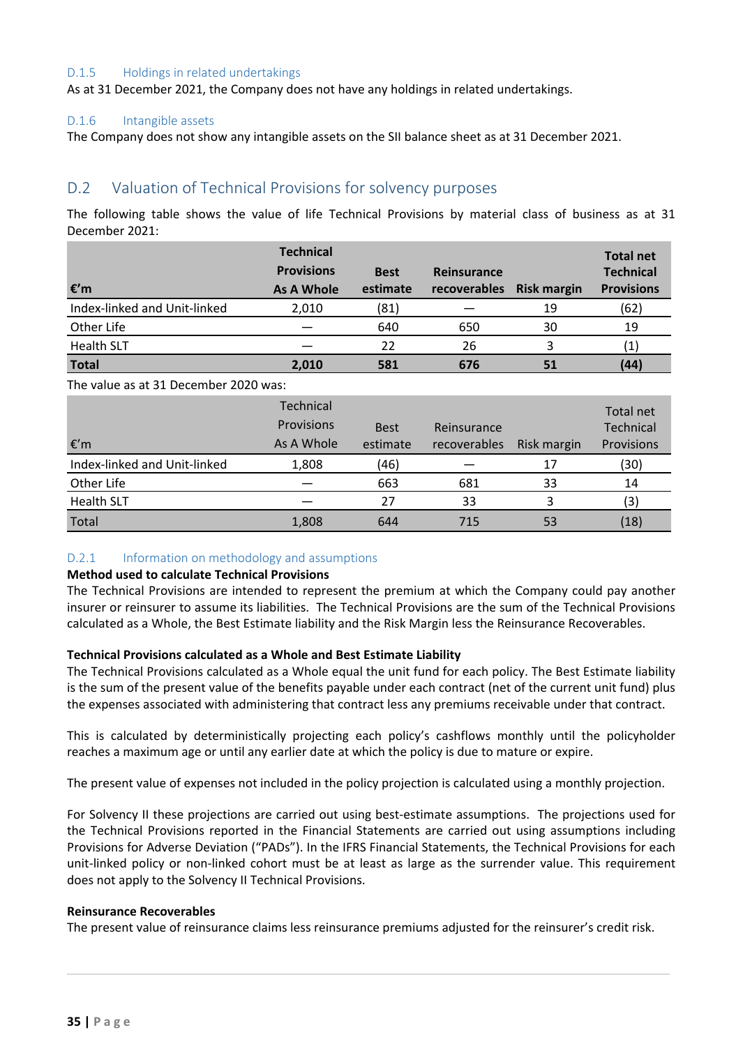### D.1.5 Holdings in related undertakings

As at 31 December 2021, the Company does not have any holdings in related undertakings.

### D.1.6 Intangible assets

The Company does not show any intangible assets on the SII balance sheet as at 31 December 2021.

## D.2 Valuation of Technical Provisions for solvency purposes

The following table shows the value of life Technical Provisions by material class of business as at 31 December 2021:

| €'m | Technical Provisions As A Whole | Best estimate | Reinsurance recoverables | Risk margin | Total net Technical Provisions |
|---|---|---|---|---|---|
| Index-linked and Unit-linked | 2,010 | (81) | — | 19 | (62) |
| Other Life | — | 640 | 650 | 30 | 19 |
| Health SLT | — | 22 | 26 | 3 | (1) |
| **Total** | **2,010** | **581** | **676** | **51** | **(44)** |

The value as at 31 December 2020 was:

| €'m | Technical Provisions As A Whole | Best estimate | Reinsurance recoverables | Risk margin | Total net Technical Provisions |
|---|---|---|---|---|---|
| Index-linked and Unit-linked | 1,808 | (46) | — | 17 | (30) |
| Other Life | — | 663 | 681 | 33 | 14 |
| Health SLT | — | 27 | 33 | 3 | (3) |
| Total | 1,808 | 644 | 715 | 53 | (18) |

### D.2.1 Information on methodology and assumptions

**Method used to calculate Technical Provisions**

The Technical Provisions are intended to represent the premium at which the Company could pay another insurer or reinsurer to assume its liabilities. The Technical Provisions are the sum of the Technical Provisions calculated as a Whole, the Best Estimate liability and the Risk Margin less the Reinsurance Recoverables.

**Technical Provisions calculated as a Whole and Best Estimate Liability**

The Technical Provisions calculated as a Whole equal the unit fund for each policy. The Best Estimate liability is the sum of the present value of the benefits payable under each contract (net of the current unit fund) plus the expenses associated with administering that contract less any premiums receivable under that contract.

This is calculated by deterministically projecting each policy's cashflows monthly until the policyholder reaches a maximum age or until any earlier date at which the policy is due to mature or expire.

The present value of expenses not included in the policy projection is calculated using a monthly projection.

For Solvency II these projections are carried out using best-estimate assumptions. The projections used for the Technical Provisions reported in the Financial Statements are carried out using assumptions including Provisions for Adverse Deviation ("PADs"). In the IFRS Financial Statements, the Technical Provisions for each unit-linked policy or non-linked cohort must be at least as large as the surrender value. This requirement does not apply to the Solvency II Technical Provisions.

**Reinsurance Recoverables**

The present value of reinsurance claims less reinsurance premiums adjusted for the reinsurer's credit risk.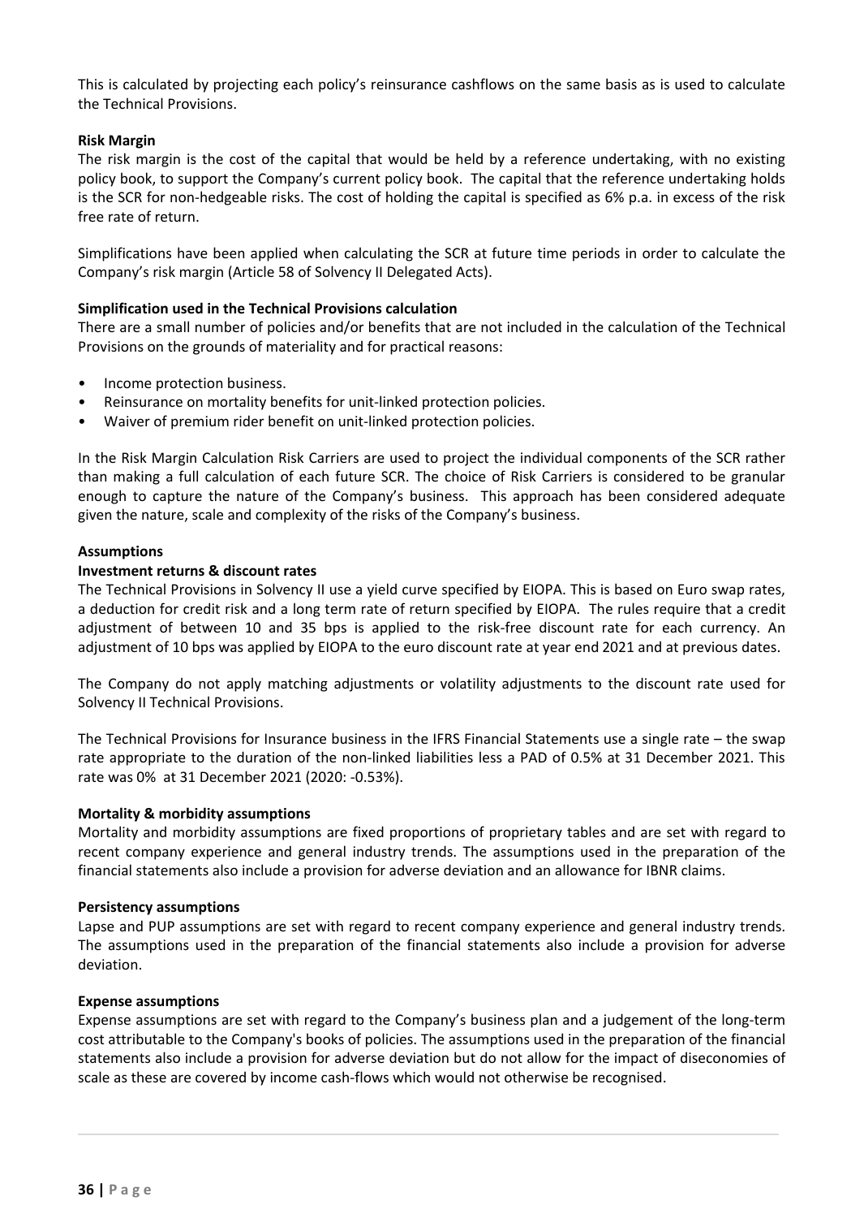This is calculated by projecting each policy's reinsurance cashflows on the same basis as is used to calculate the Technical Provisions.

**Risk Margin**

The risk margin is the cost of the capital that would be held by a reference undertaking, with no existing policy book, to support the Company's current policy book. The capital that the reference undertaking holds is the SCR for non-hedgeable risks. The cost of holding the capital is specified as 6% p.a. in excess of the risk free rate of return.

Simplifications have been applied when calculating the SCR at future time periods in order to calculate the Company's risk margin (Article 58 of Solvency II Delegated Acts).

**Simplification used in the Technical Provisions calculation**

There are a small number of policies and/or benefits that are not included in the calculation of the Technical Provisions on the grounds of materiality and for practical reasons:

- Income protection business.
- Reinsurance on mortality benefits for unit-linked protection policies.
- Waiver of premium rider benefit on unit-linked protection policies.

In the Risk Margin Calculation Risk Carriers are used to project the individual components of the SCR rather than making a full calculation of each future SCR. The choice of Risk Carriers is considered to be granular enough to capture the nature of the Company's business. This approach has been considered adequate given the nature, scale and complexity of the risks of the Company's business.

**Assumptions**

**Investment returns & discount rates**

The Technical Provisions in Solvency II use a yield curve specified by EIOPA. This is based on Euro swap rates, a deduction for credit risk and a long term rate of return specified by EIOPA. The rules require that a credit adjustment of between 10 and 35 bps is applied to the risk-free discount rate for each currency. An adjustment of 10 bps was applied by EIOPA to the euro discount rate at year end 2021 and at previous dates.

The Company do not apply matching adjustments or volatility adjustments to the discount rate used for Solvency II Technical Provisions.

The Technical Provisions for Insurance business in the IFRS Financial Statements use a single rate – the swap rate appropriate to the duration of the non-linked liabilities less a PAD of 0.5% at 31 December 2021. This rate was 0% at 31 December 2021 (2020: -0.53%).

**Mortality & morbidity assumptions**

Mortality and morbidity assumptions are fixed proportions of proprietary tables and are set with regard to recent company experience and general industry trends. The assumptions used in the preparation of the financial statements also include a provision for adverse deviation and an allowance for IBNR claims.

**Persistency assumptions**

Lapse and PUP assumptions are set with regard to recent company experience and general industry trends. The assumptions used in the preparation of the financial statements also include a provision for adverse deviation.

**Expense assumptions**

Expense assumptions are set with regard to the Company's business plan and a judgement of the long-term cost attributable to the Company's books of policies. The assumptions used in the preparation of the financial statements also include a provision for adverse deviation but do not allow for the impact of diseconomies of scale as these are covered by income cash-flows which would not otherwise be recognised.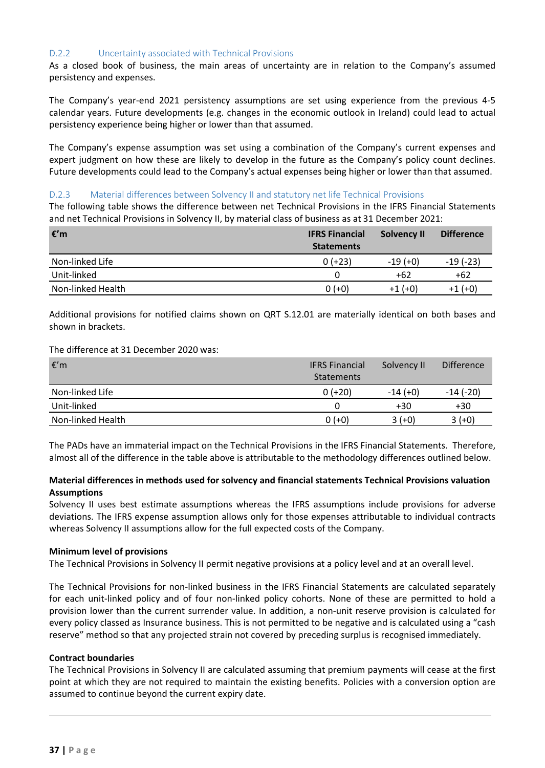### D.2.2 Uncertainty associated with Technical Provisions

As a closed book of business, the main areas of uncertainty are in relation to the Company's assumed persistency and expenses.

The Company's year-end 2021 persistency assumptions are set using experience from the previous 4-5 calendar years. Future developments (e.g. changes in the economic outlook in Ireland) could lead to actual persistency experience being higher or lower than that assumed.

The Company's expense assumption was set using a combination of the Company's current expenses and expert judgment on how these are likely to develop in the future as the Company's policy count declines. Future developments could lead to the Company's actual expenses being higher or lower than that assumed.

### D.2.3 Material differences between Solvency II and statutory net life Technical Provisions

The following table shows the difference between net Technical Provisions in the IFRS Financial Statements and net Technical Provisions in Solvency II, by material class of business as at 31 December 2021:

| €'m | IFRS Financial Statements | Solvency II | Difference |
|---|---|---|---|
| Non-linked Life | 0 (+23) | -19 (+0) | -19 (-23) |
| Unit-linked | 0 | +62 | +62 |
| Non-linked Health | 0 (+0) | +1 (+0) | +1 (+0) |

Additional provisions for notified claims shown on QRT S.12.01 are materially identical on both bases and shown in brackets.

The difference at 31 December 2020 was:

| €'m | IFRS Financial Statements | Solvency II | Difference |
|---|---|---|---|
| Non-linked Life | 0 (+20) | -14 (+0) | -14 (-20) |
| Unit-linked | 0 | +30 | +30 |
| Non-linked Health | 0 (+0) | 3 (+0) | 3 (+0) |

The PADs have an immaterial impact on the Technical Provisions in the IFRS Financial Statements. Therefore, almost all of the difference in the table above is attributable to the methodology differences outlined below.

**Material differences in methods used for solvency and financial statements Technical Provisions valuation Assumptions**

Solvency II uses best estimate assumptions whereas the IFRS assumptions include provisions for adverse deviations. The IFRS expense assumption allows only for those expenses attributable to individual contracts whereas Solvency II assumptions allow for the full expected costs of the Company.

**Minimum level of provisions**

The Technical Provisions in Solvency II permit negative provisions at a policy level and at an overall level.

The Technical Provisions for non-linked business in the IFRS Financial Statements are calculated separately for each unit-linked policy and of four non-linked policy cohorts. None of these are permitted to hold a provision lower than the current surrender value. In addition, a non-unit reserve provision is calculated for every policy classed as Insurance business. This is not permitted to be negative and is calculated using a "cash reserve" method so that any projected strain not covered by preceding surplus is recognised immediately.

**Contract boundaries**

The Technical Provisions in Solvency II are calculated assuming that premium payments will cease at the first point at which they are not required to maintain the existing benefits. Policies with a conversion option are assumed to continue beyond the current expiry date.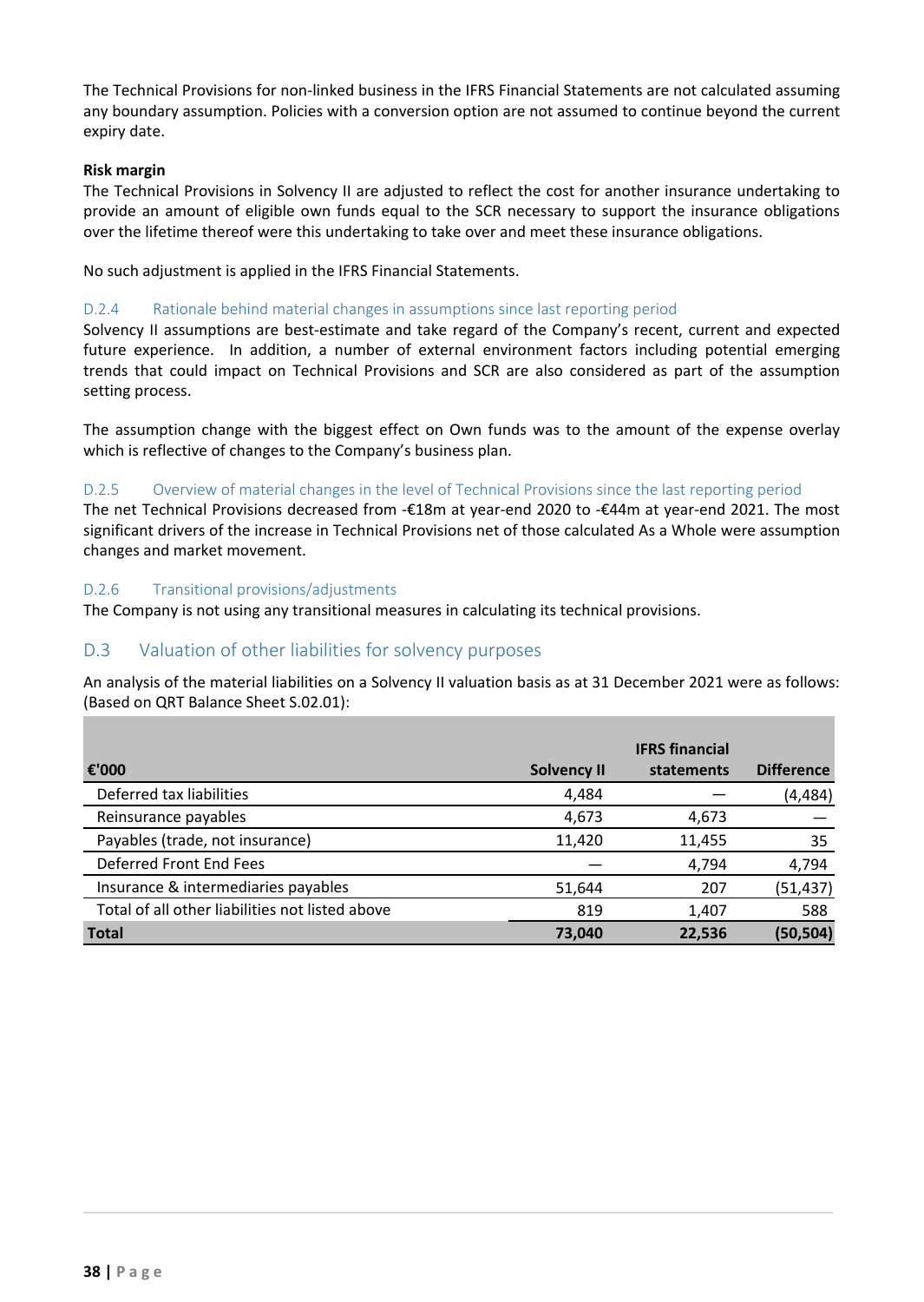The Technical Provisions for non-linked business in the IFRS Financial Statements are not calculated assuming any boundary assumption. Policies with a conversion option are not assumed to continue beyond the current expiry date.

**Risk margin**

The Technical Provisions in Solvency II are adjusted to reflect the cost for another insurance undertaking to provide an amount of eligible own funds equal to the SCR necessary to support the insurance obligations over the lifetime thereof were this undertaking to take over and meet these insurance obligations.

No such adjustment is applied in the IFRS Financial Statements.

### D.2.4 Rationale behind material changes in assumptions since last reporting period

Solvency II assumptions are best-estimate and take regard of the Company's recent, current and expected future experience. In addition, a number of external environment factors including potential emerging trends that could impact on Technical Provisions and SCR are also considered as part of the assumption setting process.

The assumption change with the biggest effect on Own funds was to the amount of the expense overlay which is reflective of changes to the Company's business plan.

### D.2.5 Overview of material changes in the level of Technical Provisions since the last reporting period

The net Technical Provisions decreased from -€18m at year-end 2020 to -€44m at year-end 2021. The most significant drivers of the increase in Technical Provisions net of those calculated As a Whole were assumption changes and market movement.

### D.2.6 Transitional provisions/adjustments

The Company is not using any transitional measures in calculating its technical provisions.

## D.3 Valuation of other liabilities for solvency purposes

An analysis of the material liabilities on a Solvency II valuation basis as at 31 December 2021 were as follows: (Based on QRT Balance Sheet S.02.01):

| €'000 | Solvency II | IFRS financial statements | Difference |
|---|---|---|---|
| Deferred tax liabilities | 4,484 | — | (4,484) |
| Reinsurance payables | 4,673 | 4,673 | — |
| Payables (trade, not insurance) | 11,420 | 11,455 | 35 |
| Deferred Front End Fees | — | 4,794 | 4,794 |
| Insurance & intermediaries payables | 51,644 | 207 | (51,437) |
| Total of all other liabilities not listed above | 819 | 1,407 | 588 |
| **Total** | **73,040** | **22,536** | **(50,504)** |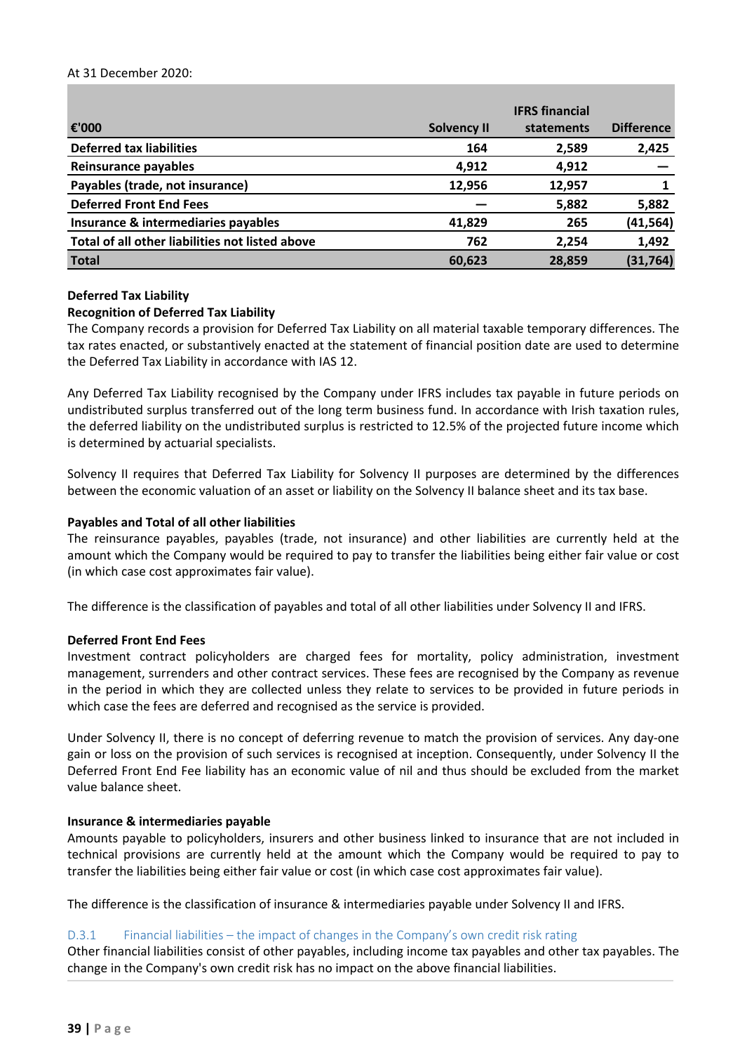At 31 December 2020:

| €'000 | Solvency II | IFRS financial statements | Difference |
|---|---|---|---|
| **Deferred tax liabilities** | **164** | **2,589** | **2,425** |
| **Reinsurance payables** | **4,912** | **4,912** | **—** |
| **Payables (trade, not insurance)** | **12,956** | **12,957** | **1** |
| **Deferred Front End Fees** | **—** | **5,882** | **5,882** |
| **Insurance & intermediaries payables** | **41,829** | **265** | **(41,564)** |
| **Total of all other liabilities not listed above** | **762** | **2,254** | **1,492** |
| **Total** | **60,623** | **28,859** | **(31,764)** |

**Deferred Tax Liability**

**Recognition of Deferred Tax Liability**

The Company records a provision for Deferred Tax Liability on all material taxable temporary differences. The tax rates enacted, or substantively enacted at the statement of financial position date are used to determine the Deferred Tax Liability in accordance with IAS 12.

Any Deferred Tax Liability recognised by the Company under IFRS includes tax payable in future periods on undistributed surplus transferred out of the long term business fund. In accordance with Irish taxation rules, the deferred liability on the undistributed surplus is restricted to 12.5% of the projected future income which is determined by actuarial specialists.

Solvency II requires that Deferred Tax Liability for Solvency II purposes are determined by the differences between the economic valuation of an asset or liability on the Solvency II balance sheet and its tax base.

**Payables and Total of all other liabilities**

The reinsurance payables, payables (trade, not insurance) and other liabilities are currently held at the amount which the Company would be required to pay to transfer the liabilities being either fair value or cost (in which case cost approximates fair value).

The difference is the classification of payables and total of all other liabilities under Solvency II and IFRS.

**Deferred Front End Fees**

Investment contract policyholders are charged fees for mortality, policy administration, investment management, surrenders and other contract services. These fees are recognised by the Company as revenue in the period in which they are collected unless they relate to services to be provided in future periods in which case the fees are deferred and recognised as the service is provided.

Under Solvency II, there is no concept of deferring revenue to match the provision of services. Any day-one gain or loss on the provision of such services is recognised at inception. Consequently, under Solvency II the Deferred Front End Fee liability has an economic value of nil and thus should be excluded from the market value balance sheet.

**Insurance & intermediaries payable**

Amounts payable to policyholders, insurers and other business linked to insurance that are not included in technical provisions are currently held at the amount which the Company would be required to pay to transfer the liabilities being either fair value or cost (in which case cost approximates fair value).

The difference is the classification of insurance & intermediaries payable under Solvency II and IFRS.

### D.3.1 Financial liabilities – the impact of changes in the Company's own credit risk rating

Other financial liabilities consist of other payables, including income tax payables and other tax payables. The change in the Company's own credit risk has no impact on the above financial liabilities.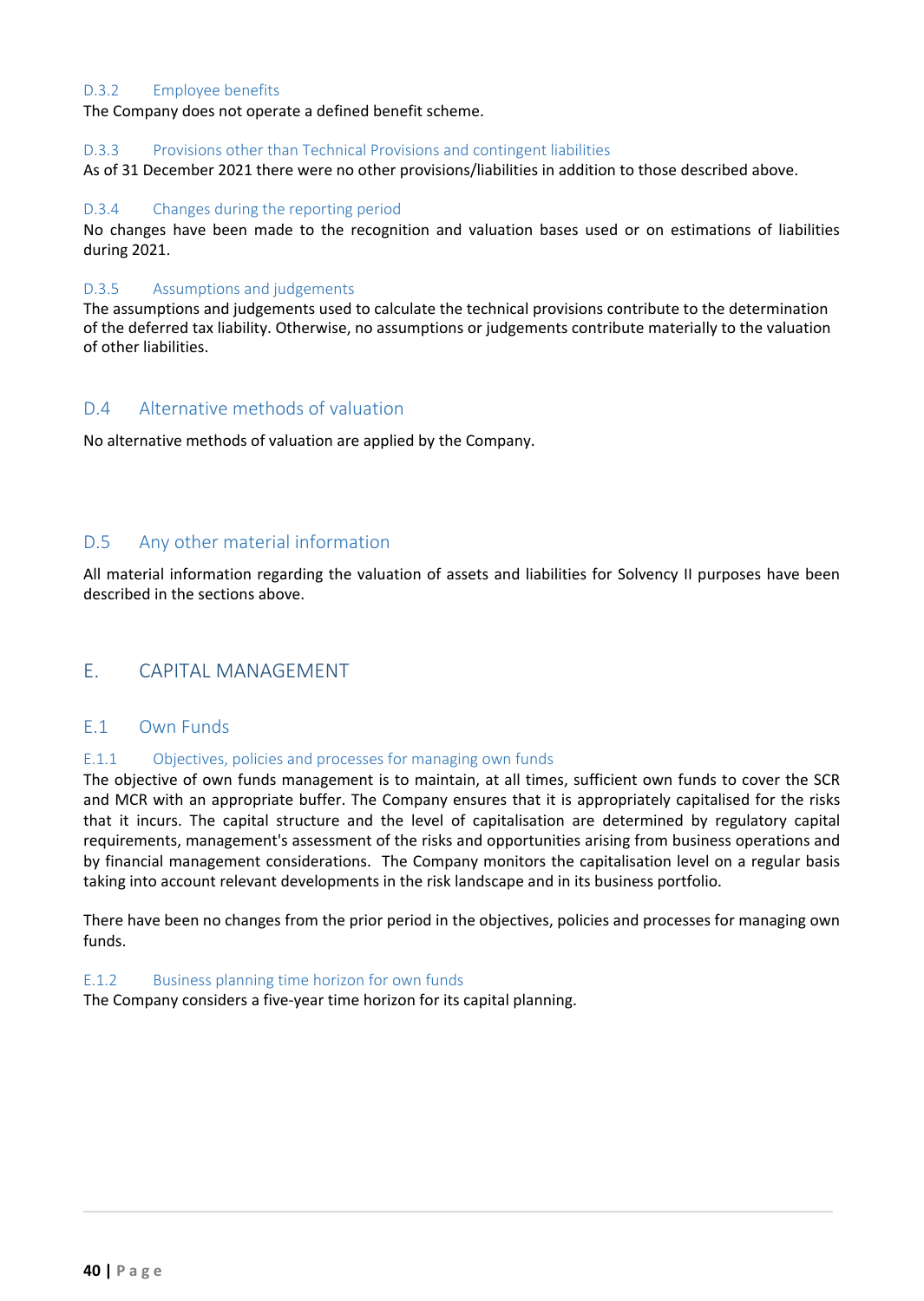### D.3.2 Employee benefits

The Company does not operate a defined benefit scheme.

### D.3.3 Provisions other than Technical Provisions and contingent liabilities

As of 31 December 2021 there were no other provisions/liabilities in addition to those described above.

### D.3.4 Changes during the reporting period

No changes have been made to the recognition and valuation bases used or on estimations of liabilities during 2021.

### D.3.5 Assumptions and judgements

The assumptions and judgements used to calculate the technical provisions contribute to the determination of the deferred tax liability. Otherwise, no assumptions or judgements contribute materially to the valuation of other liabilities.

## D.4 Alternative methods of valuation

No alternative methods of valuation are applied by the Company.

## D.5 Any other material information

All material information regarding the valuation of assets and liabilities for Solvency II purposes have been described in the sections above.

# E. CAPITAL MANAGEMENT

## E.1 Own Funds

### E.1.1 Objectives, policies and processes for managing own funds

The objective of own funds management is to maintain, at all times, sufficient own funds to cover the SCR and MCR with an appropriate buffer. The Company ensures that it is appropriately capitalised for the risks that it incurs. The capital structure and the level of capitalisation are determined by regulatory capital requirements, management's assessment of the risks and opportunities arising from business operations and by financial management considerations. The Company monitors the capitalisation level on a regular basis taking into account relevant developments in the risk landscape and in its business portfolio.

There have been no changes from the prior period in the objectives, policies and processes for managing own funds.

### E.1.2 Business planning time horizon for own funds

The Company considers a five-year time horizon for its capital planning.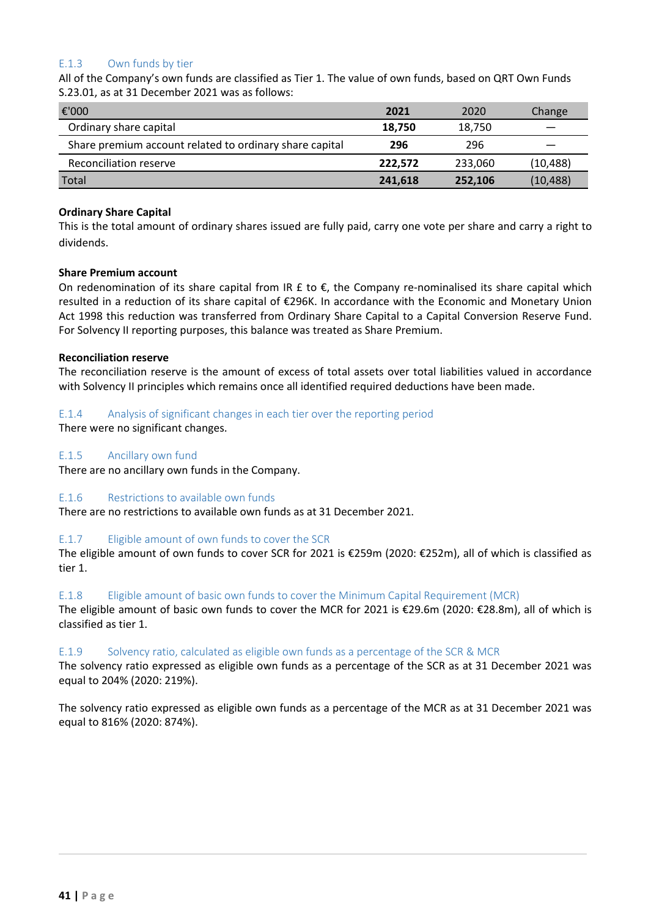### E.1.3 Own funds by tier

All of the Company's own funds are classified as Tier 1. The value of own funds, based on QRT Own Funds S.23.01, as at 31 December 2021 was as follows:

| €'000 | 2021 | 2020 | Change |
|---|---|---|---|
| Ordinary share capital | **18,750** | 18,750 | — |
| Share premium account related to ordinary share capital | **296** | 296 | — |
| Reconciliation reserve | **222,572** | 233,060 | (10,488) |
| Total | **241,618** | **252,106** | (10,488) |

**Ordinary Share Capital**

This is the total amount of ordinary shares issued are fully paid, carry one vote per share and carry a right to dividends.

**Share Premium account**

On redenomination of its share capital from IR £ to €, the Company re-nominalised its share capital which resulted in a reduction of its share capital of €296K. In accordance with the Economic and Monetary Union Act 1998 this reduction was transferred from Ordinary Share Capital to a Capital Conversion Reserve Fund. For Solvency II reporting purposes, this balance was treated as Share Premium.

**Reconciliation reserve**

The reconciliation reserve is the amount of excess of total assets over total liabilities valued in accordance with Solvency II principles which remains once all identified required deductions have been made.

### E.1.4 Analysis of significant changes in each tier over the reporting period

There were no significant changes.

### E.1.5 Ancillary own fund

There are no ancillary own funds in the Company.

### E.1.6 Restrictions to available own funds

There are no restrictions to available own funds as at 31 December 2021.

### E.1.7 Eligible amount of own funds to cover the SCR

The eligible amount of own funds to cover SCR for 2021 is €259m (2020: €252m), all of which is classified as tier 1.

### E.1.8 Eligible amount of basic own funds to cover the Minimum Capital Requirement (MCR)

The eligible amount of basic own funds to cover the MCR for 2021 is €29.6m (2020: €28.8m), all of which is classified as tier 1.

### E.1.9 Solvency ratio, calculated as eligible own funds as a percentage of the SCR & MCR

The solvency ratio expressed as eligible own funds as a percentage of the SCR as at 31 December 2021 was equal to 204% (2020: 219%).

The solvency ratio expressed as eligible own funds as a percentage of the MCR as at 31 December 2021 was equal to 816% (2020: 874%).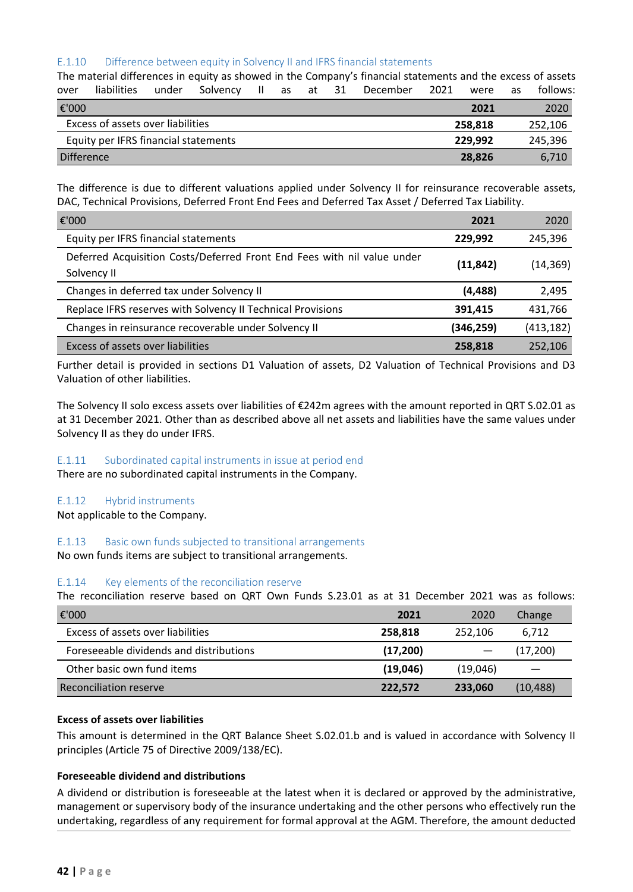### E.1.10 Difference between equity in Solvency II and IFRS financial statements

The material differences in equity as showed in the Company's financial statements and the excess of assets over liabilities under Solvency II as at 31 December 2021 were as follows:

| €'000 | 2021 | 2020 |
|---|---|---|
| Excess of assets over liabilities | **258,818** | 252,106 |
| Equity per IFRS financial statements | **229,992** | 245,396 |
| Difference | **28,826** | 6,710 |

The difference is due to different valuations applied under Solvency II for reinsurance recoverable assets, DAC, Technical Provisions, Deferred Front End Fees and Deferred Tax Asset / Deferred Tax Liability.

| €'000 | 2021 | 2020 |
|---|---|---|
| Equity per IFRS financial statements | **229,992** | 245,396 |
| Deferred Acquisition Costs/Deferred Front End Fees with nil value under Solvency II | **(11,842)** | (14,369) |
| Changes in deferred tax under Solvency II | **(4,488)** | 2,495 |
| Replace IFRS reserves with Solvency II Technical Provisions | **391,415** | 431,766 |
| Changes in reinsurance recoverable under Solvency II | **(346,259)** | (413,182) |
| Excess of assets over liabilities | **258,818** | 252,106 |

Further detail is provided in sections D1 Valuation of assets, D2 Valuation of Technical Provisions and D3 Valuation of other liabilities.

The Solvency II solo excess assets over liabilities of €242m agrees with the amount reported in QRT S.02.01 as at 31 December 2021. Other than as described above all net assets and liabilities have the same values under Solvency II as they do under IFRS.

### E.1.11 Subordinated capital instruments in issue at period end

There are no subordinated capital instruments in the Company.

### E.1.12 Hybrid instruments

Not applicable to the Company.

### E.1.13 Basic own funds subjected to transitional arrangements

No own funds items are subject to transitional arrangements.

### E.1.14 Key elements of the reconciliation reserve

The reconciliation reserve based on QRT Own Funds S.23.01 as at 31 December 2021 was as follows:

| €'000 | 2021 | 2020 | Change |
|---|---|---|---|
| Excess of assets over liabilities | **258,818** | 252,106 | 6,712 |
| Foreseeable dividends and distributions | **(17,200)** | — | (17,200) |
| Other basic own fund items | **(19,046)** | (19,046) | — |
| Reconciliation reserve | **222,572** | **233,060** | (10,488) |

**Excess of assets over liabilities**

This amount is determined in the QRT Balance Sheet S.02.01.b and is valued in accordance with Solvency II principles (Article 75 of Directive 2009/138/EC).

**Foreseeable dividend and distributions**

A dividend or distribution is foreseeable at the latest when it is declared or approved by the administrative, management or supervisory body of the insurance undertaking and the other persons who effectively run the undertaking, regardless of any requirement for formal approval at the AGM. Therefore, the amount deducted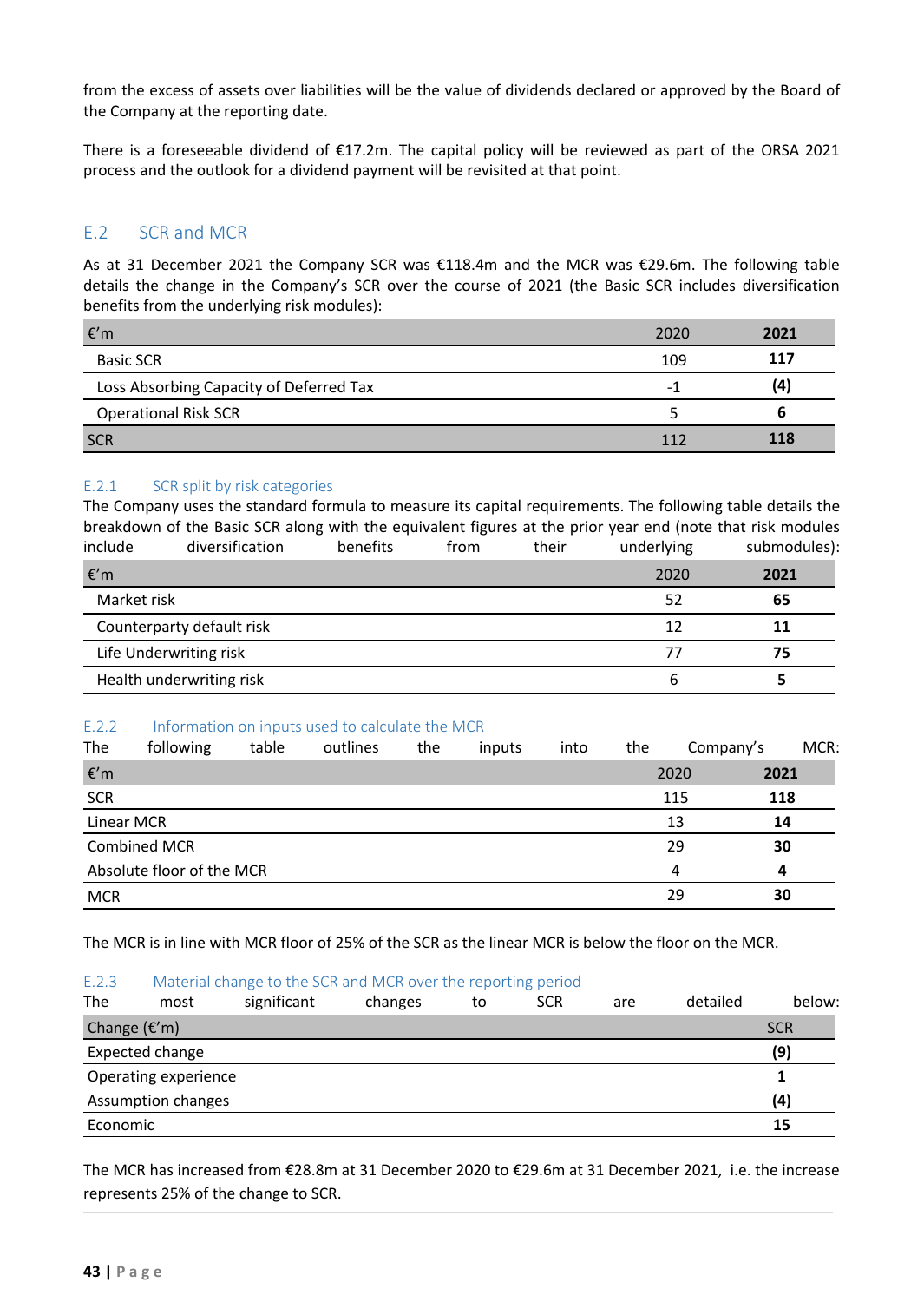from the excess of assets over liabilities will be the value of dividends declared or approved by the Board of the Company at the reporting date.

There is a foreseeable dividend of €17.2m. The capital policy will be reviewed as part of the ORSA 2021 process and the outlook for a dividend payment will be revisited at that point.

## E.2 SCR and MCR

As at 31 December 2021 the Company SCR was €118.4m and the MCR was €29.6m. The following table details the change in the Company's SCR over the course of 2021 (the Basic SCR includes diversification benefits from the underlying risk modules):

| €'m | 2020 | **2021** |
|---|---|---|
| Basic SCR | 109 | **117** |
| Loss Absorbing Capacity of Deferred Tax | -1 | **(4)** |
| Operational Risk SCR | 5 | **6** |
| SCR | 112 | **118** |

### E.2.1 SCR split by risk categories

The Company uses the standard formula to measure its capital requirements. The following table details the breakdown of the Basic SCR along with the equivalent figures at the prior year end (note that risk modules include diversification benefits from their underlying submodules):

| €'m | 2020 | **2021** |
|---|---|---|
| Market risk | 52 | **65** |
| Counterparty default risk | 12 | **11** |
| Life Underwriting risk | 77 | **75** |
| Health underwriting risk | 6 | **5** |

### E.2.2 Information on inputs used to calculate the MCR

The following table outlines the inputs into the Company's MCR:

| €'m | 2020 | **2021** |
|---|---|---|
| SCR | 115 | **118** |
| Linear MCR | 13 | **14** |
| Combined MCR | 29 | **30** |
| Absolute floor of the MCR | 4 | **4** |
| MCR | 29 | **30** |

The MCR is in line with MCR floor of 25% of the SCR as the linear MCR is below the floor on the MCR.

### E.2.3 Material change to the SCR and MCR over the reporting period

The most significant changes to SCR are detailed below:

| Change (€'m) | SCR |
|---|---|
| Expected change | **(9)** |
| Operating experience | **1** |
| Assumption changes | **(4)** |
| Economic | **15** |

The MCR has increased from €28.8m at 31 December 2020 to €29.6m at 31 December 2021, i.e. the increase represents 25% of the change to SCR.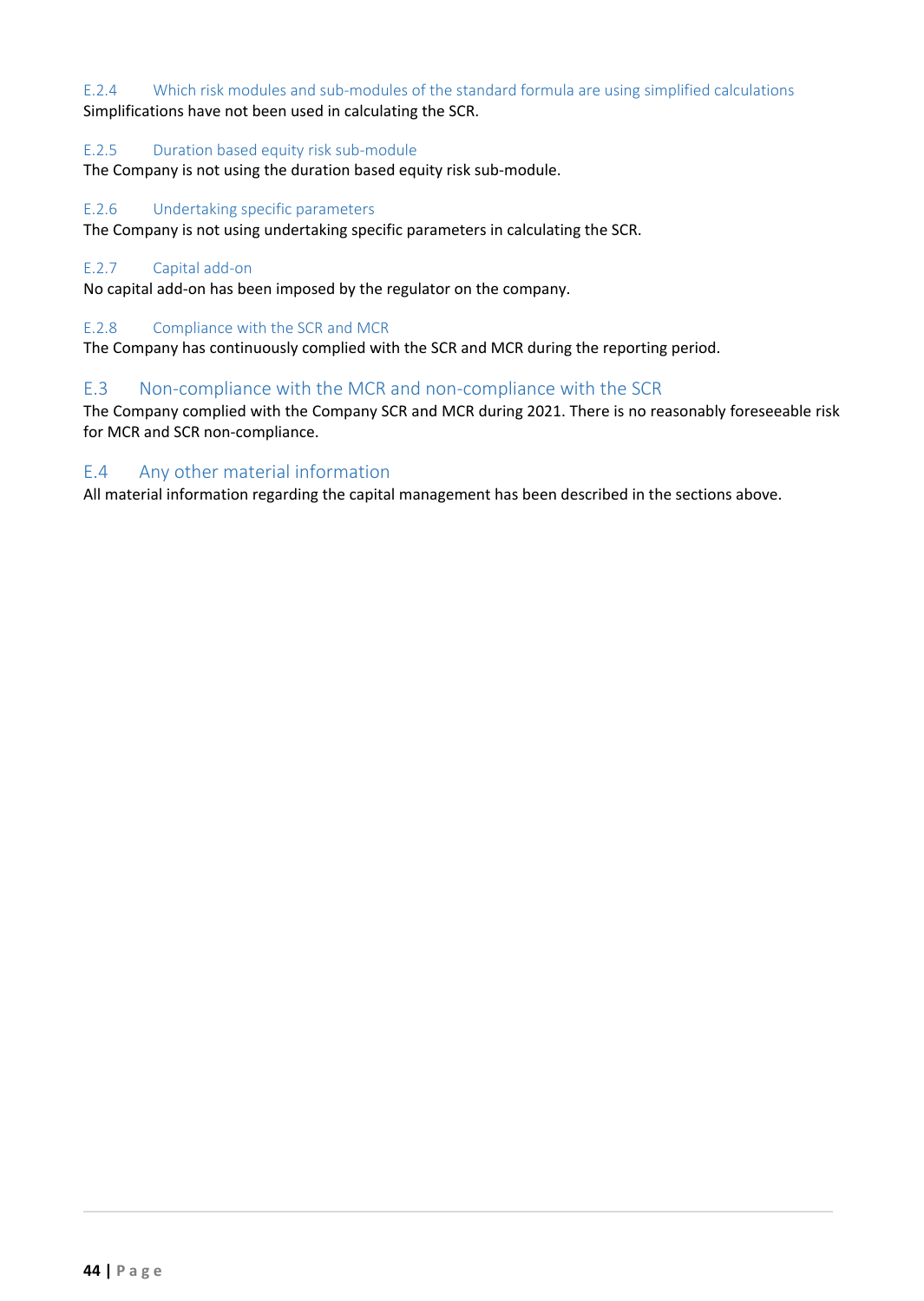### E.2.4 Which risk modules and sub-modules of the standard formula are using simplified calculations

Simplifications have not been used in calculating the SCR.

### E.2.5 Duration based equity risk sub-module

The Company is not using the duration based equity risk sub-module.

### E.2.6 Undertaking specific parameters

The Company is not using undertaking specific parameters in calculating the SCR.

### E.2.7 Capital add-on

No capital add-on has been imposed by the regulator on the company.

### E.2.8 Compliance with the SCR and MCR

The Company has continuously complied with the SCR and MCR during the reporting period.

## E.3 Non-compliance with the MCR and non-compliance with the SCR

The Company complied with the Company SCR and MCR during 2021. There is no reasonably foreseeable risk for MCR and SCR non-compliance.

## E.4 Any other material information

All material information regarding the capital management has been described in the sections above.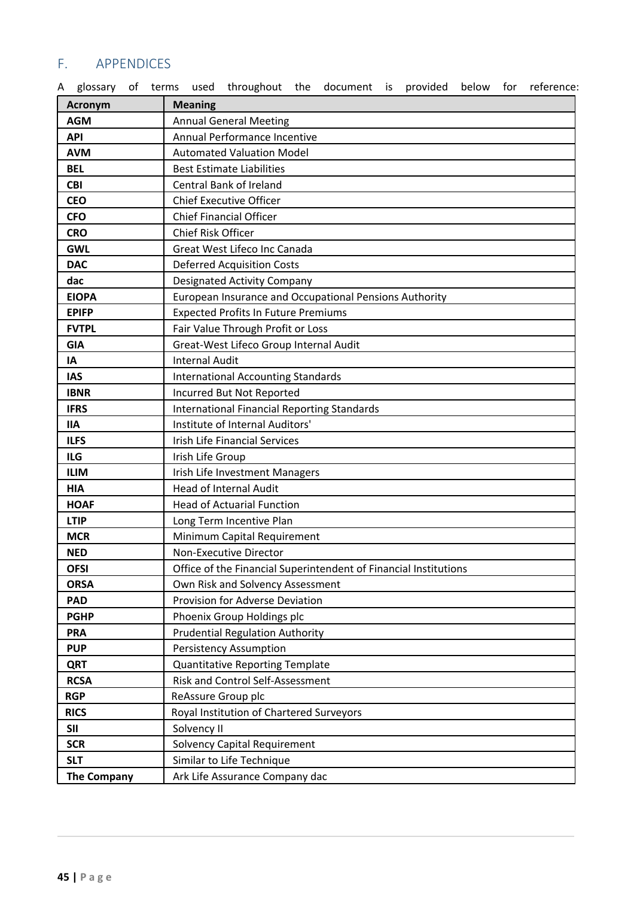# F. APPENDICES

A glossary of terms used throughout the document is provided below for reference:

| Acronym | Meaning |
|---|---|
| **AGM** | Annual General Meeting |
| **API** | Annual Performance Incentive |
| **AVM** | Automated Valuation Model |
| **BEL** | Best Estimate Liabilities |
| **CBI** | Central Bank of Ireland |
| **CEO** | Chief Executive Officer |
| **CFO** | Chief Financial Officer |
| **CRO** | Chief Risk Officer |
| **GWL** | Great West Lifeco Inc Canada |
| **DAC** | Deferred Acquisition Costs |
| **dac** | Designated Activity Company |
| **EIOPA** | European Insurance and Occupational Pensions Authority |
| **EPIFP** | Expected Profits In Future Premiums |
| **FVTPL** | Fair Value Through Profit or Loss |
| **GIA** | Great-West Lifeco Group Internal Audit |
| **IA** | Internal Audit |
| **IAS** | International Accounting Standards |
| **IBNR** | Incurred But Not Reported |
| **IFRS** | International Financial Reporting Standards |
| **IIA** | Institute of Internal Auditors' |
| **ILFS** | Irish Life Financial Services |
| **ILG** | Irish Life Group |
| **ILIM** | Irish Life Investment Managers |
| **HIA** | Head of Internal Audit |
| **HOAF** | Head of Actuarial Function |
| **LTIP** | Long Term Incentive Plan |
| **MCR** | Minimum Capital Requirement |
| **NED** | Non-Executive Director |
| **OFSI** | Office of the Financial Superintendent of Financial Institutions |
| **ORSA** | Own Risk and Solvency Assessment |
| **PAD** | Provision for Adverse Deviation |
| **PGHP** | Phoenix Group Holdings plc |
| **PRA** | Prudential Regulation Authority |
| **PUP** | Persistency Assumption |
| **QRT** | Quantitative Reporting Template |
| **RCSA** | Risk and Control Self-Assessment |
| **RGP** | ReAssure Group plc |
| **RICS** | Royal Institution of Chartered Surveyors |
| **SII** | Solvency II |
| **SCR** | Solvency Capital Requirement |
| **SLT** | Similar to Life Technique |
| **The Company** | Ark Life Assurance Company dac |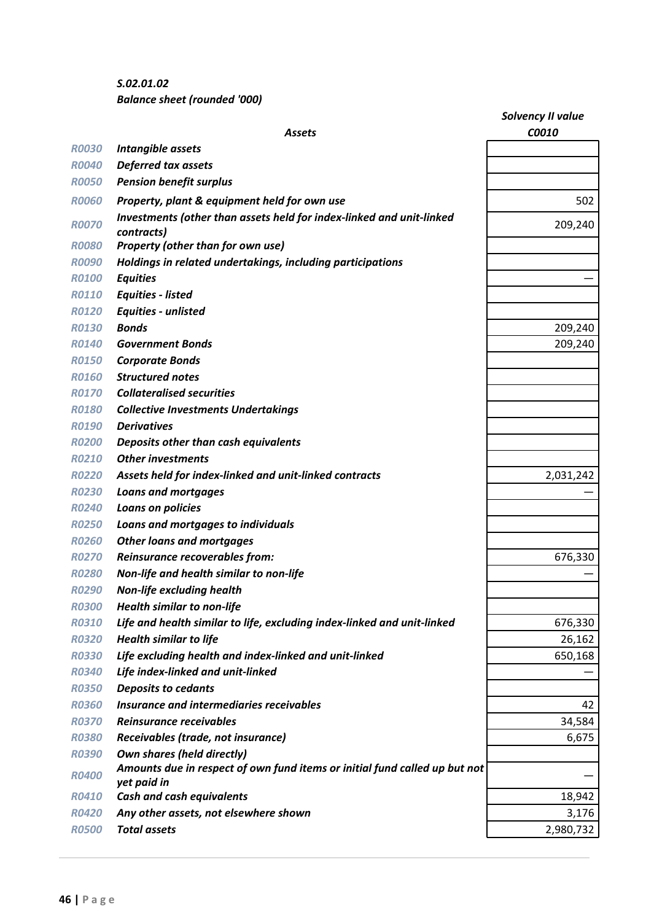*S.02.01.02*

*Balance sheet (rounded '000)*

| | *Assets* | *Solvency II value* |
|---|---|---|
| | | *C0010* |
| *R0030* | ***Intangible assets*** | |
| *R0040* | ***Deferred tax assets*** | |
| *R0050* | ***Pension benefit surplus*** | |
| *R0060* | ***Property, plant & equipment held for own use*** | 502 |
| *R0070* | ***Investments (other than assets held for index-linked and unit-linked contracts)*** | 209,240 |
| *R0080* | ***Property (other than for own use)*** | |
| *R0090* | ***Holdings in related undertakings, including participations*** | |
| *R0100* | ***Equities*** | — |
| *R0110* | ***Equities - listed*** | |
| *R0120* | ***Equities - unlisted*** | |
| *R0130* | ***Bonds*** | 209,240 |
| *R0140* | ***Government Bonds*** | 209,240 |
| *R0150* | ***Corporate Bonds*** | |
| *R0160* | ***Structured notes*** | |
| *R0170* | ***Collateralised securities*** | |
| *R0180* | ***Collective Investments Undertakings*** | |
| *R0190* | ***Derivatives*** | |
| *R0200* | ***Deposits other than cash equivalents*** | |
| *R0210* | ***Other investments*** | |
| *R0220* | ***Assets held for index-linked and unit-linked contracts*** | 2,031,242 |
| *R0230* | ***Loans and mortgages*** | — |
| *R0240* | ***Loans on policies*** | |
| *R0250* | ***Loans and mortgages to individuals*** | |
| *R0260* | ***Other loans and mortgages*** | |
| *R0270* | ***Reinsurance recoverables from:*** | 676,330 |
| *R0280* | ***Non-life and health similar to non-life*** | — |
| *R0290* | ***Non-life excluding health*** | |
| *R0300* | ***Health similar to non-life*** | |
| *R0310* | ***Life and health similar to life, excluding index-linked and unit-linked*** | 676,330 |
| *R0320* | ***Health similar to life*** | 26,162 |
| *R0330* | ***Life excluding health and index-linked and unit-linked*** | 650,168 |
| *R0340* | ***Life index-linked and unit-linked*** | — |
| *R0350* | ***Deposits to cedants*** | |
| *R0360* | ***Insurance and intermediaries receivables*** | 42 |
| *R0370* | ***Reinsurance receivables*** | 34,584 |
| *R0380* | ***Receivables (trade, not insurance)*** | 6,675 |
| *R0390* | ***Own shares (held directly)*** | |
| *R0400* | ***Amounts due in respect of own fund items or initial fund called up but not yet paid in*** | — |
| *R0410* | ***Cash and cash equivalents*** | 18,942 |
| *R0420* | ***Any other assets, not elsewhere shown*** | 3,176 |
| *R0500* | ***Total assets*** | 2,980,732 |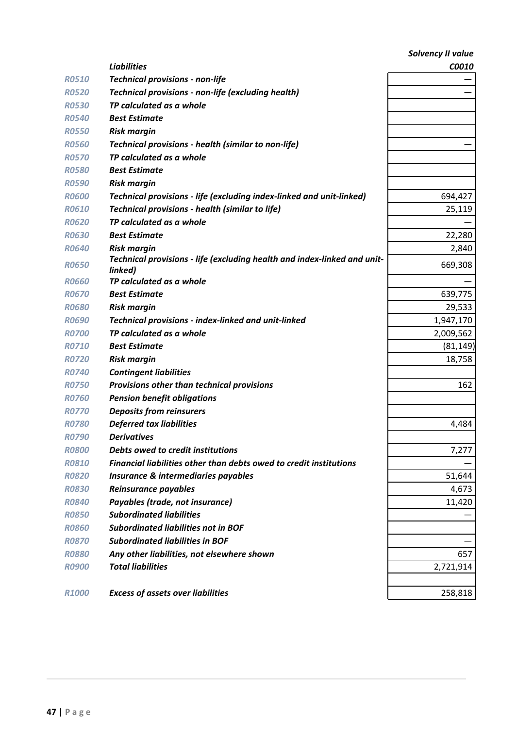| | | Solvency II value |
|---|---|---|
| | ***Liabilities*** | ***C0010*** |
| *R0510* | ***Technical provisions - non-life*** | — |
| *R0520* | ***Technical provisions - non-life (excluding health)*** | — |
| *R0530* | ***TP calculated as a whole*** | |
| *R0540* | ***Best Estimate*** | |
| *R0550* | ***Risk margin*** | |
| *R0560* | ***Technical provisions - health (similar to non-life)*** | — |
| *R0570* | ***TP calculated as a whole*** | |
| *R0580* | ***Best Estimate*** | |
| *R0590* | ***Risk margin*** | |
| *R0600* | ***Technical provisions - life (excluding index-linked and unit-linked)*** | 694,427 |
| *R0610* | ***Technical provisions - health (similar to life)*** | 25,119 |
| *R0620* | ***TP calculated as a whole*** | — |
| *R0630* | ***Best Estimate*** | 22,280 |
| *R0640* | ***Risk margin*** | 2,840 |
| *R0650* | ***Technical provisions - life (excluding health and index-linked and unit-linked)*** | 669,308 |
| *R0660* | ***TP calculated as a whole*** | — |
| *R0670* | ***Best Estimate*** | 639,775 |
| *R0680* | ***Risk margin*** | 29,533 |
| *R0690* | ***Technical provisions - index-linked and unit-linked*** | 1,947,170 |
| *R0700* | ***TP calculated as a whole*** | 2,009,562 |
| *R0710* | ***Best Estimate*** | (81,149) |
| *R0720* | ***Risk margin*** | 18,758 |
| *R0740* | ***Contingent liabilities*** | |
| *R0750* | ***Provisions other than technical provisions*** | 162 |
| *R0760* | ***Pension benefit obligations*** | |
| *R0770* | ***Deposits from reinsurers*** | |
| *R0780* | ***Deferred tax liabilities*** | 4,484 |
| *R0790* | ***Derivatives*** | |
| *R0800* | ***Debts owed to credit institutions*** | 7,277 |
| *R0810* | ***Financial liabilities other than debts owed to credit institutions*** | — |
| *R0820* | ***Insurance & intermediaries payables*** | 51,644 |
| *R0830* | ***Reinsurance payables*** | 4,673 |
| *R0840* | ***Payables (trade, not insurance)*** | 11,420 |
| *R0850* | ***Subordinated liabilities*** | — |
| *R0860* | ***Subordinated liabilities not in BOF*** | |
| *R0870* | ***Subordinated liabilities in BOF*** | — |
| *R0880* | ***Any other liabilities, not elsewhere shown*** | 657 |
| *R0900* | ***Total liabilities*** | 2,721,914 |
| | | |
| *R1000* | ***Excess of assets over liabilities*** | 258,818 |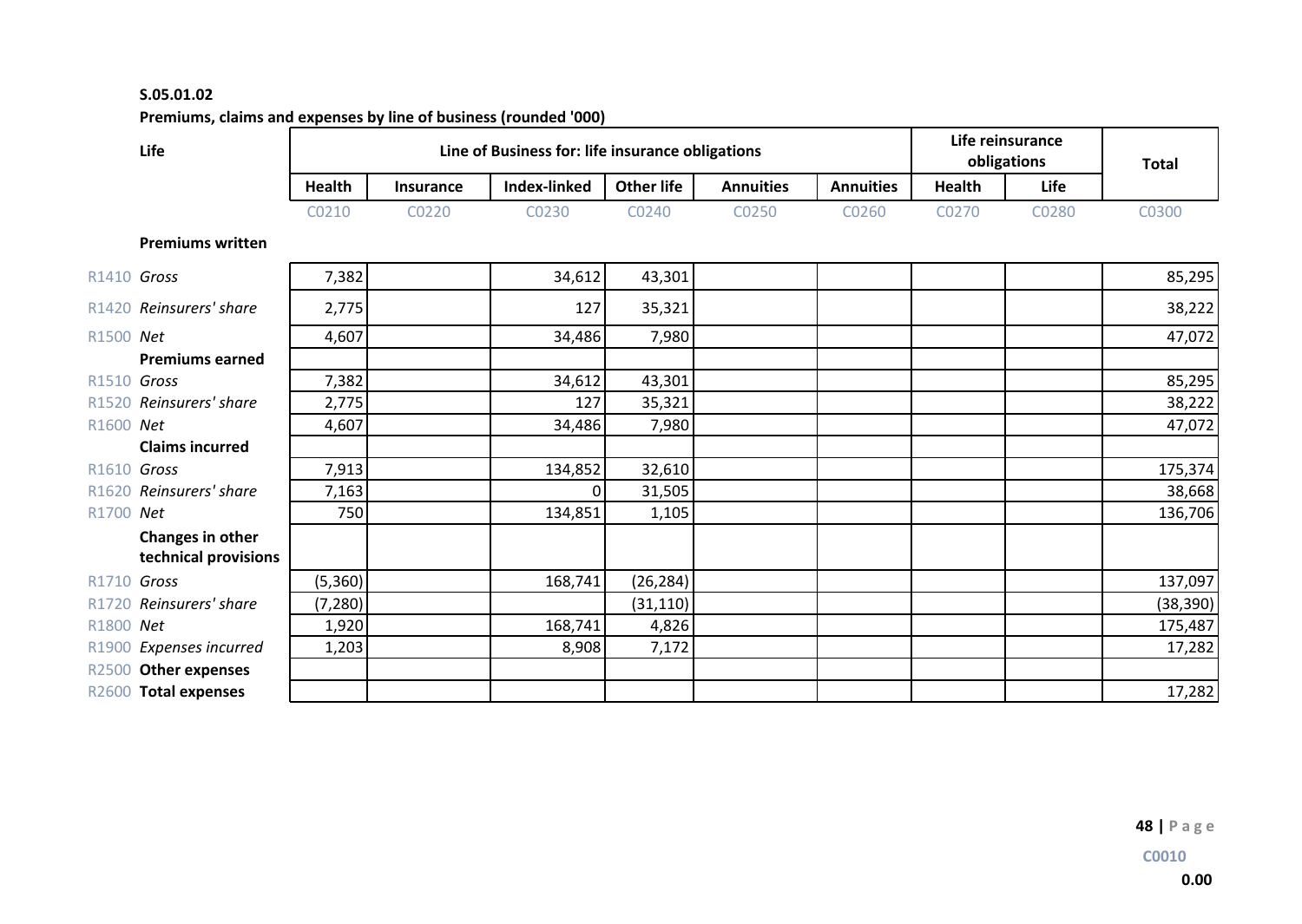**S.05.01.02**

**Premiums, claims and expenses by line of business (rounded '000)**

| | **Life** | **Line of Business for: life insurance obligations** | | | | | | **Life reinsurance obligations** | | **Total** |
|---|---|---|---|---|---|---|---|---|---|---|
| | | **Health** | **Insurance** | **Index-linked** | **Other life** | **Annuities** | **Annuities** | **Health** | **Life** | |
| | | C0210 | C0220 | C0230 | C0240 | C0250 | C0260 | C0270 | C0280 | C0300 |
| | **Premiums written** | | | | | | | | | |
| R1410 | *Gross* | 7,382 | | 34,612 | 43,301 | | | | | 85,295 |
| R1420 | *Reinsurers' share* | 2,775 | | 127 | 35,321 | | | | | 38,222 |
| R1500 | *Net* | 4,607 | | 34,486 | 7,980 | | | | | 47,072 |
| | **Premiums earned** | | | | | | | | | |
| R1510 | *Gross* | 7,382 | | 34,612 | 43,301 | | | | | 85,295 |
| R1520 | *Reinsurers' share* | 2,775 | | 127 | 35,321 | | | | | 38,222 |
| R1600 | *Net* | 4,607 | | 34,486 | 7,980 | | | | | 47,072 |
| | **Claims incurred** | | | | | | | | | |
| R1610 | *Gross* | 7,913 | | 134,852 | 32,610 | | | | | 175,374 |
| R1620 | *Reinsurers' share* | 7,163 | | 0 | 31,505 | | | | | 38,668 |
| R1700 | *Net* | 750 | | 134,851 | 1,105 | | | | | 136,706 |
| | **Changes in other technical provisions** | | | | | | | | | |
| R1710 | *Gross* | (5,360) | | 168,741 | (26,284) | | | | | 137,097 |
| R1720 | *Reinsurers' share* | (7,280) | | | (31,110) | | | | | (38,390) |
| R1800 | *Net* | 1,920 | | 168,741 | 4,826 | | | | | 175,487 |
| R1900 | *Expenses incurred* | 1,203 | | 8,908 | 7,172 | | | | | 17,282 |
| R2500 | **Other expenses** | | | | | | | | | |
| R2600 | **Total expenses** | | | | | | | | | 17,282 |

**C0010**

**0.00**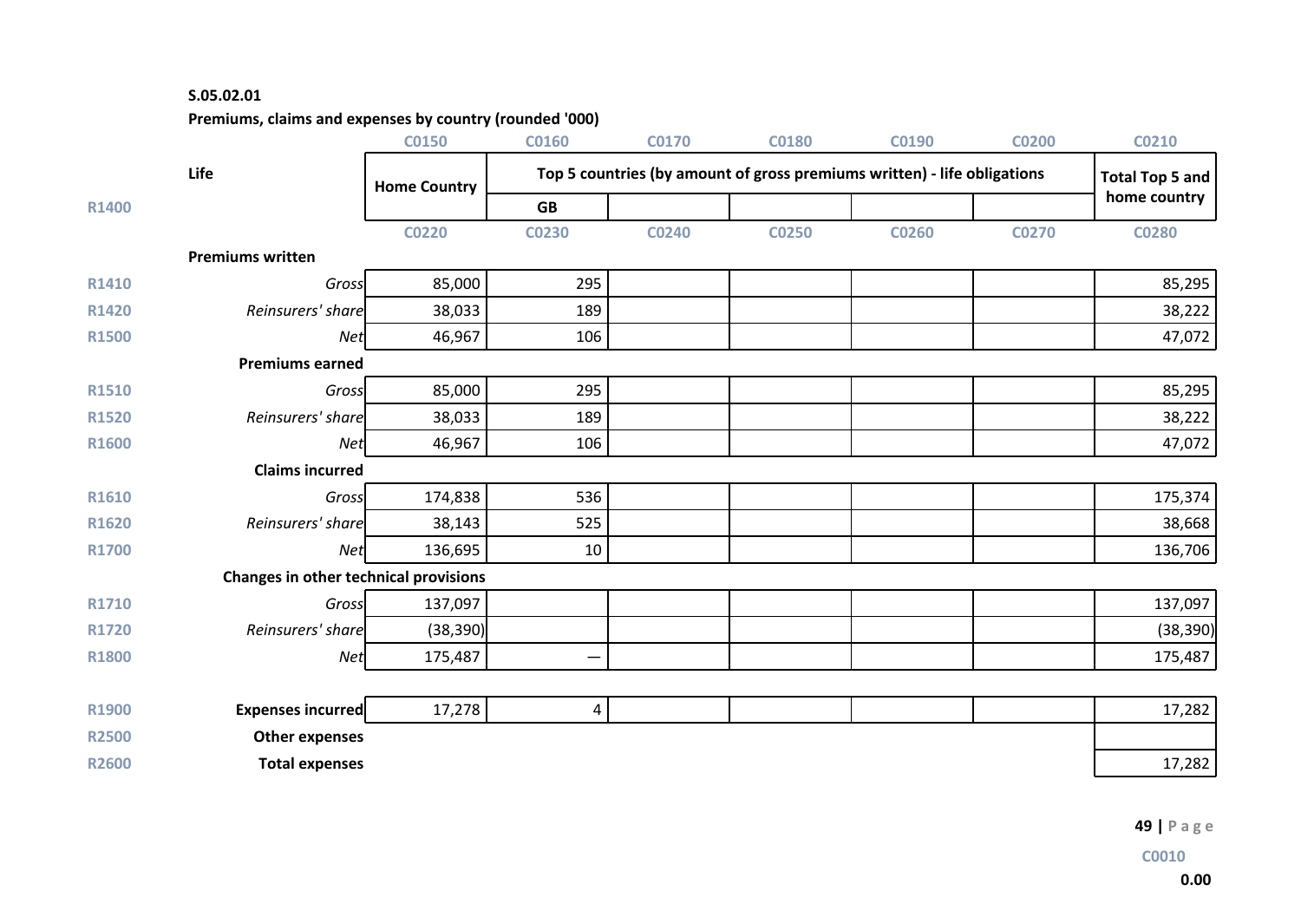**S.05.02.01**

**Premiums, claims and expenses by country (rounded '000)**

| | | C0150 | C0160 | C0170 | C0180 | C0190 | C0200 | C0210 |
|---|---|---|---|---|---|---|---|---|
| | **Life** | **Home Country** | **Top 5 countries (by amount of gross premiums written) - life obligations** | | | | | **Total Top 5 and home country** |
| R1400 | | | **GB** | | | | | |
| | | C0220 | C0230 | C0240 | C0250 | C0260 | C0270 | C0280 |
| | **Premiums written** | | | | | | | |
| R1410 | *Gross* | 85,000 | 295 | | | | | 85,295 |
| R1420 | *Reinsurers' share* | 38,033 | 189 | | | | | 38,222 |
| R1500 | *Net* | 46,967 | 106 | | | | | 47,072 |
| | **Premiums earned** | | | | | | | |
| R1510 | *Gross* | 85,000 | 295 | | | | | 85,295 |
| R1520 | *Reinsurers' share* | 38,033 | 189 | | | | | 38,222 |
| R1600 | *Net* | 46,967 | 106 | | | | | 47,072 |
| | **Claims incurred** | | | | | | | |
| R1610 | *Gross* | 174,838 | 536 | | | | | 175,374 |
| R1620 | *Reinsurers' share* | 38,143 | 525 | | | | | 38,668 |
| R1700 | *Net* | 136,695 | 10 | | | | | 136,706 |
| | **Changes in other technical provisions** | | | | | | | |
| R1710 | *Gross* | 137,097 | | | | | | 137,097 |
| R1720 | *Reinsurers' share* | (38,390) | | | | | | (38,390) |
| R1800 | *Net* | 175,487 | — | | | | | 175,487 |
| R1900 | **Expenses incurred** | 17,278 | 4 | | | | | 17,282 |
| R2500 | **Other expenses** | | | | | | | |
| R2600 | **Total expenses** | | | | | | | 17,282 |

C0010

**0.00**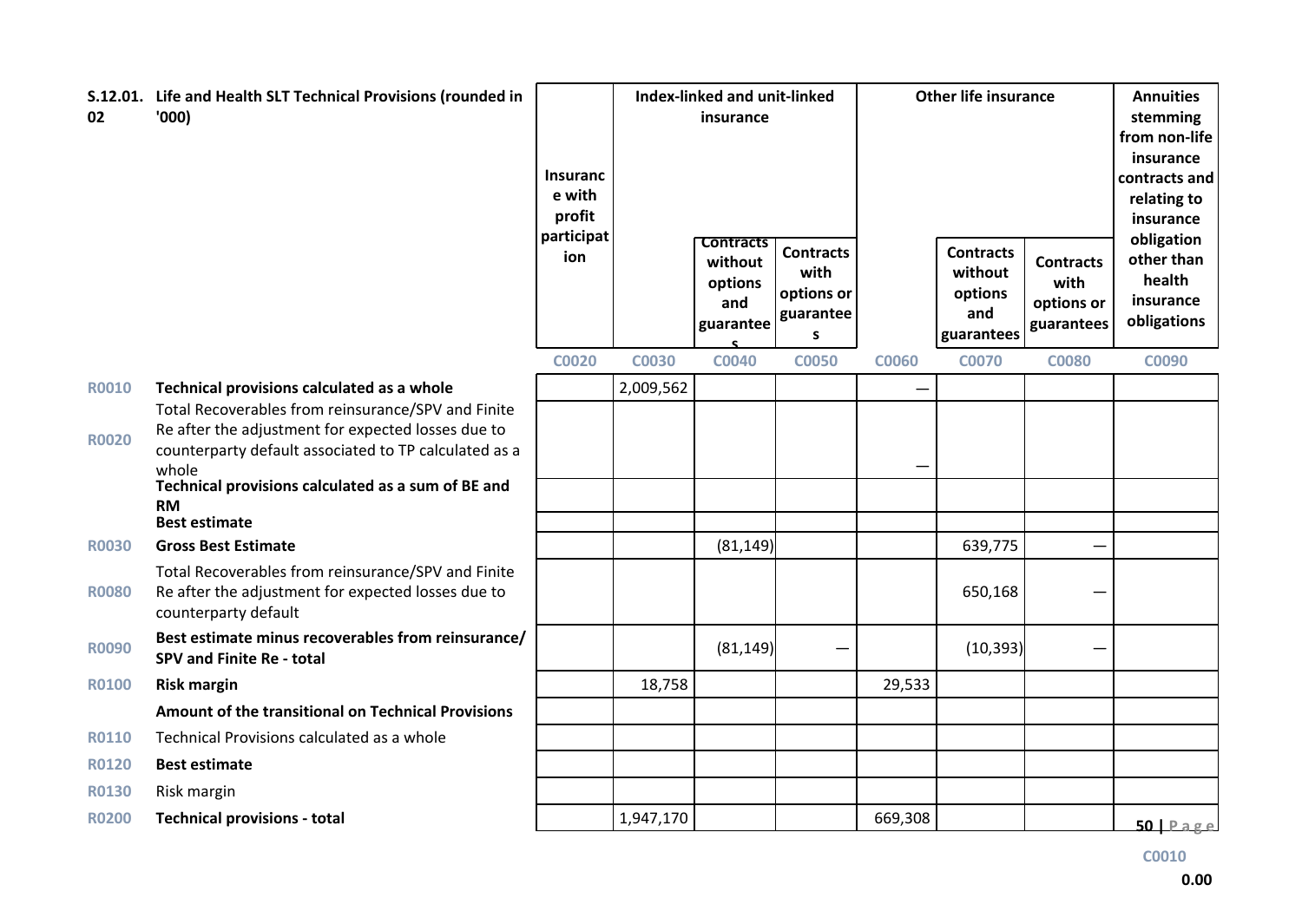| S.12.01.02 | Life and Health SLT Technical Provisions (rounded in '000) | Insurance with profit participation | Index-linked and unit-linked insurance | | | Other life insurance | | | Annuities stemming from non-life insurance contracts and relating to insurance obligation other than health insurance obligations |
|---|---|---|---|---|---|---|---|---|---|
| | | | | Contracts without options and guarantees | Contracts with options or guarantees | | Contracts without options and guarantees | Contracts with options or guarantees | |
| | | C0020 | C0030 | C0040 | C0050 | C0060 | C0070 | C0080 | C0090 |
| R0010 | **Technical provisions calculated as a whole** | | 2,009,562 | | | — | | | |
| R0020 | Total Recoverables from reinsurance/SPV and Finite Re after the adjustment for expected losses due to counterparty default associated to TP calculated as a whole | | | | | — | | | |
| | **Technical provisions calculated as a sum of BE and RM** | | | | | | | | |
| | **Best estimate** | | | | | | | | |
| R0030 | **Gross Best Estimate** | | | (81,149) | | | 639,775 | — | |
| R0080 | Total Recoverables from reinsurance/SPV and Finite Re after the adjustment for expected losses due to counterparty default | | | | | | 650,168 | — | |
| R0090 | **Best estimate minus recoverables from reinsurance/ SPV and Finite Re - total** | | | (81,149) | — | | (10,393) | — | |
| R0100 | **Risk margin** | | 18,758 | | | 29,533 | | | |
| | **Amount of the transitional on Technical Provisions** | | | | | | | | |
| R0110 | Technical Provisions calculated as a whole | | | | | | | | |
| R0120 | **Best estimate** | | | | | | | | |
| R0130 | Risk margin | | | | | | | | |
| R0200 | **Technical provisions - total** | | 1,947,170 | | | 669,308 | | | |

| C0010 |
|---|
| 0.00 |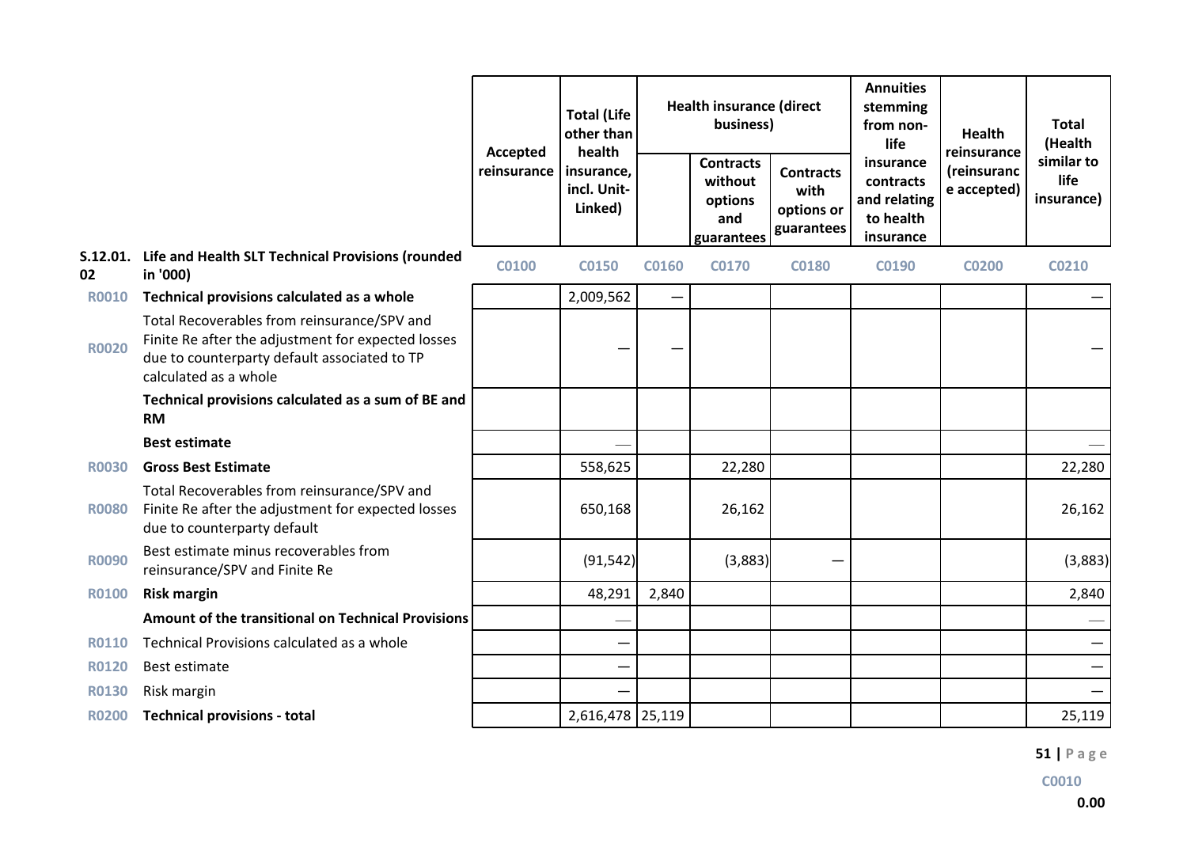| S.12.01.02 | Life and Health SLT Technical Provisions (rounded in '000) | Accepted reinsurance | Total (Life other than health insurance, incl. Unit-Linked) | Health insurance (direct business) | | | Annuities stemming from non-life insurance contracts and relating to health insurance | Health reinsurance (reinsurance accepted) | Total (Health similar to life insurance) |
|---|---|---|---|---|---|---|---|---|---|
| | | | | | Contracts without options and guarantees | Contracts with options or guarantees | | | |
| | | C0100 | C0150 | C0160 | C0170 | C0180 | C0190 | C0200 | C0210 |
| R0010 | **Technical provisions calculated as a whole** | | 2,009,562 | — | | | | | — |
| R0020 | Total Recoverables from reinsurance/SPV and Finite Re after the adjustment for expected losses due to counterparty default associated to TP calculated as a whole | | — | — | | | | | — |
| | **Technical provisions calculated as a sum of BE and RM** | | | | | | | | |
| | **Best estimate** | | — | | | | | | — |
| R0030 | **Gross Best Estimate** | | 558,625 | | 22,280 | | | | 22,280 |
| R0080 | Total Recoverables from reinsurance/SPV and Finite Re after the adjustment for expected losses due to counterparty default | | 650,168 | | 26,162 | | | | 26,162 |
| R0090 | Best estimate minus recoverables from reinsurance/SPV and Finite Re | | (91,542) | | (3,883) | — | | | (3,883) |
| R0100 | **Risk margin** | | 48,291 | 2,840 | | | | | 2,840 |
| | **Amount of the transitional on Technical Provisions** | | — | | | | | | — |
| R0110 | Technical Provisions calculated as a whole | | — | | | | | | — |
| R0120 | Best estimate | | — | | | | | | — |
| R0130 | Risk margin | | — | | | | | | — |
| R0200 | **Technical provisions - total** | | 2,616,478 | 25,119 | | | | | 25,119 |

C0010

0.00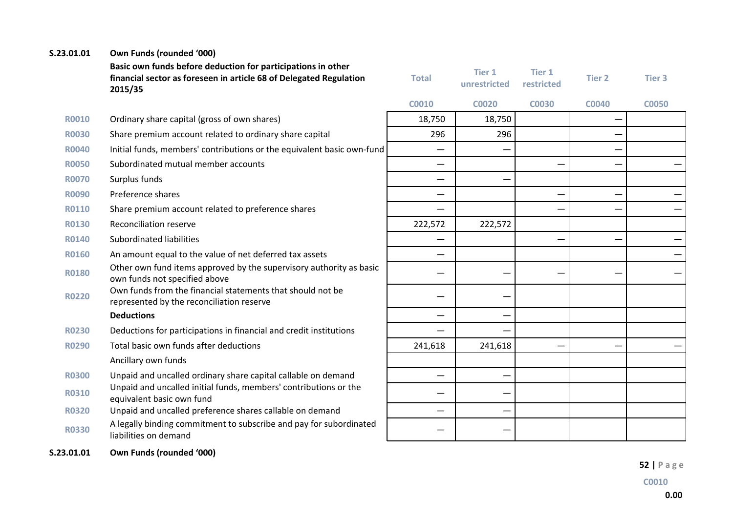**S.23.01.01 Own Funds (rounded '000)**

| | Basic own funds before deduction for participations in other financial sector as foreseen in article 68 of Delegated Regulation 2015/35 | Total | Tier 1 unrestricted | Tier 1 restricted | Tier 2 | Tier 3 |
|---|---|---|---|---|---|---|
| | | C0010 | C0020 | C0030 | C0040 | C0050 |
| R0010 | Ordinary share capital (gross of own shares) | 18,750 | 18,750 | | — | |
| R0030 | Share premium account related to ordinary share capital | 296 | 296 | | — | |
| R0040 | Initial funds, members' contributions or the equivalent basic own-fund | — | — | | — | |
| R0050 | Subordinated mutual member accounts | — | | — | — | — |
| R0070 | Surplus funds | — | — | | | |
| R0090 | Preference shares | — | | — | — | — |
| R0110 | Share premium account related to preference shares | — | | — | — | — |
| R0130 | Reconciliation reserve | 222,572 | 222,572 | | | |
| R0140 | Subordinated liabilities | — | | — | — | — |
| R0160 | An amount equal to the value of net deferred tax assets | — | | | | — |
| R0180 | Other own fund items approved by the supervisory authority as basic own funds not specified above | — | — | — | — | — |
| R0220 | Own funds from the financial statements that should not be represented by the reconciliation reserve | — | — | | | |
| | **Deductions** | — | — | | | |
| R0230 | Deductions for participations in financial and credit institutions | — | — | | | |
| R0290 | Total basic own funds after deductions | 241,618 | 241,618 | — | — | — |
| | Ancillary own funds | | | | | |
| R0300 | Unpaid and uncalled ordinary share capital callable on demand | — | — | | | |
| R0310 | Unpaid and uncalled initial funds, members' contributions or the equivalent basic own fund | — | — | | | |
| R0320 | Unpaid and uncalled preference shares callable on demand | — | — | | | |
| R0330 | A legally binding commitment to subscribe and pay for subordinated liabilities on demand | — | — | | | |

**S.23.01.01 Own Funds (rounded '000)**

| C0010 |
|---|
| 0.00 |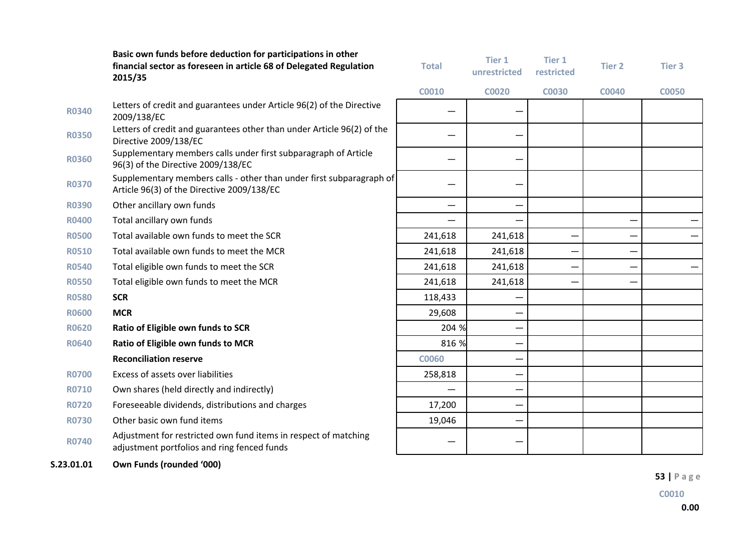| | Basic own funds before deduction for participations in other financial sector as foreseen in article 68 of Delegated Regulation 2015/35 | Total | Tier 1 unrestricted | Tier 1 restricted | Tier 2 | Tier 3 |
|---|---|---|---|---|---|---|
| | | C0010 | C0020 | C0030 | C0040 | C0050 |
| R0340 | Letters of credit and guarantees under Article 96(2) of the Directive 2009/138/EC | — | — | | | |
| R0350 | Letters of credit and guarantees other than under Article 96(2) of the Directive 2009/138/EC | — | — | | | |
| R0360 | Supplementary members calls under first subparagraph of Article 96(3) of the Directive 2009/138/EC | — | — | | | |
| R0370 | Supplementary members calls - other than under first subparagraph of Article 96(3) of the Directive 2009/138/EC | — | — | | | |
| R0390 | Other ancillary own funds | — | — | | | |
| R0400 | Total ancillary own funds | — | — | | — | — |
| R0500 | Total available own funds to meet the SCR | 241,618 | 241,618 | — | — | — |
| R0510 | Total available own funds to meet the MCR | 241,618 | 241,618 | — | — | |
| R0540 | Total eligible own funds to meet the SCR | 241,618 | 241,618 | — | — | — |
| R0550 | Total eligible own funds to meet the MCR | 241,618 | 241,618 | — | — | |
| R0580 | **SCR** | 118,433 | — | | | |
| R0600 | **MCR** | 29,608 | — | | | |
| R0620 | **Ratio of Eligible own funds to SCR** | 204 % | — | | | |
| R0640 | **Ratio of Eligible own funds to MCR** | 816 % | — | | | |
| | **Reconciliation reserve** | C0060 | — | | | |
| R0700 | Excess of assets over liabilities | 258,818 | — | | | |
| R0710 | Own shares (held directly and indirectly) | — | — | | | |
| R0720 | Foreseeable dividends, distributions and charges | 17,200 | — | | | |
| R0730 | Other basic own fund items | 19,046 | — | | | |
| R0740 | Adjustment for restricted own fund items in respect of matching adjustment portfolios and ring fenced funds | — | — | | | |

**S.23.01.01 Own Funds (rounded '000)**

C0010

0.00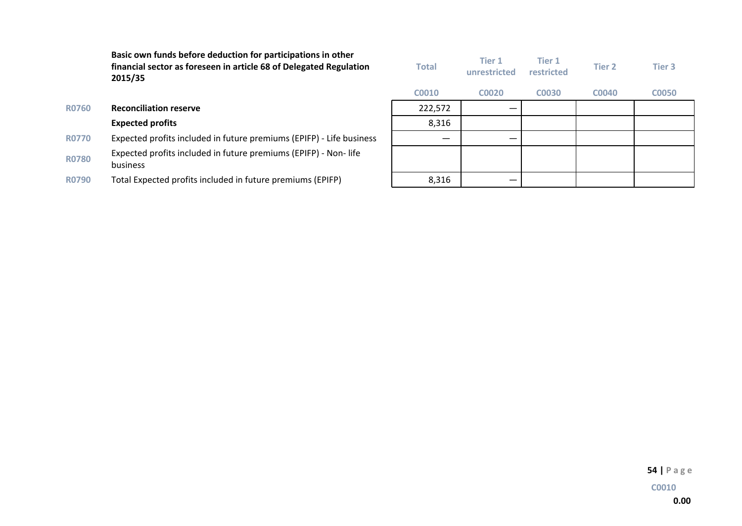| | Basic own funds before deduction for participations in other financial sector as foreseen in article 68 of Delegated Regulation 2015/35 | Total | Tier 1 unrestricted | Tier 1 restricted | Tier 2 | Tier 3 |
|---|---|---|---|---|---|---|
| | | C0010 | C0020 | C0030 | C0040 | C0050 |
| R0760 | **Reconciliation reserve** | 222,572 | — | | | |
| | **Expected profits** | 8,316 | | | | |
| R0770 | Expected profits included in future premiums (EPIFP) - Life business | — | — | | | |
| R0780 | Expected profits included in future premiums (EPIFP) - Non- life business | | | | | |
| R0790 | Total Expected profits included in future premiums (EPIFP) | 8,316 | — | | | |

C0010

0.00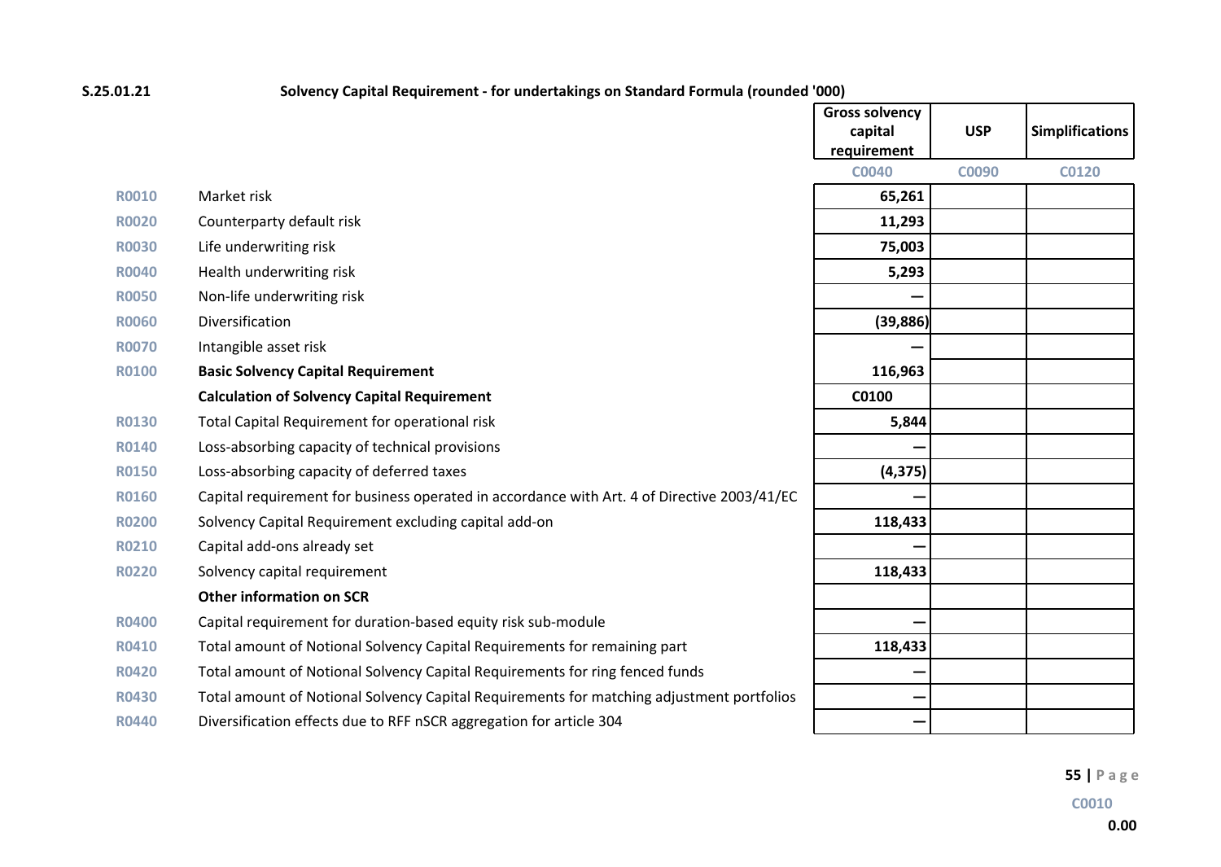**S.25.01.21** **Solvency Capital Requirement - for undertakings on Standard Formula (rounded '000)**

| | | Gross solvency capital requirement | USP | Simplifications |
|---|---|---|---|---|
| | | C0040 | C0090 | C0120 |
| R0010 | Market risk | 65,261 | | |
| R0020 | Counterparty default risk | 11,293 | | |
| R0030 | Life underwriting risk | 75,003 | | |
| R0040 | Health underwriting risk | 5,293 | | |
| R0050 | Non-life underwriting risk | — | | |
| R0060 | Diversification | (39,886) | | |
| R0070 | Intangible asset risk | — | | |
| R0100 | **Basic Solvency Capital Requirement** | 116,963 | | |
| | **Calculation of Solvency Capital Requirement** | C0100 | | |
| R0130 | Total Capital Requirement for operational risk | 5,844 | | |
| R0140 | Loss-absorbing capacity of technical provisions | — | | |
| R0150 | Loss-absorbing capacity of deferred taxes | (4,375) | | |
| R0160 | Capital requirement for business operated in accordance with Art. 4 of Directive 2003/41/EC | — | | |
| R0200 | Solvency Capital Requirement excluding capital add-on | 118,433 | | |
| R0210 | Capital add-ons already set | — | | |
| R0220 | Solvency capital requirement | 118,433 | | |
| | **Other information on SCR** | | | |
| R0400 | Capital requirement for duration-based equity risk sub-module | — | | |
| R0410 | Total amount of Notional Solvency Capital Requirements for remaining part | 118,433 | | |
| R0420 | Total amount of Notional Solvency Capital Requirements for ring fenced funds | — | | |
| R0430 | Total amount of Notional Solvency Capital Requirements for matching adjustment portfolios | — | | |
| R0440 | Diversification effects due to RFF nSCR aggregation for article 304 | — | | |

C0010

0.00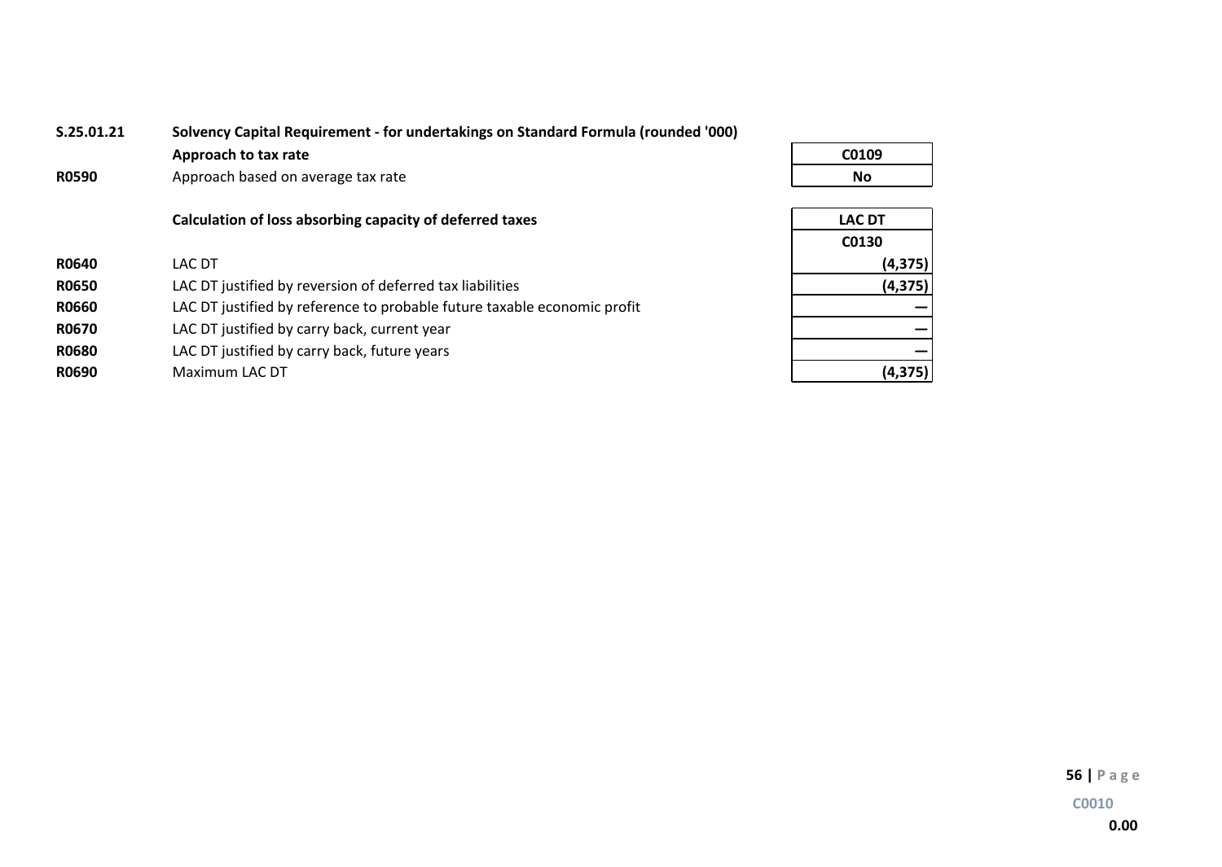**S.25.01.21** **Solvency Capital Requirement - for undertakings on Standard Formula (rounded '000)**

| | **Approach to tax rate** | **C0109** |
|---|---|---|
| **R0590** | Approach based on average tax rate | **No** |

| | **Calculation of loss absorbing capacity of deferred taxes** | **LAC DT** |
|---|---|---|
| | | **C0130** |
| **R0640** | LAC DT | **(4,375)** |
| **R0650** | LAC DT justified by reversion of deferred tax liabilities | **(4,375)** |
| **R0660** | LAC DT justified by reference to probable future taxable economic profit | **—** |
| **R0670** | LAC DT justified by carry back, current year | **—** |
| **R0680** | LAC DT justified by carry back, future years | **—** |
| **R0690** | Maximum LAC DT | **(4,375)** |

**C0010**

**0.00**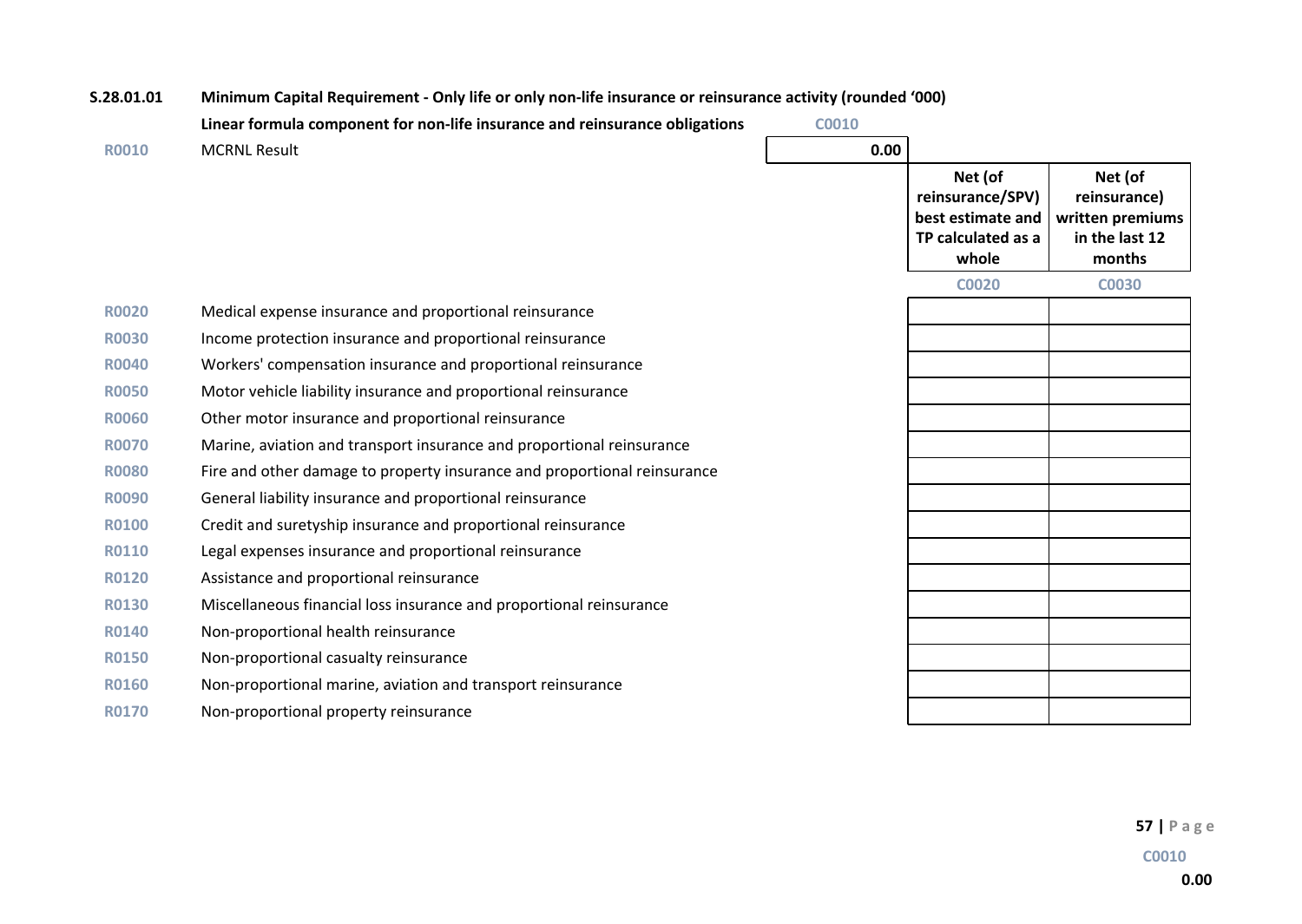**S.28.01.01 Minimum Capital Requirement - Only life or only non-life insurance or reinsurance activity (rounded '000)**

| | **Linear formula component for non-life insurance and reinsurance obligations** | C0010 |
|---|---|---|
| R0010 | MCRNL Result | 0.00 |

| | | Net (of reinsurance/SPV) best estimate and TP calculated as a whole | Net (of reinsurance) written premiums in the last 12 months |
|---|---|---|---|
| | | C0020 | C0030 |
| R0020 | Medical expense insurance and proportional reinsurance | | |
| R0030 | Income protection insurance and proportional reinsurance | | |
| R0040 | Workers' compensation insurance and proportional reinsurance | | |
| R0050 | Motor vehicle liability insurance and proportional reinsurance | | |
| R0060 | Other motor insurance and proportional reinsurance | | |
| R0070 | Marine, aviation and transport insurance and proportional reinsurance | | |
| R0080 | Fire and other damage to property insurance and proportional reinsurance | | |
| R0090 | General liability insurance and proportional reinsurance | | |
| R0100 | Credit and suretyship insurance and proportional reinsurance | | |
| R0110 | Legal expenses insurance and proportional reinsurance | | |
| R0120 | Assistance and proportional reinsurance | | |
| R0130 | Miscellaneous financial loss insurance and proportional reinsurance | | |
| R0140 | Non-proportional health reinsurance | | |
| R0150 | Non-proportional casualty reinsurance | | |
| R0160 | Non-proportional marine, aviation and transport reinsurance | | |
| R0170 | Non-proportional property reinsurance | | |

C0010

0.00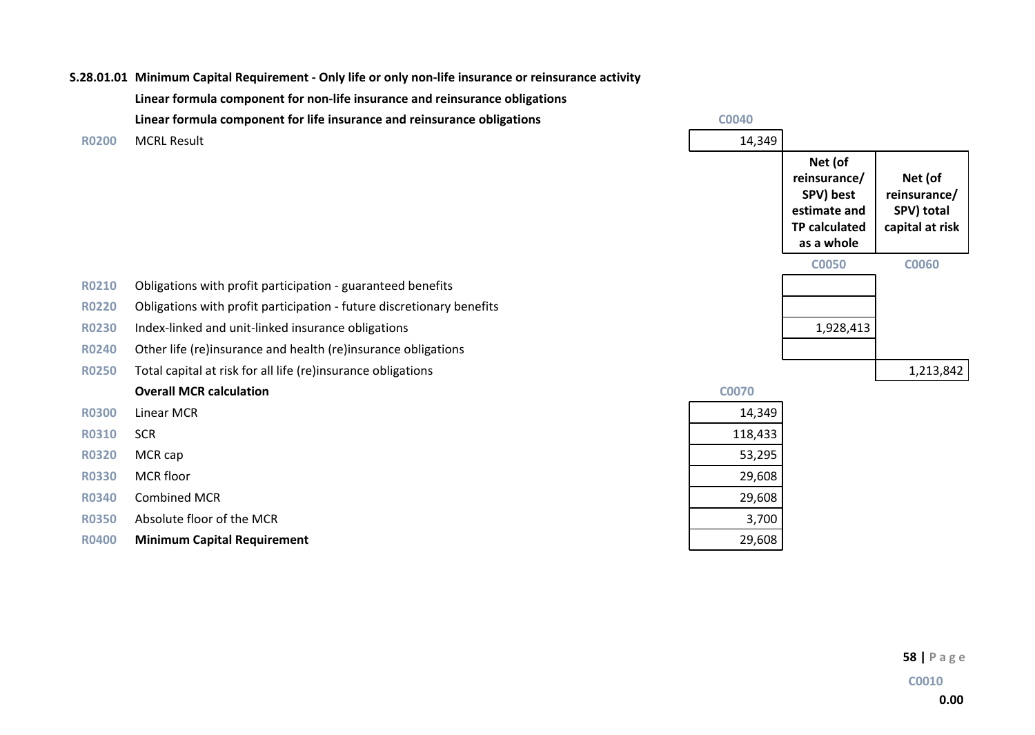**S.28.01.01 Minimum Capital Requirement - Only life or only non-life insurance or reinsurance activity**

**Linear formula component for non-life insurance and reinsurance obligations**

**Linear formula component for life insurance and reinsurance obligations**

| | | C0040 |
|---|---|---|
| R0200 | MCRL Result | 14,349 |

| | | Net (of reinsurance/ SPV) best estimate and TP calculated as a whole | Net (of reinsurance/ SPV) total capital at risk |
|---|---|---|---|
| | | C0050 | C0060 |
| R0210 | Obligations with profit participation - guaranteed benefits | | |
| R0220 | Obligations with profit participation - future discretionary benefits | | |
| R0230 | Index-linked and unit-linked insurance obligations | 1,928,413 | |
| R0240 | Other life (re)insurance and health (re)insurance obligations | | |
| R0250 | Total capital at risk for all life (re)insurance obligations | | 1,213,842 |

**Overall MCR calculation**

| | | C0070 |
|---|---|---|
| R0300 | Linear MCR | 14,349 |
| R0310 | SCR | 118,433 |
| R0320 | MCR cap | 53,295 |
| R0330 | MCR floor | 29,608 |
| R0340 | Combined MCR | 29,608 |
| R0350 | Absolute floor of the MCR | 3,700 |
| R0400 | **Minimum Capital Requirement** | 29,608 |

C0010

0.00